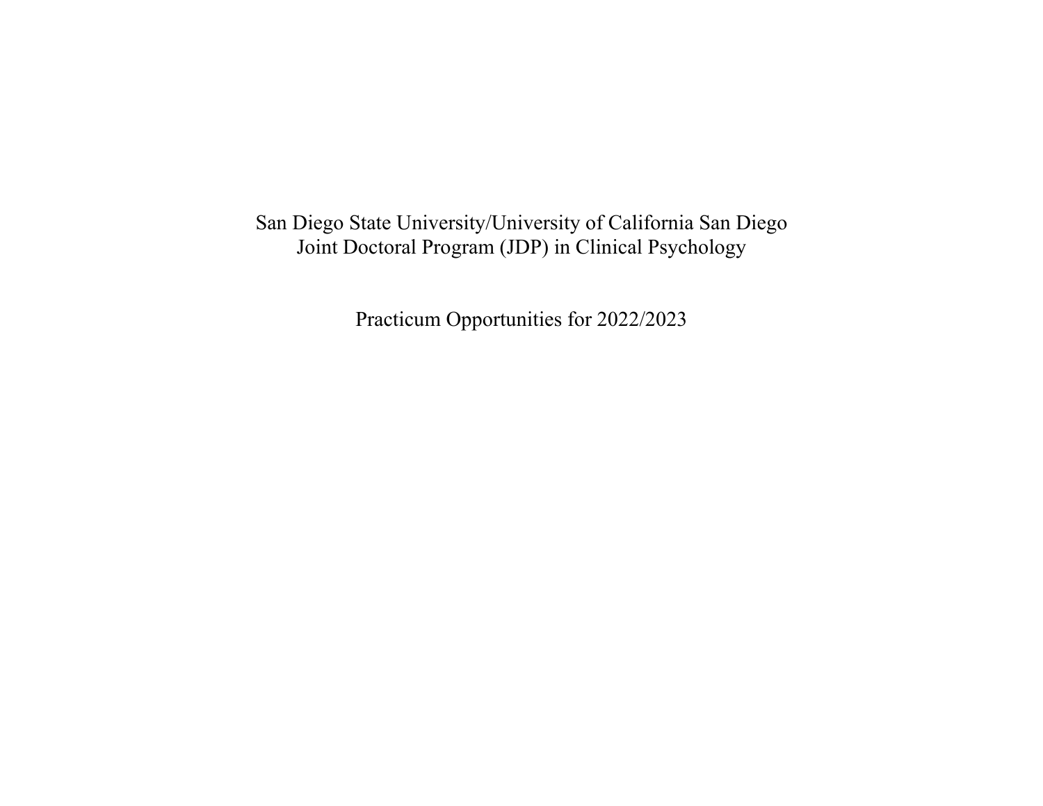# San Diego State University/University of California San Diego
# Joint Doctoral Program (JDP) in Clinical Psychology

## Practicum Opportunities for 2022/2023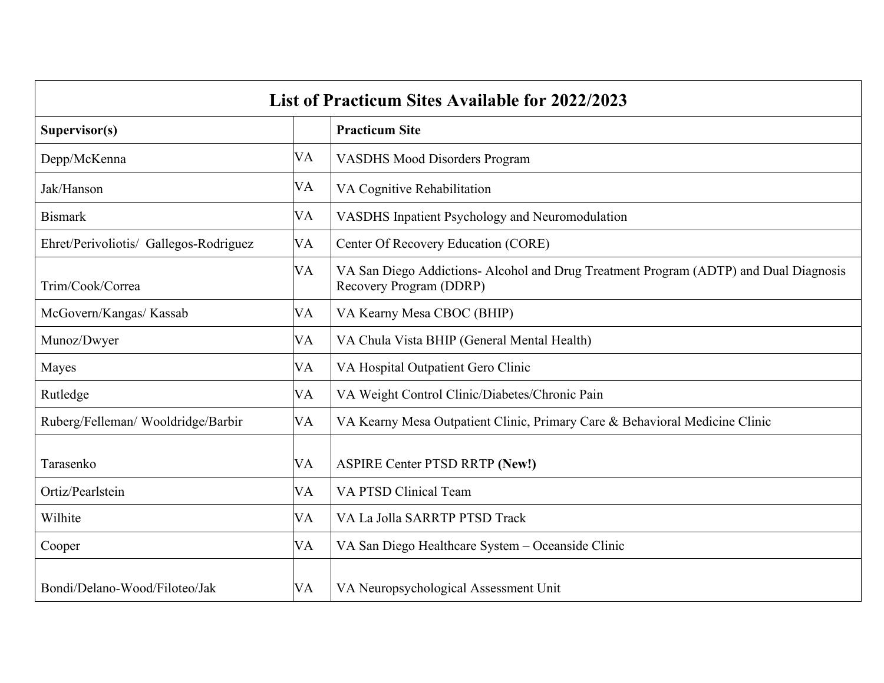| List of Practicum Sites Available for 2022/2023 | | |
|---|---|---|
| **Supervisor(s)** | | **Practicum Site** |
| Depp/McKenna | VA | VASDHS Mood Disorders Program |
| Jak/Hanson | VA | VA Cognitive Rehabilitation |
| Bismark | VA | VASDHS Inpatient Psychology and Neuromodulation |
| Ehret/Perivoliotis/ Gallegos-Rodriguez | VA | Center Of Recovery Education (CORE) |
| Trim/Cook/Correa | VA | VA San Diego Addictions- Alcohol and Drug Treatment Program (ADTP) and Dual Diagnosis Recovery Program (DDRP) |
| McGovern/Kangas/ Kassab | VA | VA Kearny Mesa CBOC (BHIP) |
| Munoz/Dwyer | VA | VA Chula Vista BHIP (General Mental Health) |
| Mayes | VA | VA Hospital Outpatient Gero Clinic |
| Rutledge | VA | VA Weight Control Clinic/Diabetes/Chronic Pain |
| Ruberg/Felleman/ Wooldridge/Barbir | VA | VA Kearny Mesa Outpatient Clinic, Primary Care & Behavioral Medicine Clinic |
| Tarasenko | VA | ASPIRE Center PTSD RRTP **(New!)** |
| Ortiz/Pearlstein | VA | VA PTSD Clinical Team |
| Wilhite | VA | VA La Jolla SARRTP PTSD Track |
| Cooper | VA | VA San Diego Healthcare System – Oceanside Clinic |
| Bondi/Delano-Wood/Filoteo/Jak | VA | VA Neuropsychological Assessment Unit |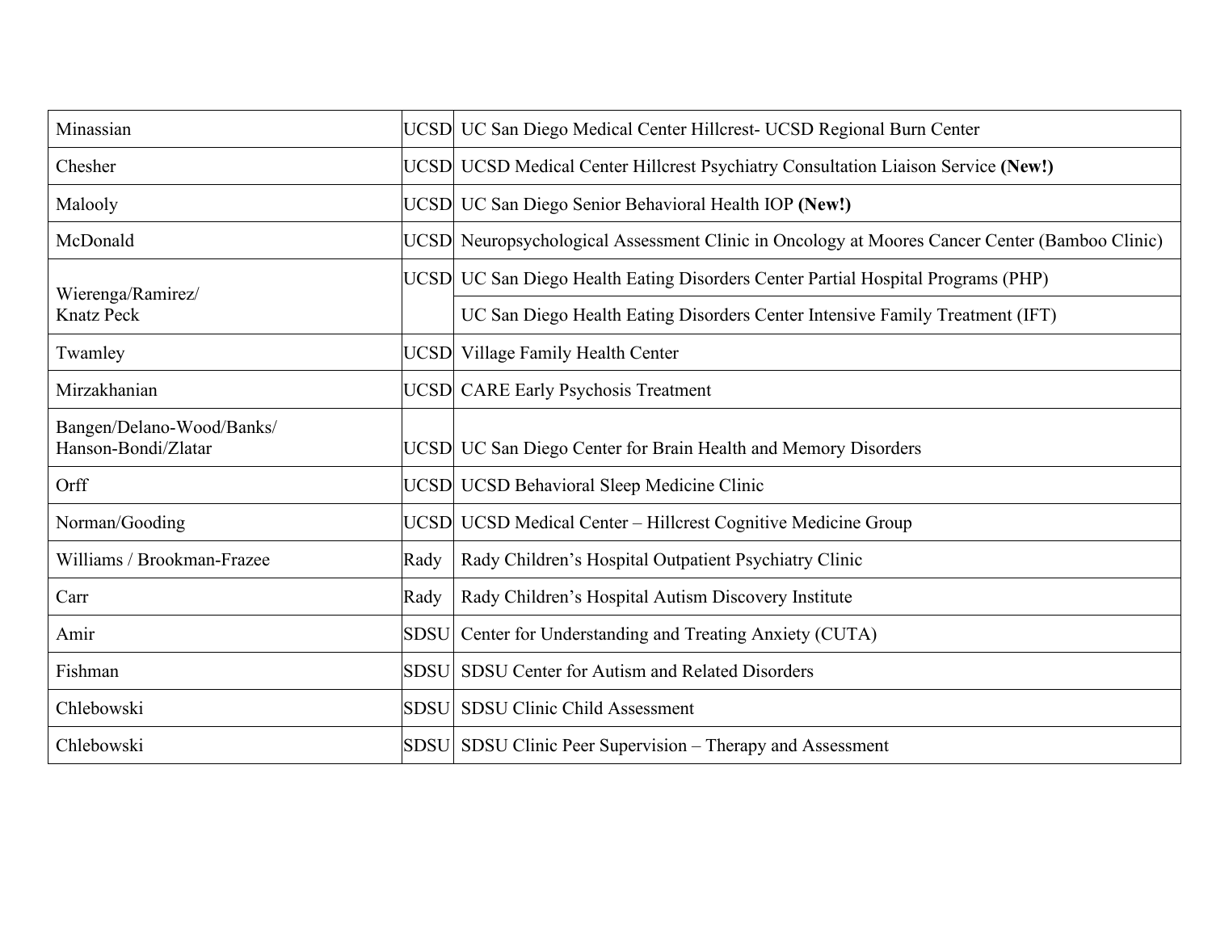| | | |
|---|---|---|
| Minassian | UCSD | UC San Diego Medical Center Hillcrest- UCSD Regional Burn Center |
| Chesher | UCSD | UCSD Medical Center Hillcrest Psychiatry Consultation Liaison Service **(New!)** |
| Malooly | UCSD | UC San Diego Senior Behavioral Health IOP **(New!)** |
| McDonald | UCSD | Neuropsychological Assessment Clinic in Oncology at Moores Cancer Center (Bamboo Clinic) |
| Wierenga/Ramirez/ Knatz Peck | UCSD | UC San Diego Health Eating Disorders Center Partial Hospital Programs (PHP) |
| | | UC San Diego Health Eating Disorders Center Intensive Family Treatment (IFT) |
| Twamley | UCSD | Village Family Health Center |
| Mirzakhanian | UCSD | CARE Early Psychosis Treatment |
| Bangen/Delano-Wood/Banks/ Hanson-Bondi/Zlatar | UCSD | UC San Diego Center for Brain Health and Memory Disorders |
| Orff | UCSD | UCSD Behavioral Sleep Medicine Clinic |
| Norman/Gooding | UCSD | UCSD Medical Center – Hillcrest Cognitive Medicine Group |
| Williams / Brookman-Frazee | Rady | Rady Children's Hospital Outpatient Psychiatry Clinic |
| Carr | Rady | Rady Children's Hospital Autism Discovery Institute |
| Amir | SDSU | Center for Understanding and Treating Anxiety (CUTA) |
| Fishman | SDSU | SDSU Center for Autism and Related Disorders |
| Chlebowski | SDSU | SDSU Clinic Child Assessment |
| Chlebowski | SDSU | SDSU Clinic Peer Supervision – Therapy and Assessment |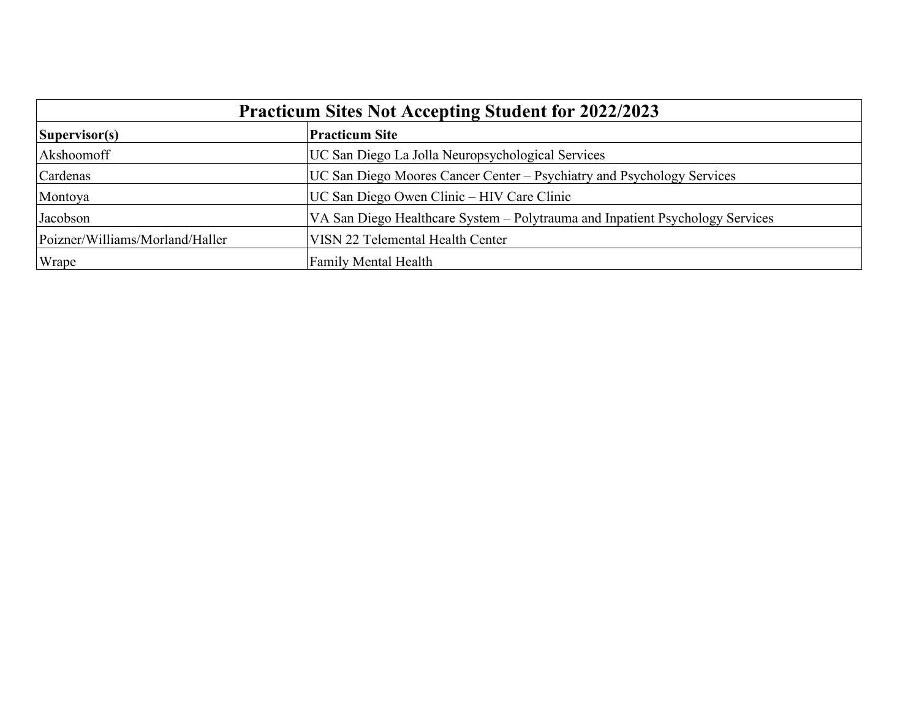| Practicum Sites Not Accepting Student for 2022/2023 | |
| --- | --- |
| **Supervisor(s)** | **Practicum Site** |
| Akshoomoff | UC San Diego La Jolla Neuropsychological Services |
| Cardenas | UC San Diego Moores Cancer Center – Psychiatry and Psychology Services |
| Montoya | UC San Diego Owen Clinic – HIV Care Clinic |
| Jacobson | VA San Diego Healthcare System – Polytrauma and Inpatient Psychology Services |
| Poizner/Williams/Morland/Haller | VISN 22 Telemental Health Center |
| Wrape | Family Mental Health |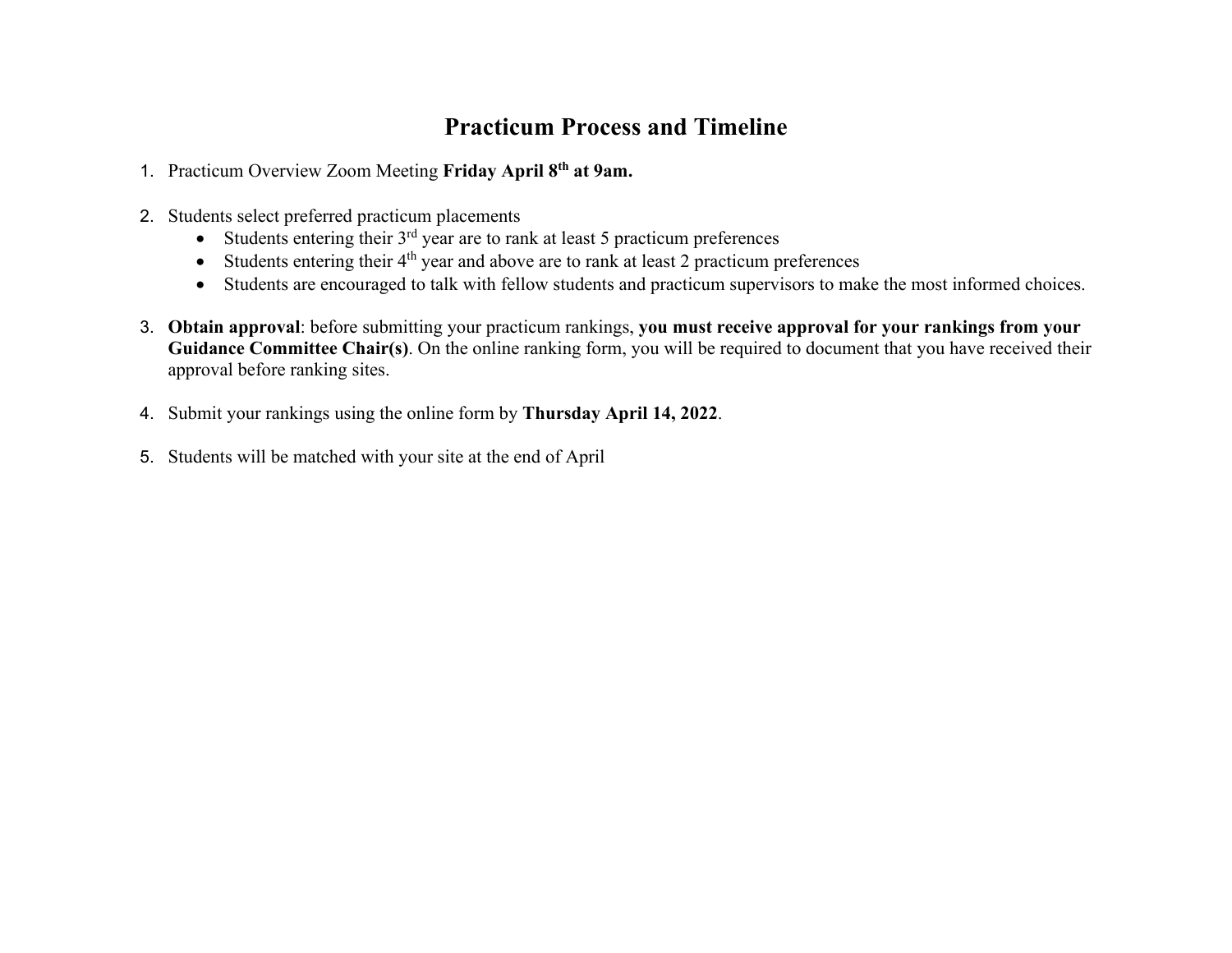# Practicum Process and Timeline

1. Practicum Overview Zoom Meeting **Friday April 8th at 9am.**

2. Students select preferred practicum placements
   - Students entering their 3rd year are to rank at least 5 practicum preferences
   - Students entering their 4th year and above are to rank at least 2 practicum preferences
   - Students are encouraged to talk with fellow students and practicum supervisors to make the most informed choices.

3. **Obtain approval**: before submitting your practicum rankings, **you must receive approval for your rankings from your Guidance Committee Chair(s)**. On the online ranking form, you will be required to document that you have received their approval before ranking sites.

4. Submit your rankings using the online form by **Thursday April 14, 2022**.

5. Students will be matched with your site at the end of April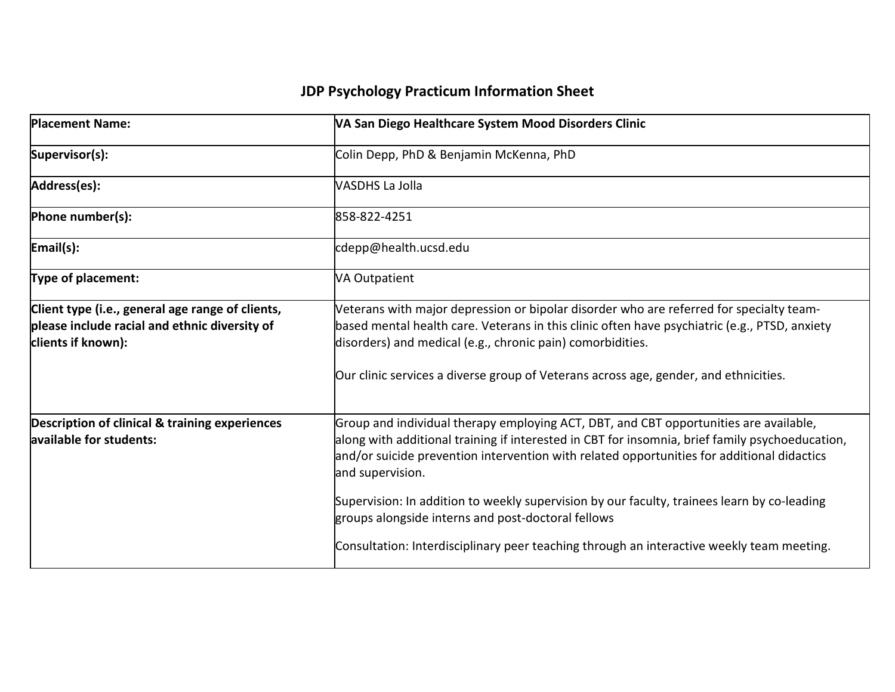## JDP Psychology Practicum Information Sheet

| | |
|---|---|
| **Placement Name:** | **VA San Diego Healthcare System Mood Disorders Clinic** |
| **Supervisor(s):** | Colin Depp, PhD & Benjamin McKenna, PhD |
| **Address(es):** | VASDHS La Jolla |
| **Phone number(s):** | 858-822-4251 |
| **Email(s):** | cdepp@health.ucsd.edu |
| **Type of placement:** | VA Outpatient |
| **Client type (i.e., general age range of clients, please include racial and ethnic diversity of clients if known):** | Veterans with major depression or bipolar disorder who are referred for specialty team-based mental health care. Veterans in this clinic often have psychiatric (e.g., PTSD, anxiety disorders) and medical (e.g., chronic pain) comorbidities.<br><br>Our clinic services a diverse group of Veterans across age, gender, and ethnicities. |
| **Description of clinical & training experiences available for students:** | Group and individual therapy employing ACT, DBT, and CBT opportunities are available, along with additional training if interested in CBT for insomnia, brief family psychoeducation, and/or suicide prevention intervention with related opportunities for additional didactics and supervision.<br><br>Supervision: In addition to weekly supervision by our faculty, trainees learn by co-leading groups alongside interns and post-doctoral fellows<br><br>Consultation: Interdisciplinary peer teaching through an interactive weekly team meeting. |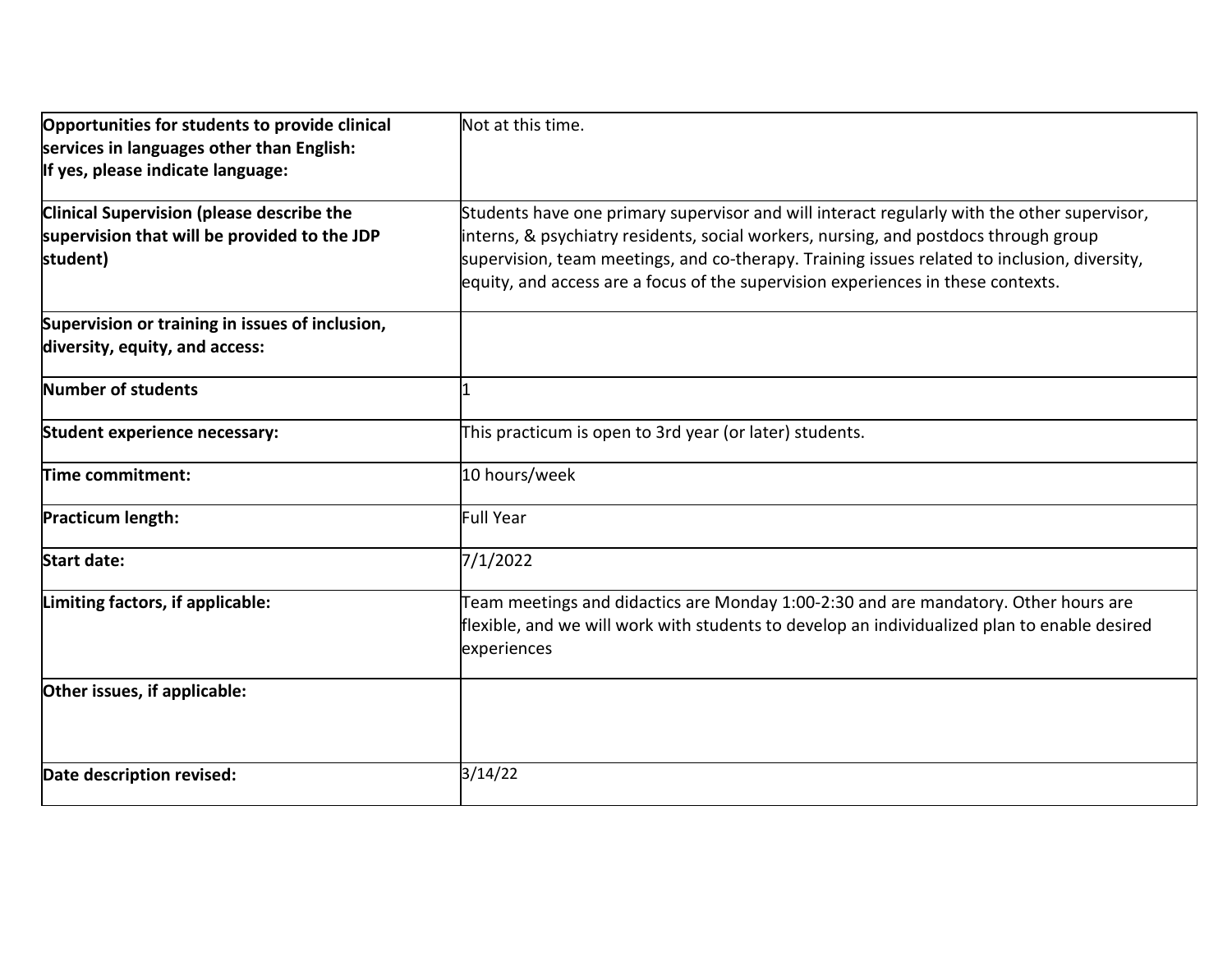| | |
|---|---|
| **Opportunities for students to provide clinical services in languages other than English: If yes, please indicate language:** | Not at this time. |
| **Clinical Supervision (please describe the supervision that will be provided to the JDP student)** | Students have one primary supervisor and will interact regularly with the other supervisor, interns, & psychiatry residents, social workers, nursing, and postdocs through group supervision, team meetings, and co-therapy. Training issues related to inclusion, diversity, equity, and access are a focus of the supervision experiences in these contexts. |
| **Supervision or training in issues of inclusion, diversity, equity, and access:** | |
| **Number of students** | 1 |
| **Student experience necessary:** | This practicum is open to 3rd year (or later) students. |
| **Time commitment:** | 10 hours/week |
| **Practicum length:** | Full Year |
| **Start date:** | 7/1/2022 |
| **Limiting factors, if applicable:** | Team meetings and didactics are Monday 1:00-2:30 and are mandatory. Other hours are flexible, and we will work with students to develop an individualized plan to enable desired experiences |
| **Other issues, if applicable:** | |
| **Date description revised:** | 3/14/22 |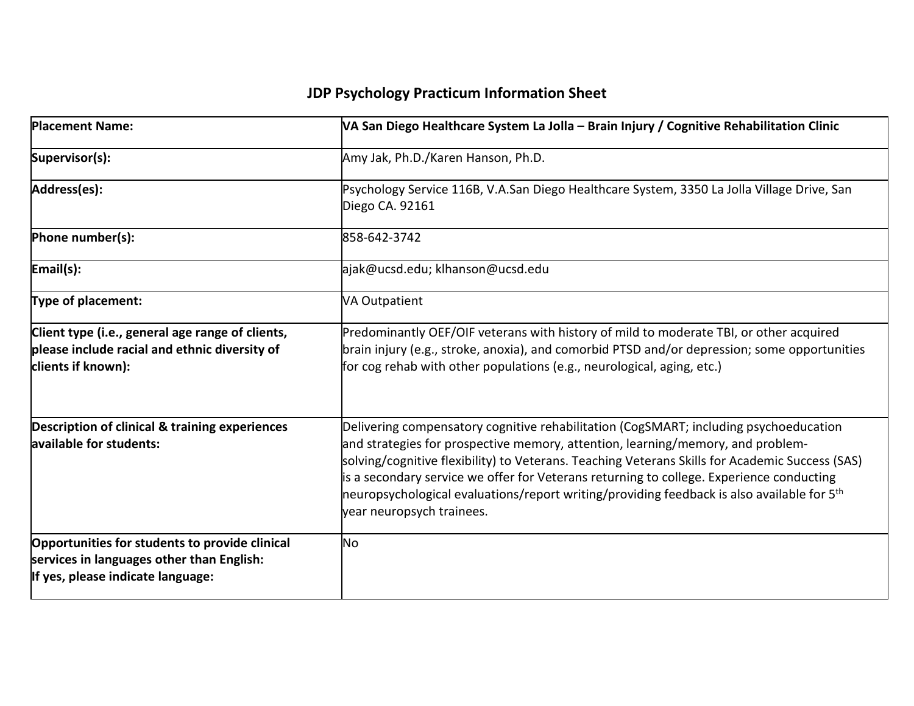# JDP Psychology Practicum Information Sheet

| **Placement Name:** | **VA San Diego Healthcare System La Jolla – Brain Injury / Cognitive Rehabilitation Clinic** |
|---|---|
| **Supervisor(s):** | Amy Jak, Ph.D./Karen Hanson, Ph.D. |
| **Address(es):** | Psychology Service 116B, V.A.San Diego Healthcare System, 3350 La Jolla Village Drive, San Diego CA. 92161 |
| **Phone number(s):** | 858-642-3742 |
| **Email(s):** | ajak@ucsd.edu; klhanson@ucsd.edu |
| **Type of placement:** | VA Outpatient |
| **Client type (i.e., general age range of clients, please include racial and ethnic diversity of clients if known):** | Predominantly OEF/OIF veterans with history of mild to moderate TBI, or other acquired brain injury (e.g., stroke, anoxia), and comorbid PTSD and/or depression; some opportunities for cog rehab with other populations (e.g., neurological, aging, etc.) |
| **Description of clinical & training experiences available for students:** | Delivering compensatory cognitive rehabilitation (CogSMART; including psychoeducation and strategies for prospective memory, attention, learning/memory, and problem-solving/cognitive flexibility) to Veterans. Teaching Veterans Skills for Academic Success (SAS) is a secondary service we offer for Veterans returning to college. Experience conducting neuropsychological evaluations/report writing/providing feedback is also available for 5th year neuropsych trainees. |
| **Opportunities for students to provide clinical services in languages other than English: If yes, please indicate language:** | No |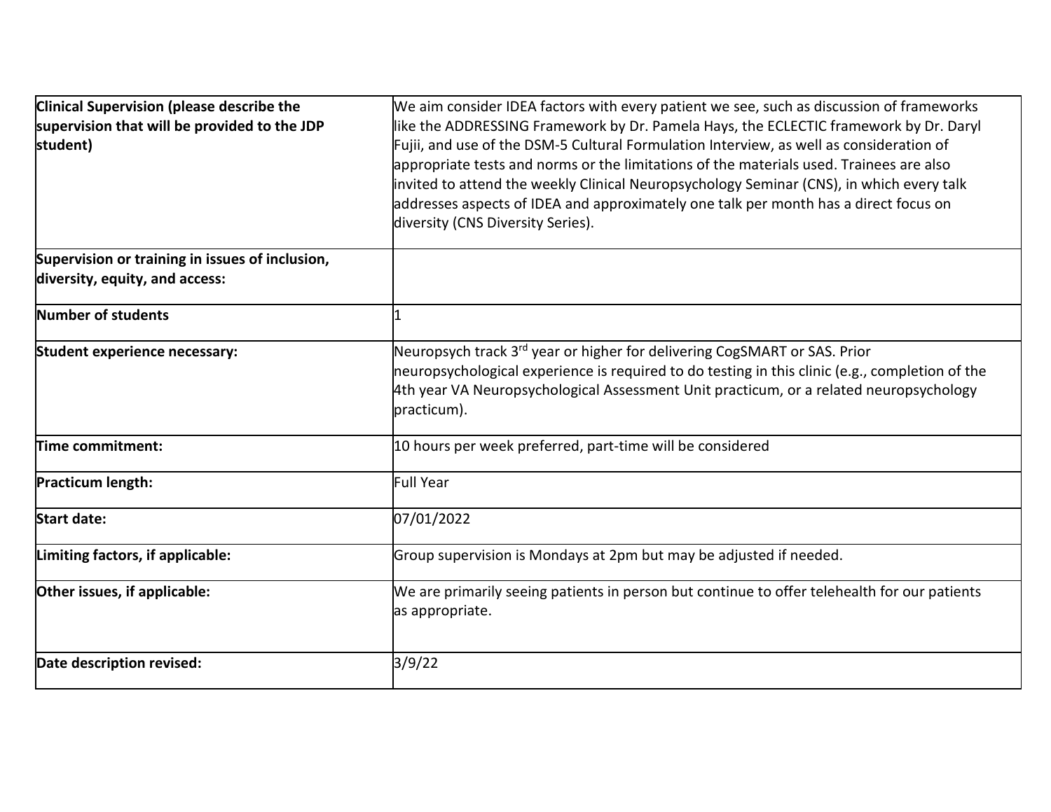| | |
|---|---|
| **Clinical Supervision (please describe the supervision that will be provided to the JDP student)** | We aim consider IDEA factors with every patient we see, such as discussion of frameworks like the ADDRESSING Framework by Dr. Pamela Hays, the ECLECTIC framework by Dr. Daryl Fujii, and use of the DSM-5 Cultural Formulation Interview, as well as consideration of appropriate tests and norms or the limitations of the materials used. Trainees are also invited to attend the weekly Clinical Neuropsychology Seminar (CNS), in which every talk addresses aspects of IDEA and approximately one talk per month has a direct focus on diversity (CNS Diversity Series). |
| **Supervision or training in issues of inclusion, diversity, equity, and access:** | |
| **Number of students** | 1 |
| **Student experience necessary:** | Neuropsych track 3rd year or higher for delivering CogSMART or SAS. Prior neuropsychological experience is required to do testing in this clinic (e.g., completion of the 4th year VA Neuropsychological Assessment Unit practicum, or a related neuropsychology practicum). |
| **Time commitment:** | 10 hours per week preferred, part-time will be considered |
| **Practicum length:** | Full Year |
| **Start date:** | 07/01/2022 |
| **Limiting factors, if applicable:** | Group supervision is Mondays at 2pm but may be adjusted if needed. |
| **Other issues, if applicable:** | We are primarily seeing patients in person but continue to offer telehealth for our patients as appropriate. |
| **Date description revised:** | 3/9/22 |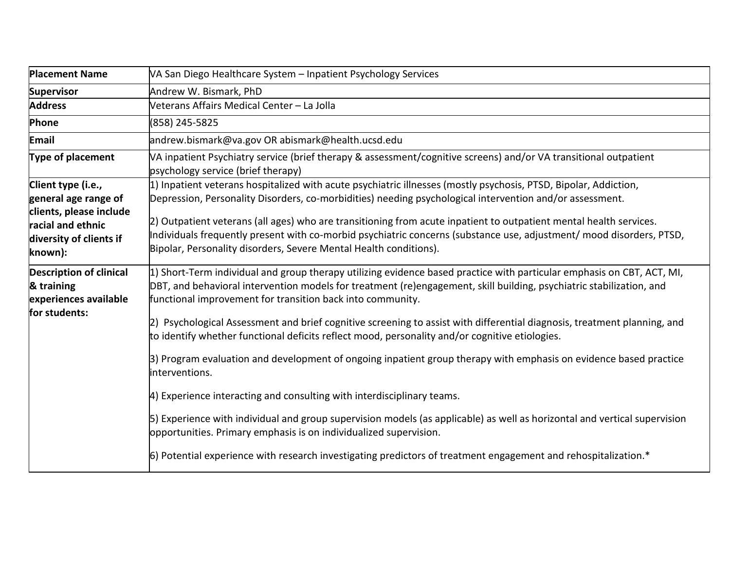| Placement Name | VA San Diego Healthcare System – Inpatient Psychology Services |
|---|---|
| Supervisor | Andrew W. Bismark, PhD |
| Address | Veterans Affairs Medical Center – La Jolla |
| Phone | (858) 245-5825 |
| Email | andrew.bismark@va.gov OR abismark@health.ucsd.edu |
| Type of placement | VA inpatient Psychiatry service (brief therapy & assessment/cognitive screens) and/or VA transitional outpatient psychology service (brief therapy) |
| Client type (i.e., general age range of clients, please include racial and ethnic diversity of clients if known): | 1) Inpatient veterans hospitalized with acute psychiatric illnesses (mostly psychosis, PTSD, Bipolar, Addiction, Depression, Personality Disorders, co-morbidities) needing psychological intervention and/or assessment.<br><br>2) Outpatient veterans (all ages) who are transitioning from acute inpatient to outpatient mental health services. Individuals frequently present with co-morbid psychiatric concerns (substance use, adjustment/ mood disorders, PTSD, Bipolar, Personality disorders, Severe Mental Health conditions). |
| Description of clinical & training experiences available for students: | 1) Short-Term individual and group therapy utilizing evidence based practice with particular emphasis on CBT, ACT, MI, DBT, and behavioral intervention models for treatment (re)engagement, skill building, psychiatric stabilization, and functional improvement for transition back into community.<br><br>2) Psychological Assessment and brief cognitive screening to assist with differential diagnosis, treatment planning, and to identify whether functional deficits reflect mood, personality and/or cognitive etiologies.<br><br>3) Program evaluation and development of ongoing inpatient group therapy with emphasis on evidence based practice interventions.<br><br>4) Experience interacting and consulting with interdisciplinary teams.<br><br>5) Experience with individual and group supervision models (as applicable) as well as horizontal and vertical supervision opportunities. Primary emphasis is on individualized supervision.<br><br>6) Potential experience with research investigating predictors of treatment engagement and rehospitalization.* |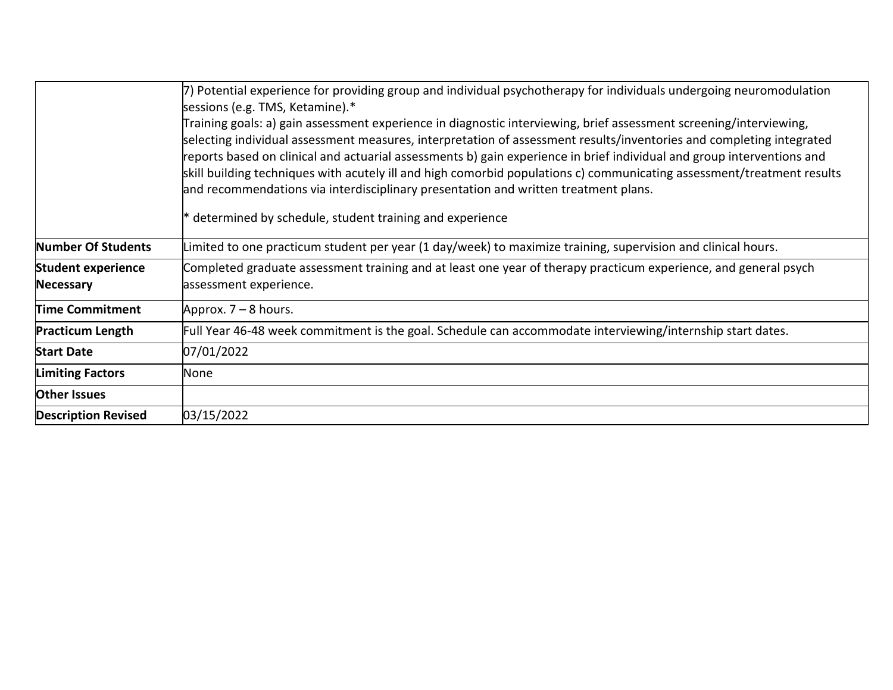| | |
|---|---|
| | 7) Potential experience for providing group and individual psychotherapy for individuals undergoing neuromodulation sessions (e.g. TMS, Ketamine).*<br>Training goals: a) gain assessment experience in diagnostic interviewing, brief assessment screening/interviewing, selecting individual assessment measures, interpretation of assessment results/inventories and completing integrated reports based on clinical and actuarial assessments b) gain experience in brief individual and group interventions and skill building techniques with acutely ill and high comorbid populations c) communicating assessment/treatment results and recommendations via interdisciplinary presentation and written treatment plans.<br><br>* determined by schedule, student training and experience |
| **Number Of Students** | Limited to one practicum student per year (1 day/week) to maximize training, supervision and clinical hours. |
| **Student experience Necessary** | Completed graduate assessment training and at least one year of therapy practicum experience, and general psych assessment experience. |
| **Time Commitment** | Approx. 7 – 8 hours. |
| **Practicum Length** | Full Year 46-48 week commitment is the goal. Schedule can accommodate interviewing/internship start dates. |
| **Start Date** | 07/01/2022 |
| **Limiting Factors** | None |
| **Other Issues** | |
| **Description Revised** | 03/15/2022 |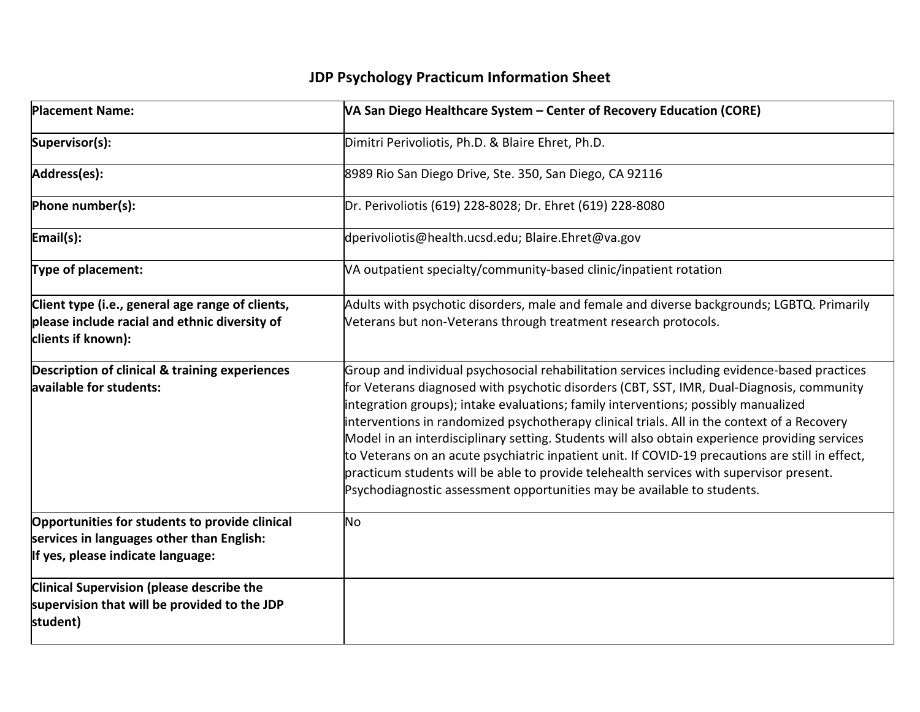# JDP Psychology Practicum Information Sheet

| **Placement Name:** | **VA San Diego Healthcare System – Center of Recovery Education (CORE)** |
|---|---|
| **Supervisor(s):** | Dimitri Perivoliotis, Ph.D. & Blaire Ehret, Ph.D. |
| **Address(es):** | 8989 Rio San Diego Drive, Ste. 350, San Diego, CA 92116 |
| **Phone number(s):** | Dr. Perivoliotis (619) 228-8028; Dr. Ehret (619) 228-8080 |
| **Email(s):** | dperivoliotis@health.ucsd.edu; Blaire.Ehret@va.gov |
| **Type of placement:** | VA outpatient specialty/community-based clinic/inpatient rotation |
| **Client type (i.e., general age range of clients, please include racial and ethnic diversity of clients if known):** | Adults with psychotic disorders, male and female and diverse backgrounds; LGBTQ. Primarily Veterans but non-Veterans through treatment research protocols. |
| **Description of clinical & training experiences available for students:** | Group and individual psychosocial rehabilitation services including evidence-based practices for Veterans diagnosed with psychotic disorders (CBT, SST, IMR, Dual-Diagnosis, community integration groups); intake evaluations; family interventions; possibly manualized interventions in randomized psychotherapy clinical trials. All in the context of a Recovery Model in an interdisciplinary setting. Students will also obtain experience providing services to Veterans on an acute psychiatric inpatient unit. If COVID-19 precautions are still in effect, practicum students will be able to provide telehealth services with supervisor present. Psychodiagnostic assessment opportunities may be available to students. |
| **Opportunities for students to provide clinical services in languages other than English: If yes, please indicate language:** | No |
| **Clinical Supervision (please describe the supervision that will be provided to the JDP student)** | |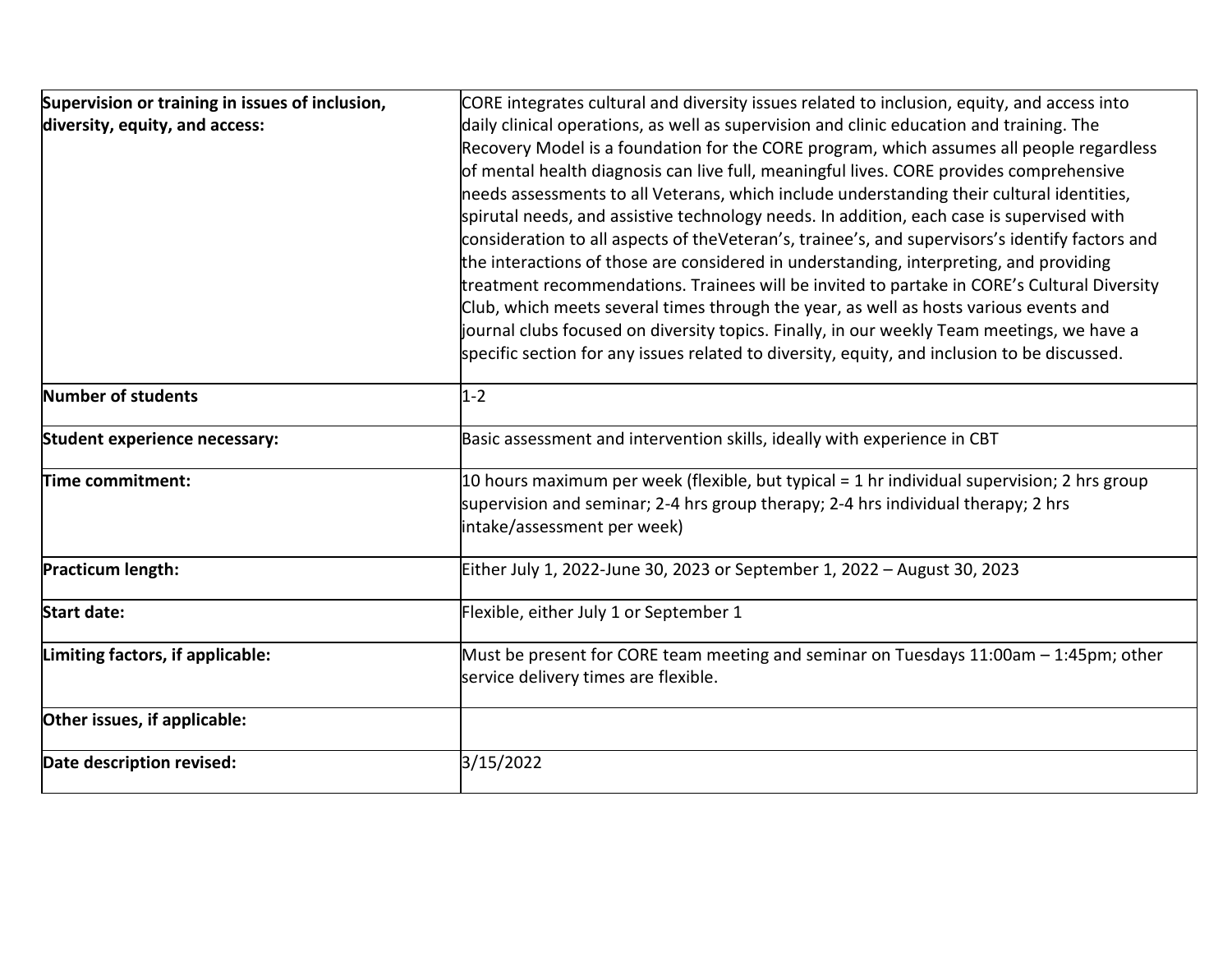| | |
|---|---|
| **Supervision or training in issues of inclusion, diversity, equity, and access:** | CORE integrates cultural and diversity issues related to inclusion, equity, and access into daily clinical operations, as well as supervision and clinic education and training. The Recovery Model is a foundation for the CORE program, which assumes all people regardless of mental health diagnosis can live full, meaningful lives. CORE provides comprehensive needs assessments to all Veterans, which include understanding their cultural identities, spirutal needs, and assistive technology needs. In addition, each case is supervised with consideration to all aspects of theVeteran's, trainee's, and supervisors's identify factors and the interactions of those are considered in understanding, interpreting, and providing treatment recommendations. Trainees will be invited to partake in CORE's Cultural Diversity Club, which meets several times through the year, as well as hosts various events and journal clubs focused on diversity topics. Finally, in our weekly Team meetings, we have a specific section for any issues related to diversity, equity, and inclusion to be discussed. |
| **Number of students** | 1-2 |
| **Student experience necessary:** | Basic assessment and intervention skills, ideally with experience in CBT |
| **Time commitment:** | 10 hours maximum per week (flexible, but typical = 1 hr individual supervision; 2 hrs group supervision and seminar; 2-4 hrs group therapy; 2-4 hrs individual therapy; 2 hrs intake/assessment per week) |
| **Practicum length:** | Either July 1, 2022-June 30, 2023 or September 1, 2022 – August 30, 2023 |
| **Start date:** | Flexible, either July 1 or September 1 |
| **Limiting factors, if applicable:** | Must be present for CORE team meeting and seminar on Tuesdays 11:00am – 1:45pm; other service delivery times are flexible. |
| **Other issues, if applicable:** | |
| **Date description revised:** | 3/15/2022 |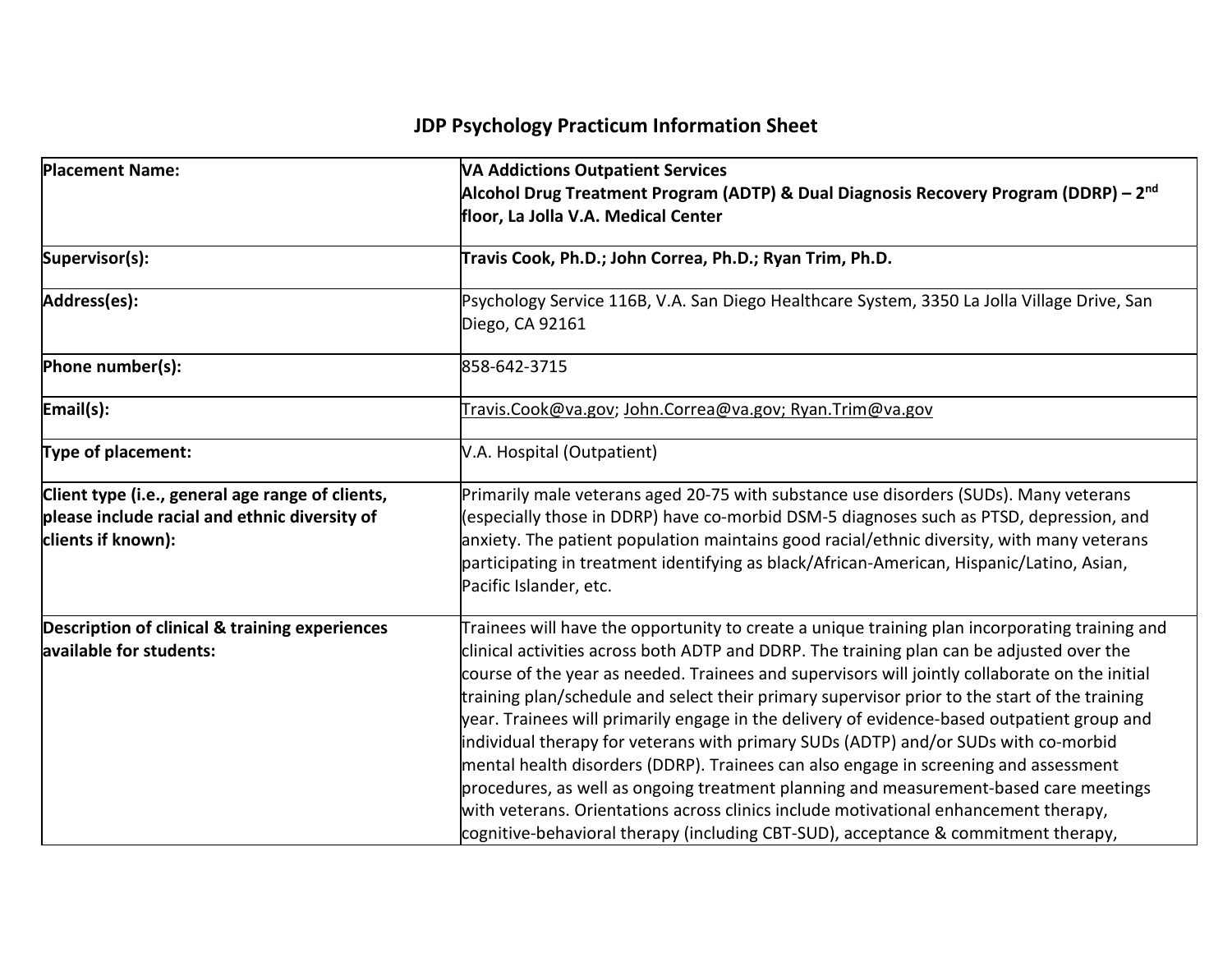# JDP Psychology Practicum Information Sheet

| | |
|---|---|
| **Placement Name:** | **VA Addictions Outpatient Services**<br>**Alcohol Drug Treatment Program (ADTP) & Dual Diagnosis Recovery Program (DDRP) – 2nd floor, La Jolla V.A. Medical Center** |
| **Supervisor(s):** | **Travis Cook, Ph.D.; John Correa, Ph.D.; Ryan Trim, Ph.D.** |
| **Address(es):** | Psychology Service 116B, V.A. San Diego Healthcare System, 3350 La Jolla Village Drive, San Diego, CA 92161 |
| **Phone number(s):** | 858-642-3715 |
| **Email(s):** | Travis.Cook@va.gov; John.Correa@va.gov; Ryan.Trim@va.gov |
| **Type of placement:** | V.A. Hospital (Outpatient) |
| **Client type (i.e., general age range of clients, please include racial and ethnic diversity of clients if known):** | Primarily male veterans aged 20-75 with substance use disorders (SUDs). Many veterans (especially those in DDRP) have co-morbid DSM-5 diagnoses such as PTSD, depression, and anxiety. The patient population maintains good racial/ethnic diversity, with many veterans participating in treatment identifying as black/African-American, Hispanic/Latino, Asian, Pacific Islander, etc. |
| **Description of clinical & training experiences available for students:** | Trainees will have the opportunity to create a unique training plan incorporating training and clinical activities across both ADTP and DDRP. The training plan can be adjusted over the course of the year as needed. Trainees and supervisors will jointly collaborate on the initial training plan/schedule and select their primary supervisor prior to the start of the training year. Trainees will primarily engage in the delivery of evidence-based outpatient group and individual therapy for veterans with primary SUDs (ADTP) and/or SUDs with co-morbid mental health disorders (DDRP). Trainees can also engage in screening and assessment procedures, as well as ongoing treatment planning and measurement-based care meetings with veterans. Orientations across clinics include motivational enhancement therapy, cognitive-behavioral therapy (including CBT-SUD), acceptance & commitment therapy, |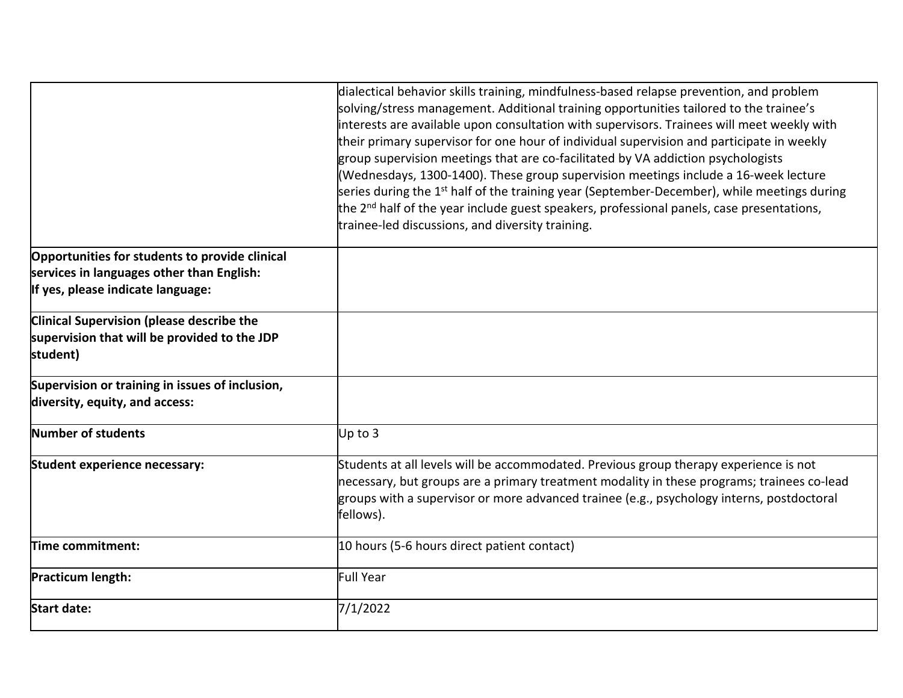| | |
|---|---|
| | dialectical behavior skills training, mindfulness-based relapse prevention, and problem solving/stress management. Additional training opportunities tailored to the trainee's interests are available upon consultation with supervisors. Trainees will meet weekly with their primary supervisor for one hour of individual supervision and participate in weekly group supervision meetings that are co-facilitated by VA addiction psychologists (Wednesdays, 1300-1400). These group supervision meetings include a 16-week lecture series during the 1st half of the training year (September-December), while meetings during the 2nd half of the year include guest speakers, professional panels, case presentations, trainee-led discussions, and diversity training. |
| **Opportunities for students to provide clinical services in languages other than English: If yes, please indicate language:** | |
| **Clinical Supervision (please describe the supervision that will be provided to the JDP student)** | |
| **Supervision or training in issues of inclusion, diversity, equity, and access:** | |
| **Number of students** | Up to 3 |
| **Student experience necessary:** | Students at all levels will be accommodated. Previous group therapy experience is not necessary, but groups are a primary treatment modality in these programs; trainees co-lead groups with a supervisor or more advanced trainee (e.g., psychology interns, postdoctoral fellows). |
| **Time commitment:** | 10 hours (5-6 hours direct patient contact) |
| **Practicum length:** | Full Year |
| **Start date:** | 7/1/2022 |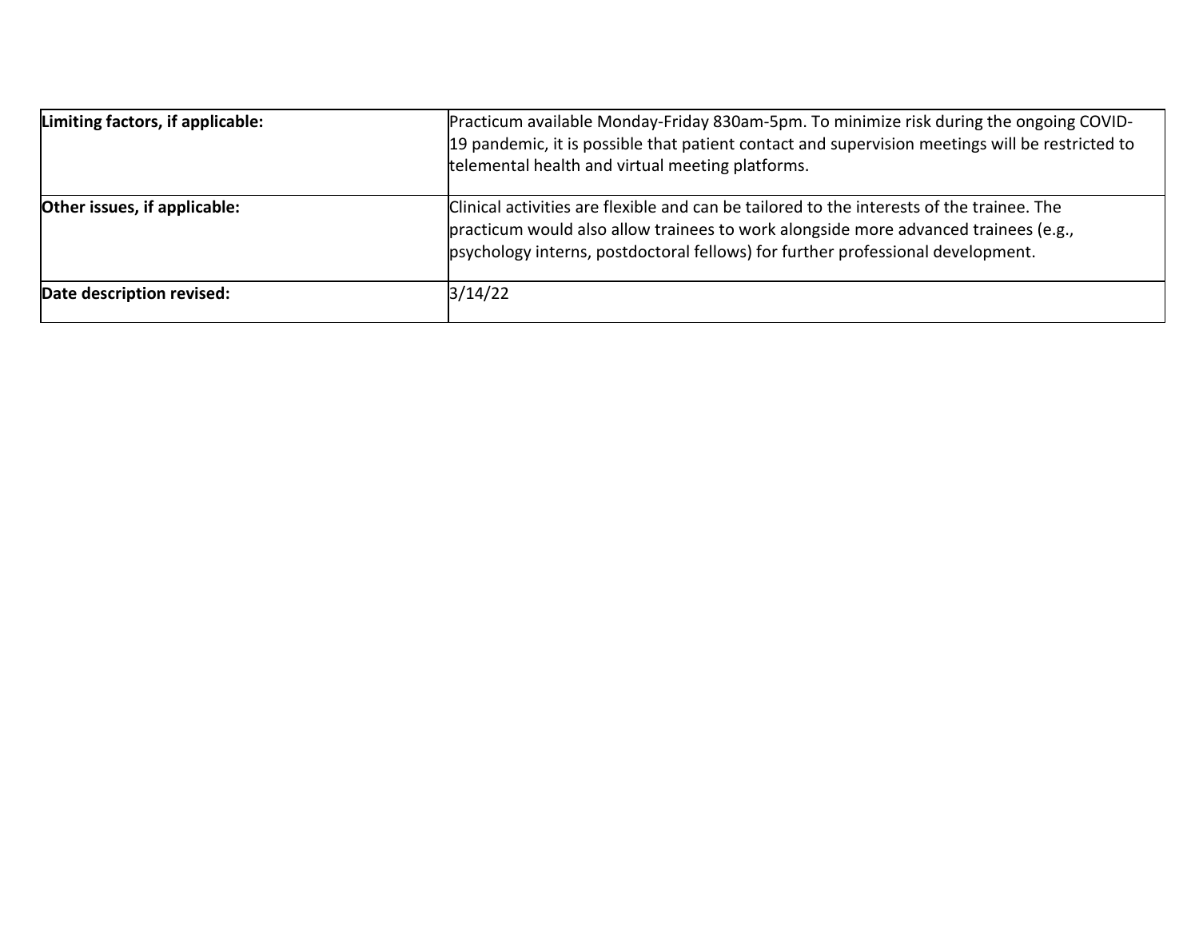| | |
|---|---|
| **Limiting factors, if applicable:** | Practicum available Monday-Friday 830am-5pm. To minimize risk during the ongoing COVID-19 pandemic, it is possible that patient contact and supervision meetings will be restricted to telemental health and virtual meeting platforms. |
| **Other issues, if applicable:** | Clinical activities are flexible and can be tailored to the interests of the trainee. The practicum would also allow trainees to work alongside more advanced trainees (e.g., psychology interns, postdoctoral fellows) for further professional development. |
| **Date description revised:** | 3/14/22 |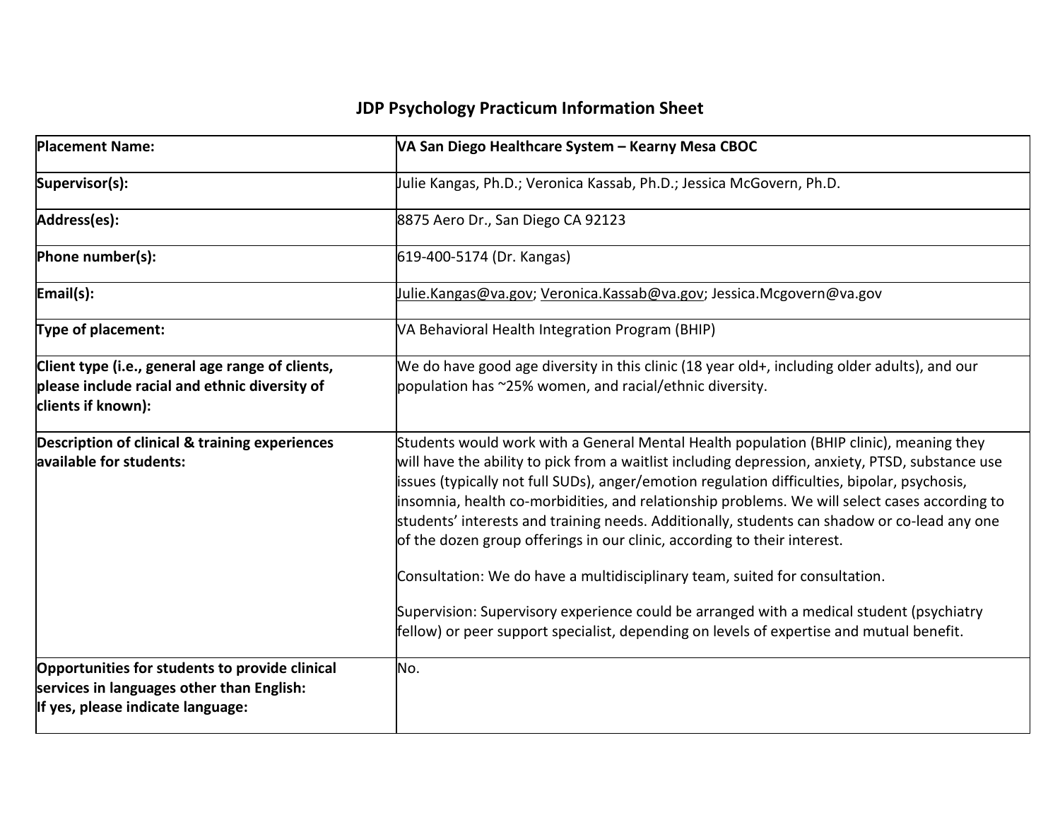# JDP Psychology Practicum Information Sheet

| | |
|---|---|
| **Placement Name:** | **VA San Diego Healthcare System – Kearny Mesa CBOC** |
| **Supervisor(s):** | Julie Kangas, Ph.D.; Veronica Kassab, Ph.D.; Jessica McGovern, Ph.D. |
| **Address(es):** | 8875 Aero Dr., San Diego CA 92123 |
| **Phone number(s):** | 619-400-5174 (Dr. Kangas) |
| **Email(s):** | Julie.Kangas@va.gov; Veronica.Kassab@va.gov; Jessica.Mcgovern@va.gov |
| **Type of placement:** | VA Behavioral Health Integration Program (BHIP) |
| **Client type (i.e., general age range of clients, please include racial and ethnic diversity of clients if known):** | We do have good age diversity in this clinic (18 year old+, including older adults), and our population has ~25% women, and racial/ethnic diversity. |
| **Description of clinical & training experiences available for students:** | Students would work with a General Mental Health population (BHIP clinic), meaning they will have the ability to pick from a waitlist including depression, anxiety, PTSD, substance use issues (typically not full SUDs), anger/emotion regulation difficulties, bipolar, psychosis, insomnia, health co-morbidities, and relationship problems. We will select cases according to students' interests and training needs. Additionally, students can shadow or co-lead any one of the dozen group offerings in our clinic, according to their interest.<br><br>Consultation: We do have a multidisciplinary team, suited for consultation.<br><br>Supervision: Supervisory experience could be arranged with a medical student (psychiatry fellow) or peer support specialist, depending on levels of expertise and mutual benefit. |
| **Opportunities for students to provide clinical services in languages other than English:**<br>**If yes, please indicate language:** | No. |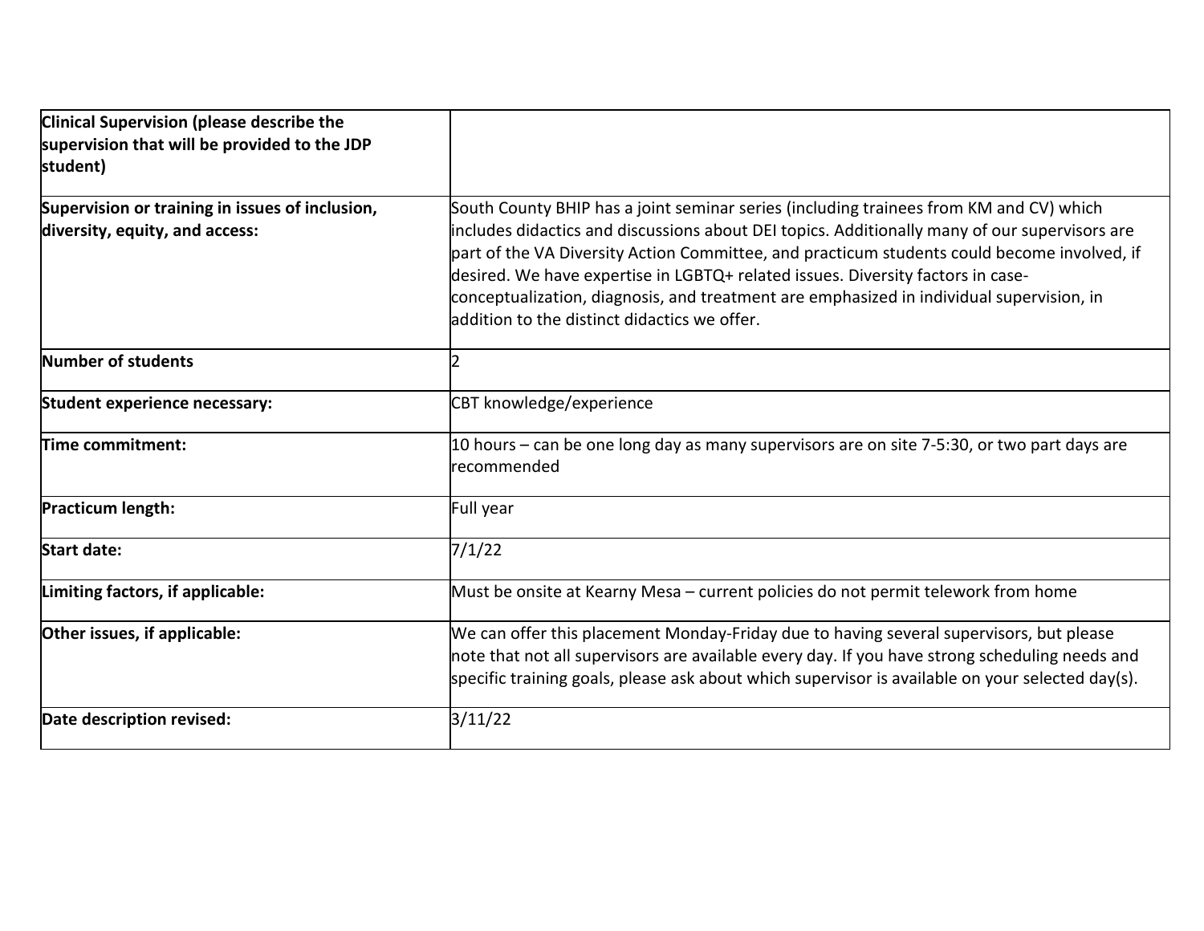| | |
|---|---|
| **Clinical Supervision (please describe the supervision that will be provided to the JDP student)** | |
| **Supervision or training in issues of inclusion, diversity, equity, and access:** | South County BHIP has a joint seminar series (including trainees from KM and CV) which includes didactics and discussions about DEI topics. Additionally many of our supervisors are part of the VA Diversity Action Committee, and practicum students could become involved, if desired. We have expertise in LGBTQ+ related issues. Diversity factors in case-conceptualization, diagnosis, and treatment are emphasized in individual supervision, in addition to the distinct didactics we offer. |
| **Number of students** | 2 |
| **Student experience necessary:** | CBT knowledge/experience |
| **Time commitment:** | 10 hours – can be one long day as many supervisors are on site 7-5:30, or two part days are recommended |
| **Practicum length:** | Full year |
| **Start date:** | 7/1/22 |
| **Limiting factors, if applicable:** | Must be onsite at Kearny Mesa – current policies do not permit telework from home |
| **Other issues, if applicable:** | We can offer this placement Monday-Friday due to having several supervisors, but please note that not all supervisors are available every day. If you have strong scheduling needs and specific training goals, please ask about which supervisor is available on your selected day(s). |
| **Date description revised:** | 3/11/22 |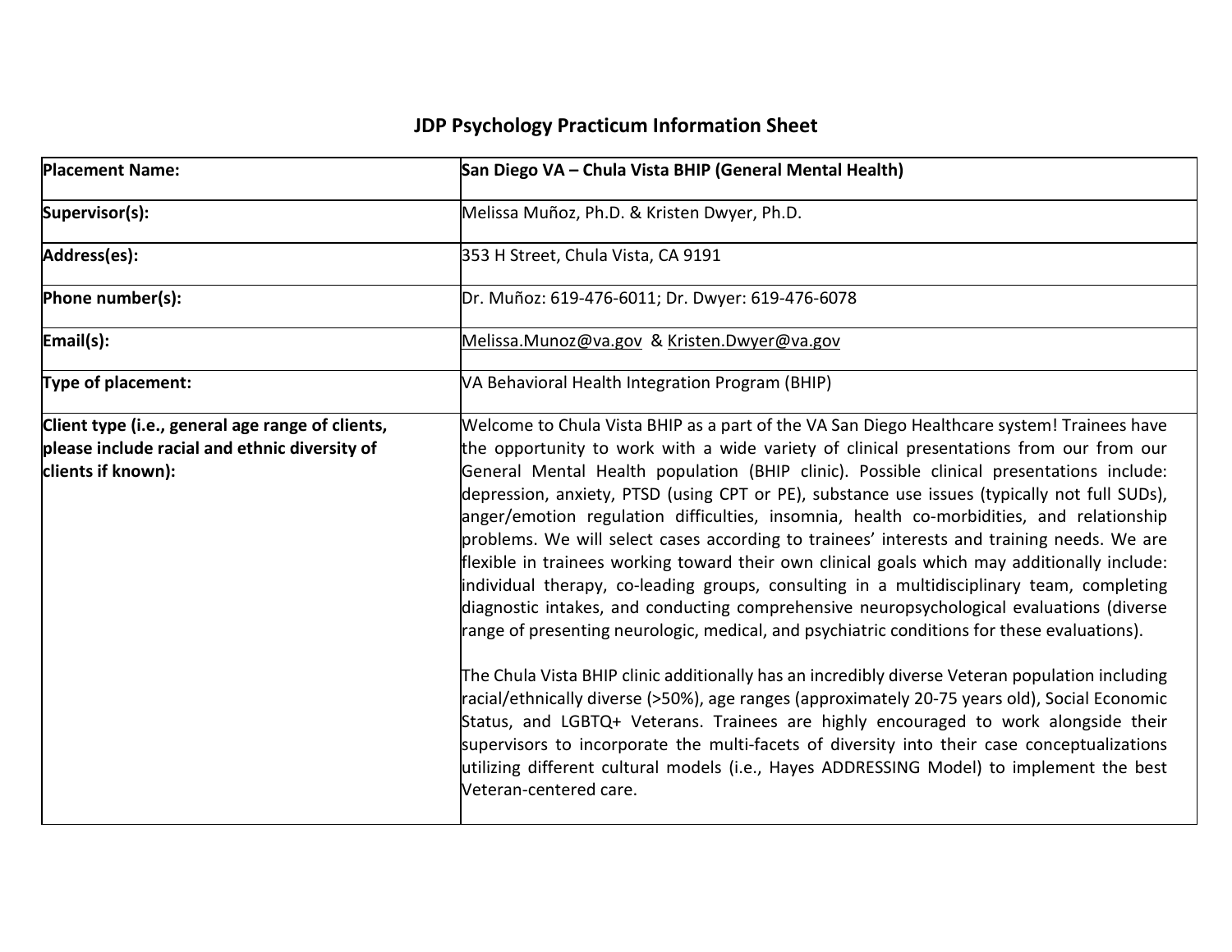## JDP Psychology Practicum Information Sheet

| **Placement Name:** | **San Diego VA – Chula Vista BHIP (General Mental Health)** |
|---|---|
| **Supervisor(s):** | Melissa Muñoz, Ph.D. & Kristen Dwyer, Ph.D. |
| **Address(es):** | 353 H Street, Chula Vista, CA 9191 |
| **Phone number(s):** | Dr. Muñoz: 619-476-6011; Dr. Dwyer: 619-476-6078 |
| **Email(s):** | Melissa.Munoz@va.gov & Kristen.Dwyer@va.gov |
| **Type of placement:** | VA Behavioral Health Integration Program (BHIP) |
| **Client type (i.e., general age range of clients, please include racial and ethnic diversity of clients if known):** | Welcome to Chula Vista BHIP as a part of the VA San Diego Healthcare system! Trainees have the opportunity to work with a wide variety of clinical presentations from our from our General Mental Health population (BHIP clinic). Possible clinical presentations include: depression, anxiety, PTSD (using CPT or PE), substance use issues (typically not full SUDs), anger/emotion regulation difficulties, insomnia, health co-morbidities, and relationship problems. We will select cases according to trainees' interests and training needs. We are flexible in trainees working toward their own clinical goals which may additionally include: individual therapy, co-leading groups, consulting in a multidisciplinary team, completing diagnostic intakes, and conducting comprehensive neuropsychological evaluations (diverse range of presenting neurologic, medical, and psychiatric conditions for these evaluations).<br><br>The Chula Vista BHIP clinic additionally has an incredibly diverse Veteran population including racial/ethnically diverse (>50%), age ranges (approximately 20-75 years old), Social Economic Status, and LGBTQ+ Veterans. Trainees are highly encouraged to work alongside their supervisors to incorporate the multi-facets of diversity into their case conceptualizations utilizing different cultural models (i.e., Hayes ADDRESSING Model) to implement the best Veteran-centered care. |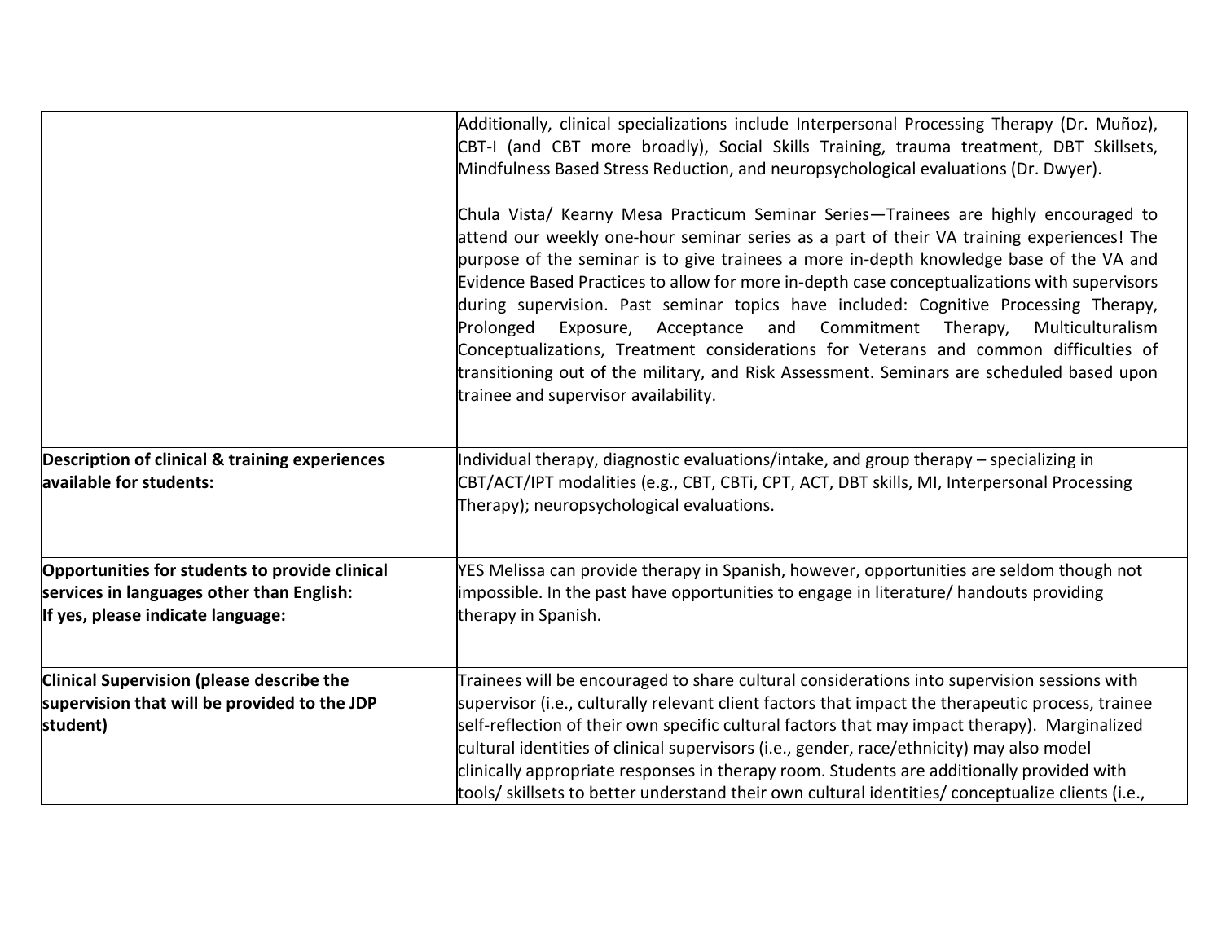| | |
|---|---|
| | Additionally, clinical specializations include Interpersonal Processing Therapy (Dr. Muñoz), CBT-I (and CBT more broadly), Social Skills Training, trauma treatment, DBT Skillsets, Mindfulness Based Stress Reduction, and neuropsychological evaluations (Dr. Dwyer).<br><br>Chula Vista/ Kearny Mesa Practicum Seminar Series—Trainees are highly encouraged to attend our weekly one-hour seminar series as a part of their VA training experiences! The purpose of the seminar is to give trainees a more in-depth knowledge base of the VA and Evidence Based Practices to allow for more in-depth case conceptualizations with supervisors during supervision. Past seminar topics have included: Cognitive Processing Therapy, Prolonged Exposure, Acceptance and Commitment Therapy, Multiculturalism Conceptualizations, Treatment considerations for Veterans and common difficulties of transitioning out of the military, and Risk Assessment. Seminars are scheduled based upon trainee and supervisor availability. |
| **Description of clinical & training experiences available for students:** | Individual therapy, diagnostic evaluations/intake, and group therapy – specializing in CBT/ACT/IPT modalities (e.g., CBT, CBTi, CPT, ACT, DBT skills, MI, Interpersonal Processing Therapy); neuropsychological evaluations. |
| **Opportunities for students to provide clinical services in languages other than English: If yes, please indicate language:** | YES Melissa can provide therapy in Spanish, however, opportunities are seldom though not impossible. In the past have opportunities to engage in literature/ handouts providing therapy in Spanish. |
| **Clinical Supervision (please describe the supervision that will be provided to the JDP student)** | Trainees will be encouraged to share cultural considerations into supervision sessions with supervisor (i.e., culturally relevant client factors that impact the therapeutic process, trainee self-reflection of their own specific cultural factors that may impact therapy). Marginalized cultural identities of clinical supervisors (i.e., gender, race/ethnicity) may also model clinically appropriate responses in therapy room. Students are additionally provided with tools/ skillsets to better understand their own cultural identities/ conceptualize clients (i.e., |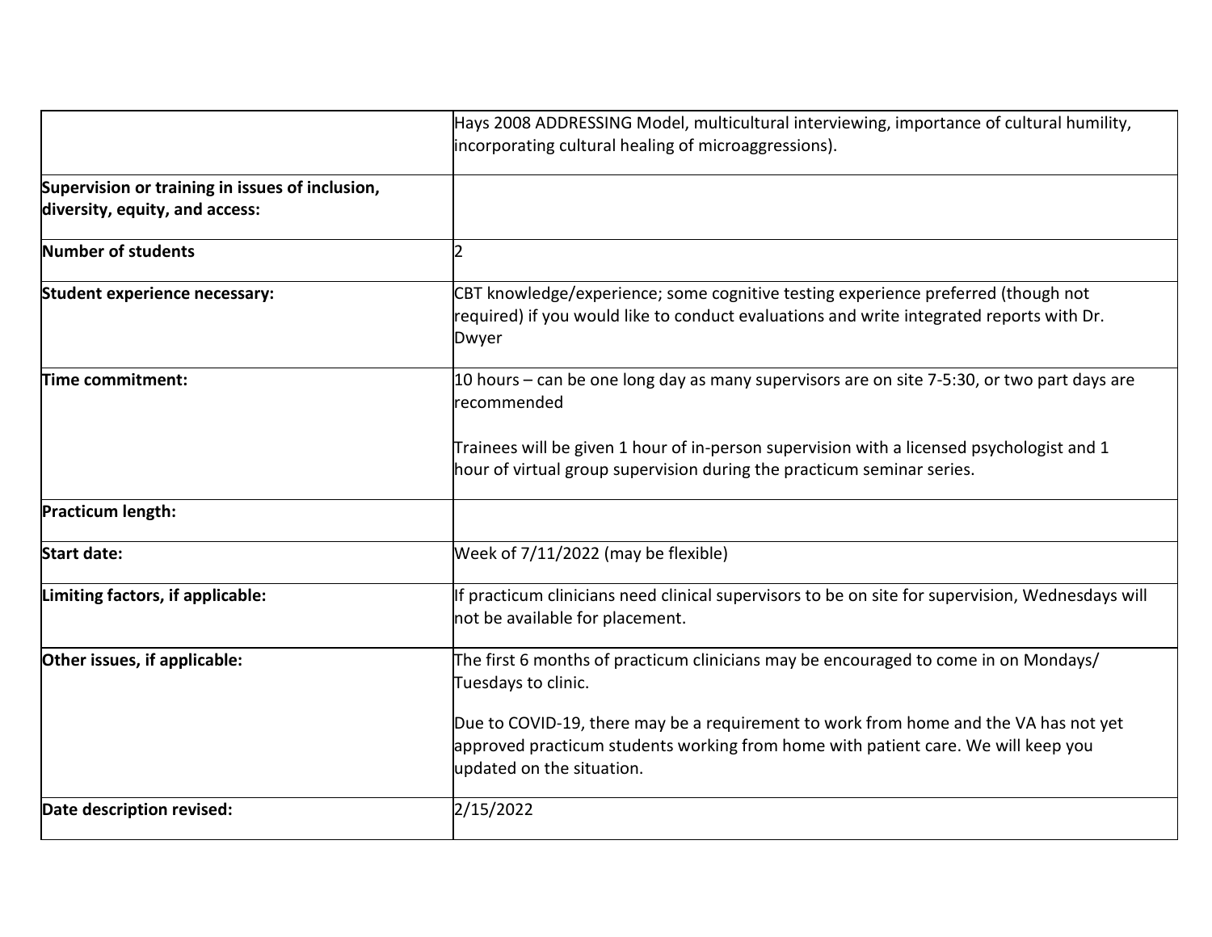| | |
|---|---|
| | Hays 2008 ADDRESSING Model, multicultural interviewing, importance of cultural humility, incorporating cultural healing of microaggressions). |
| **Supervision or training in issues of inclusion, diversity, equity, and access:** | |
| **Number of students** | 2 |
| **Student experience necessary:** | CBT knowledge/experience; some cognitive testing experience preferred (though not required) if you would like to conduct evaluations and write integrated reports with Dr. Dwyer |
| **Time commitment:** | 10 hours – can be one long day as many supervisors are on site 7-5:30, or two part days are recommended<br><br>Trainees will be given 1 hour of in-person supervision with a licensed psychologist and 1 hour of virtual group supervision during the practicum seminar series. |
| **Practicum length:** | |
| **Start date:** | Week of 7/11/2022 (may be flexible) |
| **Limiting factors, if applicable:** | If practicum clinicians need clinical supervisors to be on site for supervision, Wednesdays will not be available for placement. |
| **Other issues, if applicable:** | The first 6 months of practicum clinicians may be encouraged to come in on Mondays/ Tuesdays to clinic.<br><br>Due to COVID-19, there may be a requirement to work from home and the VA has not yet approved practicum students working from home with patient care. We will keep you updated on the situation. |
| **Date description revised:** | 2/15/2022 |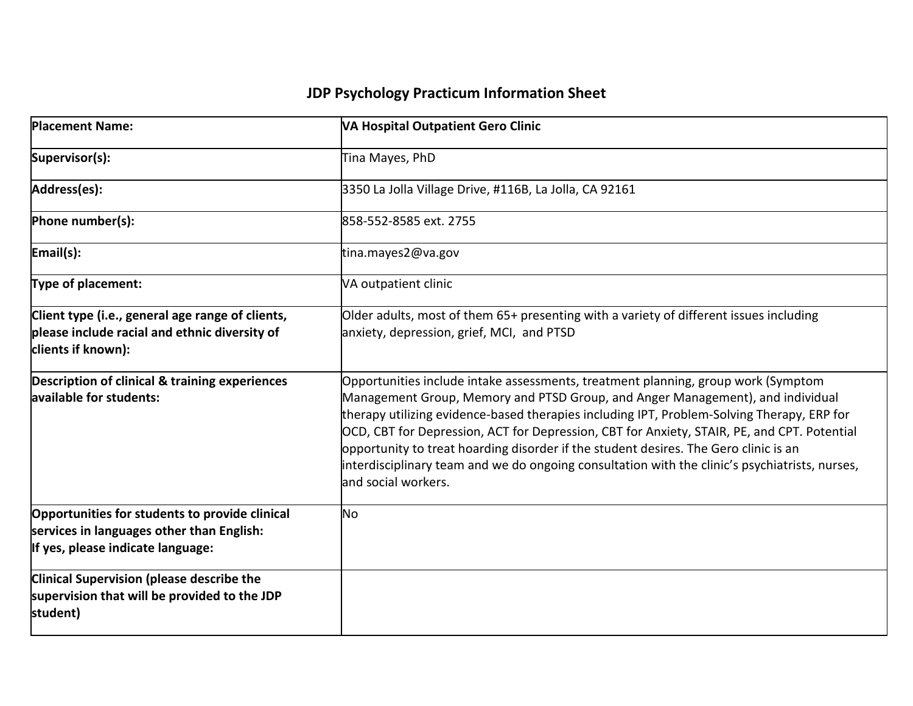## JDP Psychology Practicum Information Sheet

| **Placement Name:** | **VA Hospital Outpatient Gero Clinic** |
|---|---|
| **Supervisor(s):** | Tina Mayes, PhD |
| **Address(es):** | 3350 La Jolla Village Drive, #116B, La Jolla, CA 92161 |
| **Phone number(s):** | 858-552-8585 ext. 2755 |
| **Email(s):** | tina.mayes2@va.gov |
| **Type of placement:** | VA outpatient clinic |
| **Client type (i.e., general age range of clients, please include racial and ethnic diversity of clients if known):** | Older adults, most of them 65+ presenting with a variety of different issues including anxiety, depression, grief, MCI, and PTSD |
| **Description of clinical & training experiences available for students:** | Opportunities include intake assessments, treatment planning, group work (Symptom Management Group, Memory and PTSD Group, and Anger Management), and individual therapy utilizing evidence-based therapies including IPT, Problem-Solving Therapy, ERP for OCD, CBT for Depression, ACT for Depression, CBT for Anxiety, STAIR, PE, and CPT. Potential opportunity to treat hoarding disorder if the student desires. The Gero clinic is an interdisciplinary team and we do ongoing consultation with the clinic's psychiatrists, nurses, and social workers. |
| **Opportunities for students to provide clinical services in languages other than English: If yes, please indicate language:** | No |
| **Clinical Supervision (please describe the supervision that will be provided to the JDP student)** | |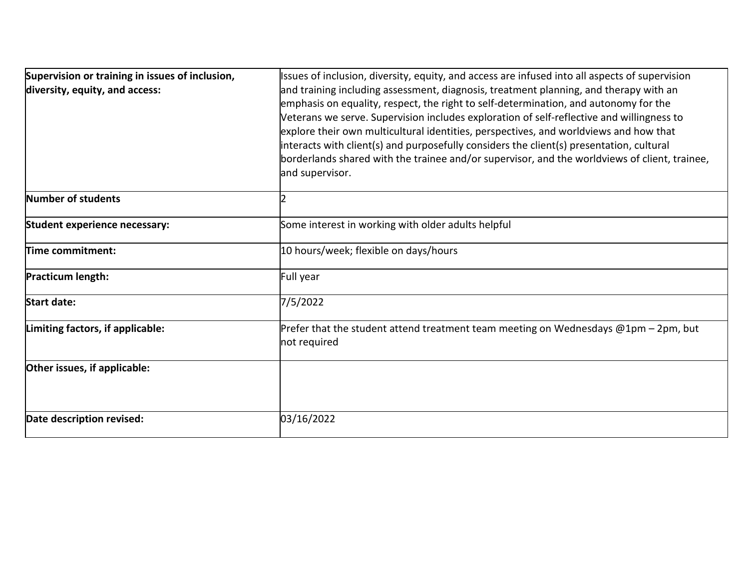| | |
|---|---|
| **Supervision or training in issues of inclusion, diversity, equity, and access:** | Issues of inclusion, diversity, equity, and access are infused into all aspects of supervision and training including assessment, diagnosis, treatment planning, and therapy with an emphasis on equality, respect, the right to self-determination, and autonomy for the Veterans we serve. Supervision includes exploration of self-reflective and willingness to explore their own multicultural identities, perspectives, and worldviews and how that interacts with client(s) and purposefully considers the client(s) presentation, cultural borderlands shared with the trainee and/or supervisor, and the worldviews of client, trainee, and supervisor. |
| **Number of students** | 2 |
| **Student experience necessary:** | Some interest in working with older adults helpful |
| **Time commitment:** | 10 hours/week; flexible on days/hours |
| **Practicum length:** | Full year |
| **Start date:** | 7/5/2022 |
| **Limiting factors, if applicable:** | Prefer that the student attend treatment team meeting on Wednesdays @1pm – 2pm, but not required |
| **Other issues, if applicable:** | |
| **Date description revised:** | 03/16/2022 |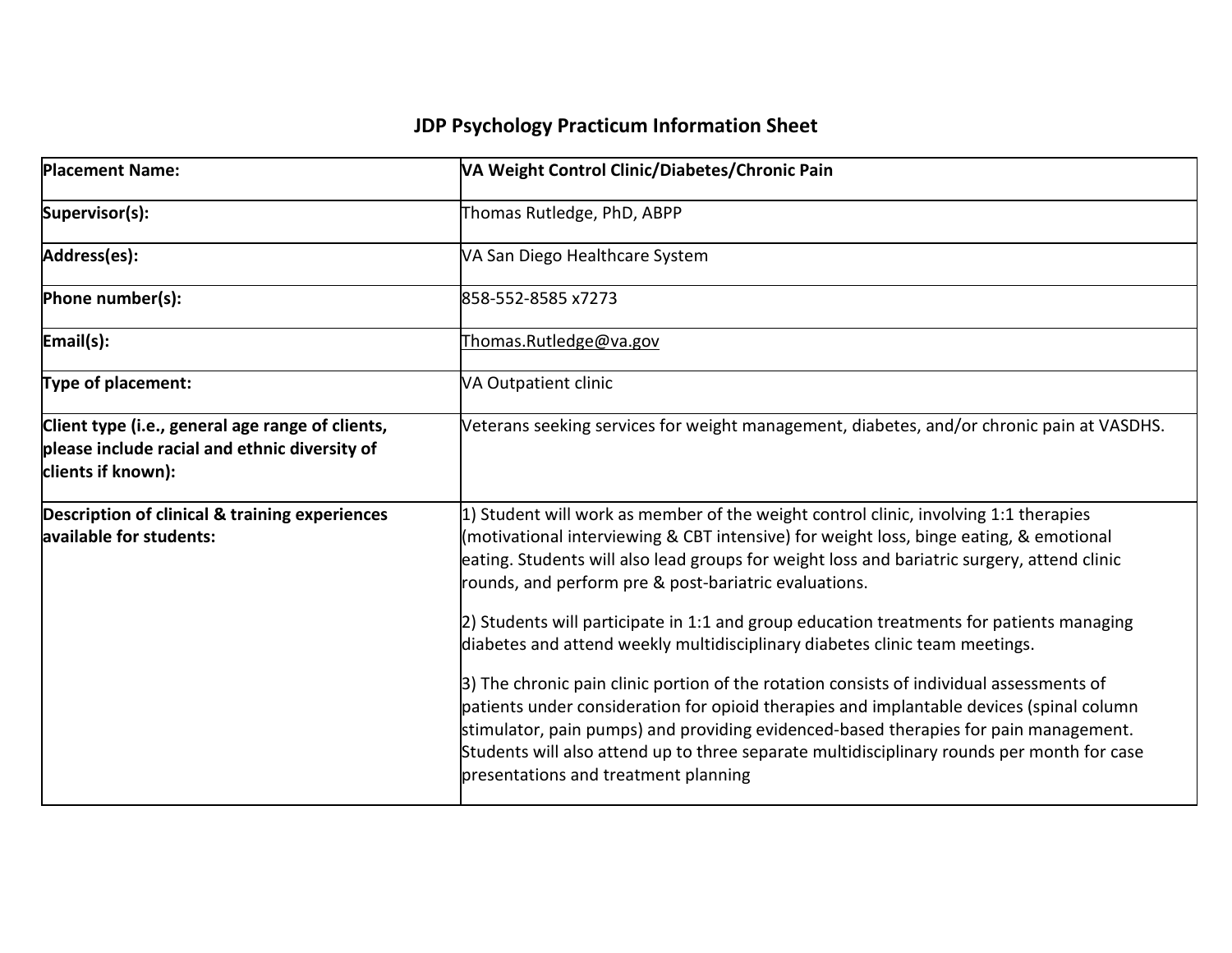## JDP Psychology Practicum Information Sheet

| **Placement Name:** | **VA Weight Control Clinic/Diabetes/Chronic Pain** |
|---|---|
| **Supervisor(s):** | Thomas Rutledge, PhD, ABPP |
| **Address(es):** | VA San Diego Healthcare System |
| **Phone number(s):** | 858-552-8585 x7273 |
| **Email(s):** | Thomas.Rutledge@va.gov |
| **Type of placement:** | VA Outpatient clinic |
| **Client type (i.e., general age range of clients, please include racial and ethnic diversity of clients if known):** | Veterans seeking services for weight management, diabetes, and/or chronic pain at VASDHS. |
| **Description of clinical & training experiences available for students:** | 1) Student will work as member of the weight control clinic, involving 1:1 therapies (motivational interviewing & CBT intensive) for weight loss, binge eating, & emotional eating. Students will also lead groups for weight loss and bariatric surgery, attend clinic rounds, and perform pre & post-bariatric evaluations.<br><br>2) Students will participate in 1:1 and group education treatments for patients managing diabetes and attend weekly multidisciplinary diabetes clinic team meetings.<br><br>3) The chronic pain clinic portion of the rotation consists of individual assessments of patients under consideration for opioid therapies and implantable devices (spinal column stimulator, pain pumps) and providing evidenced-based therapies for pain management. Students will also attend up to three separate multidisciplinary rounds per month for case presentations and treatment planning |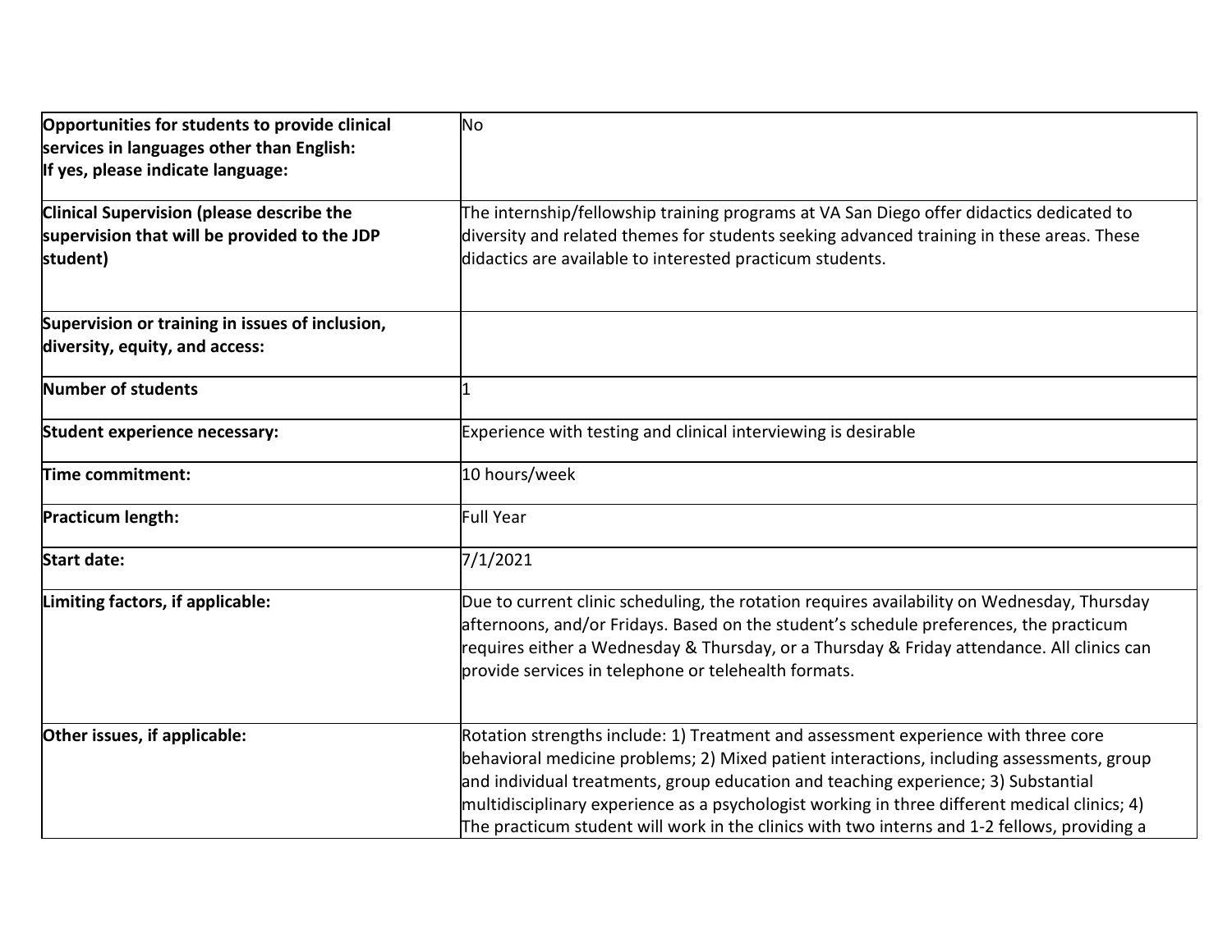| | |
|---|---|
| **Opportunities for students to provide clinical services in languages other than English: If yes, please indicate language:** | No |
| **Clinical Supervision (please describe the supervision that will be provided to the JDP student)** | The internship/fellowship training programs at VA San Diego offer didactics dedicated to diversity and related themes for students seeking advanced training in these areas. These didactics are available to interested practicum students. |
| **Supervision or training in issues of inclusion, diversity, equity, and access:** | |
| **Number of students** | 1 |
| **Student experience necessary:** | Experience with testing and clinical interviewing is desirable |
| **Time commitment:** | 10 hours/week |
| **Practicum length:** | Full Year |
| **Start date:** | 7/1/2021 |
| **Limiting factors, if applicable:** | Due to current clinic scheduling, the rotation requires availability on Wednesday, Thursday afternoons, and/or Fridays. Based on the student's schedule preferences, the practicum requires either a Wednesday & Thursday, or a Thursday & Friday attendance. All clinics can provide services in telephone or telehealth formats. |
| **Other issues, if applicable:** | Rotation strengths include: 1) Treatment and assessment experience with three core behavioral medicine problems; 2) Mixed patient interactions, including assessments, group and individual treatments, group education and teaching experience; 3) Substantial multidisciplinary experience as a psychologist working in three different medical clinics; 4) The practicum student will work in the clinics with two interns and 1-2 fellows, providing a |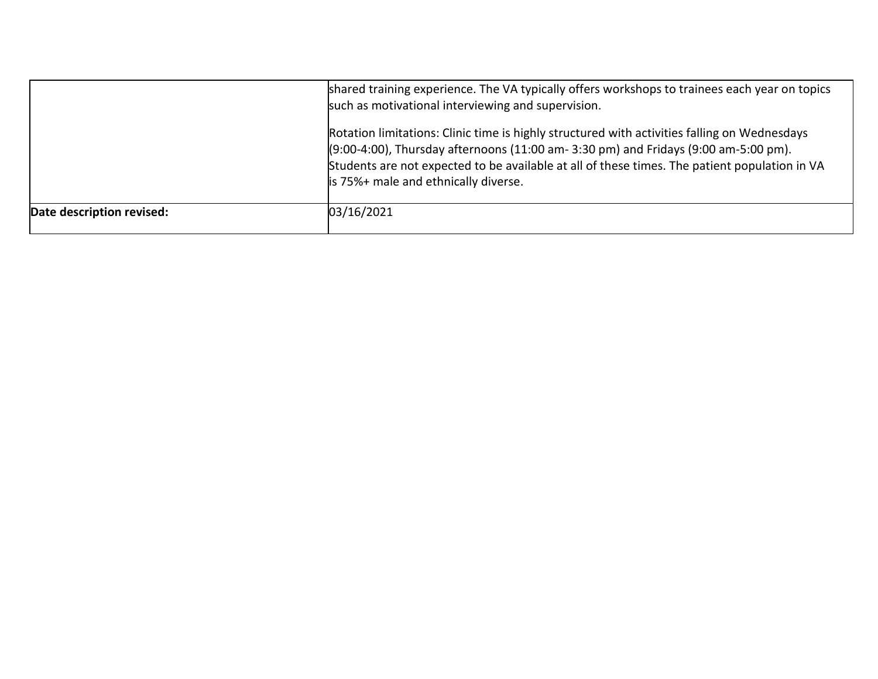| | |
|---|---|
| | shared training experience. The VA typically offers workshops to trainees each year on topics such as motivational interviewing and supervision.<br><br>Rotation limitations: Clinic time is highly structured with activities falling on Wednesdays (9:00-4:00), Thursday afternoons (11:00 am- 3:30 pm) and Fridays (9:00 am-5:00 pm). Students are not expected to be available at all of these times. The patient population in VA is 75%+ male and ethnically diverse. |
| **Date description revised:** | 03/16/2021 |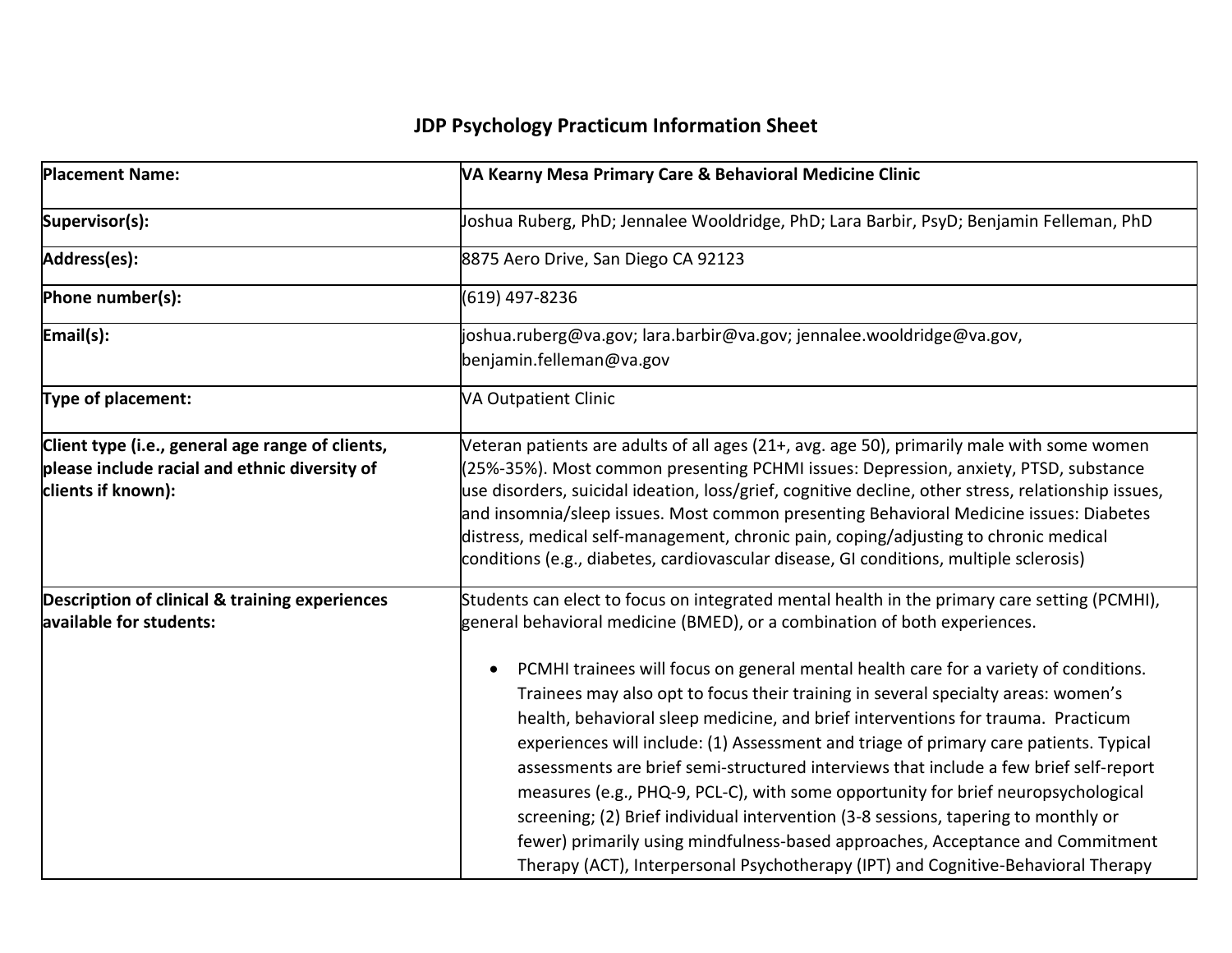# JDP Psychology Practicum Information Sheet

| **Placement Name:** | **VA Kearny Mesa Primary Care & Behavioral Medicine Clinic** |
|---|---|
| **Supervisor(s):** | Joshua Ruberg, PhD; Jennalee Wooldridge, PhD; Lara Barbir, PsyD; Benjamin Felleman, PhD |
| **Address(es):** | 8875 Aero Drive, San Diego CA 92123 |
| **Phone number(s):** | (619) 497-8236 |
| **Email(s):** | joshua.ruberg@va.gov; lara.barbir@va.gov; jennalee.wooldridge@va.gov, benjamin.felleman@va.gov |
| **Type of placement:** | VA Outpatient Clinic |
| **Client type (i.e., general age range of clients, please include racial and ethnic diversity of clients if known):** | Veteran patients are adults of all ages (21+, avg. age 50), primarily male with some women (25%-35%). Most common presenting PCHMI issues: Depression, anxiety, PTSD, substance use disorders, suicidal ideation, loss/grief, cognitive decline, other stress, relationship issues, and insomnia/sleep issues. Most common presenting Behavioral Medicine issues: Diabetes distress, medical self-management, chronic pain, coping/adjusting to chronic medical conditions (e.g., diabetes, cardiovascular disease, GI conditions, multiple sclerosis) |
| **Description of clinical & training experiences available for students:** | Students can elect to focus on integrated mental health in the primary care setting (PCMHI), general behavioral medicine (BMED), or a combination of both experiences.<br><br>• PCMHI trainees will focus on general mental health care for a variety of conditions. Trainees may also opt to focus their training in several specialty areas: women's health, behavioral sleep medicine, and brief interventions for trauma. Practicum experiences will include: (1) Assessment and triage of primary care patients. Typical assessments are brief semi-structured interviews that include a few brief self-report measures (e.g., PHQ-9, PCL-C), with some opportunity for brief neuropsychological screening; (2) Brief individual intervention (3-8 sessions, tapering to monthly or fewer) primarily using mindfulness-based approaches, Acceptance and Commitment Therapy (ACT), Interpersonal Psychotherapy (IPT) and Cognitive-Behavioral Therapy |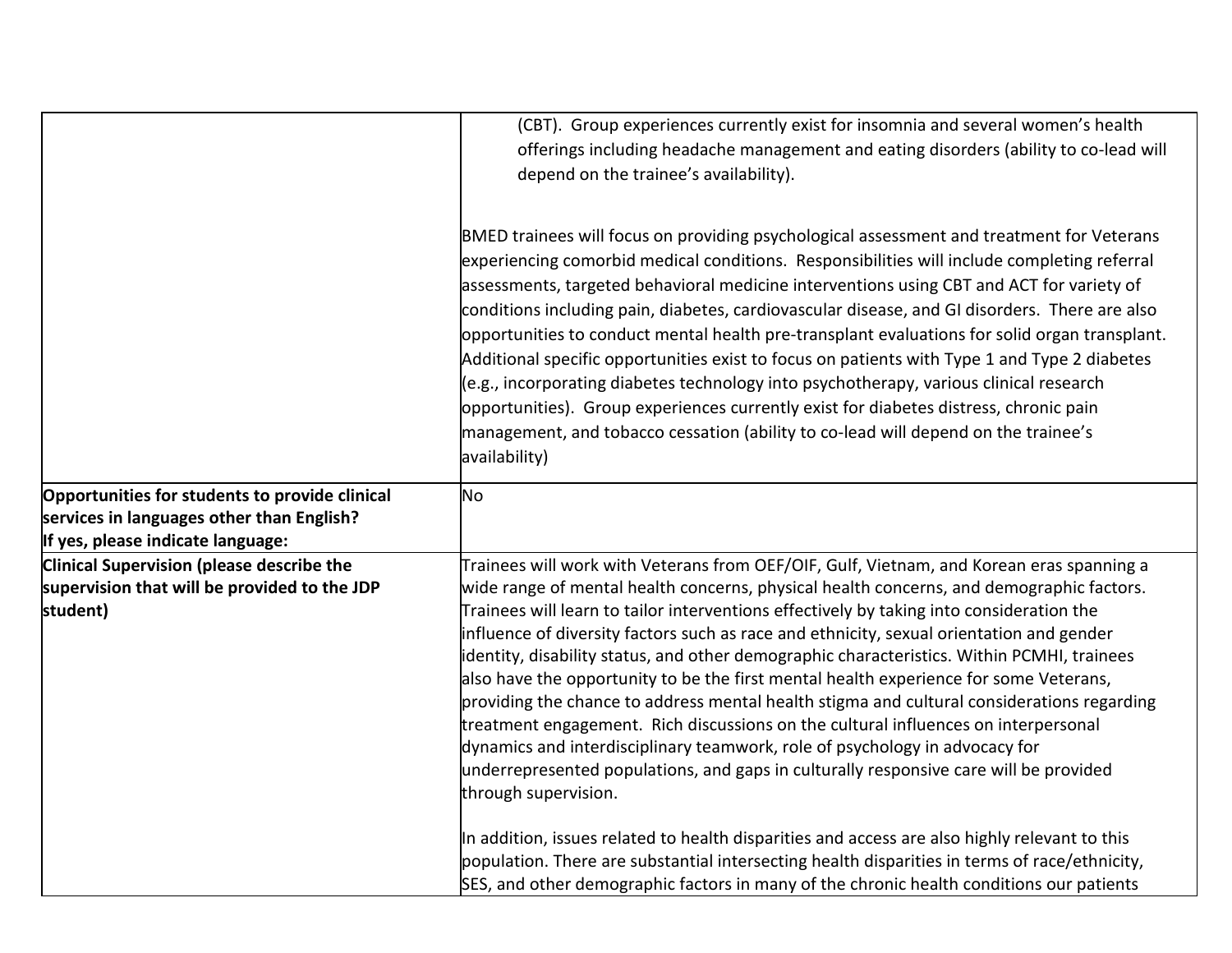| | |
|---|---|
| | (CBT). Group experiences currently exist for insomnia and several women's health offerings including headache management and eating disorders (ability to co-lead will depend on the trainee's availability).<br><br>BMED trainees will focus on providing psychological assessment and treatment for Veterans experiencing comorbid medical conditions. Responsibilities will include completing referral assessments, targeted behavioral medicine interventions using CBT and ACT for variety of conditions including pain, diabetes, cardiovascular disease, and GI disorders. There are also opportunities to conduct mental health pre-transplant evaluations for solid organ transplant. Additional specific opportunities exist to focus on patients with Type 1 and Type 2 diabetes (e.g., incorporating diabetes technology into psychotherapy, various clinical research opportunities). Group experiences currently exist for diabetes distress, chronic pain management, and tobacco cessation (ability to co-lead will depend on the trainee's availability) |
| **Opportunities for students to provide clinical services in languages other than English? If yes, please indicate language:** | No |
| **Clinical Supervision (please describe the supervision that will be provided to the JDP student)** | Trainees will work with Veterans from OEF/OIF, Gulf, Vietnam, and Korean eras spanning a wide range of mental health concerns, physical health concerns, and demographic factors. Trainees will learn to tailor interventions effectively by taking into consideration the influence of diversity factors such as race and ethnicity, sexual orientation and gender identity, disability status, and other demographic characteristics. Within PCMHI, trainees also have the opportunity to be the first mental health experience for some Veterans, providing the chance to address mental health stigma and cultural considerations regarding treatment engagement. Rich discussions on the cultural influences on interpersonal dynamics and interdisciplinary teamwork, role of psychology in advocacy for underrepresented populations, and gaps in culturally responsive care will be provided through supervision.<br><br>In addition, issues related to health disparities and access are also highly relevant to this population. There are substantial intersecting health disparities in terms of race/ethnicity, SES, and other demographic factors in many of the chronic health conditions our patients |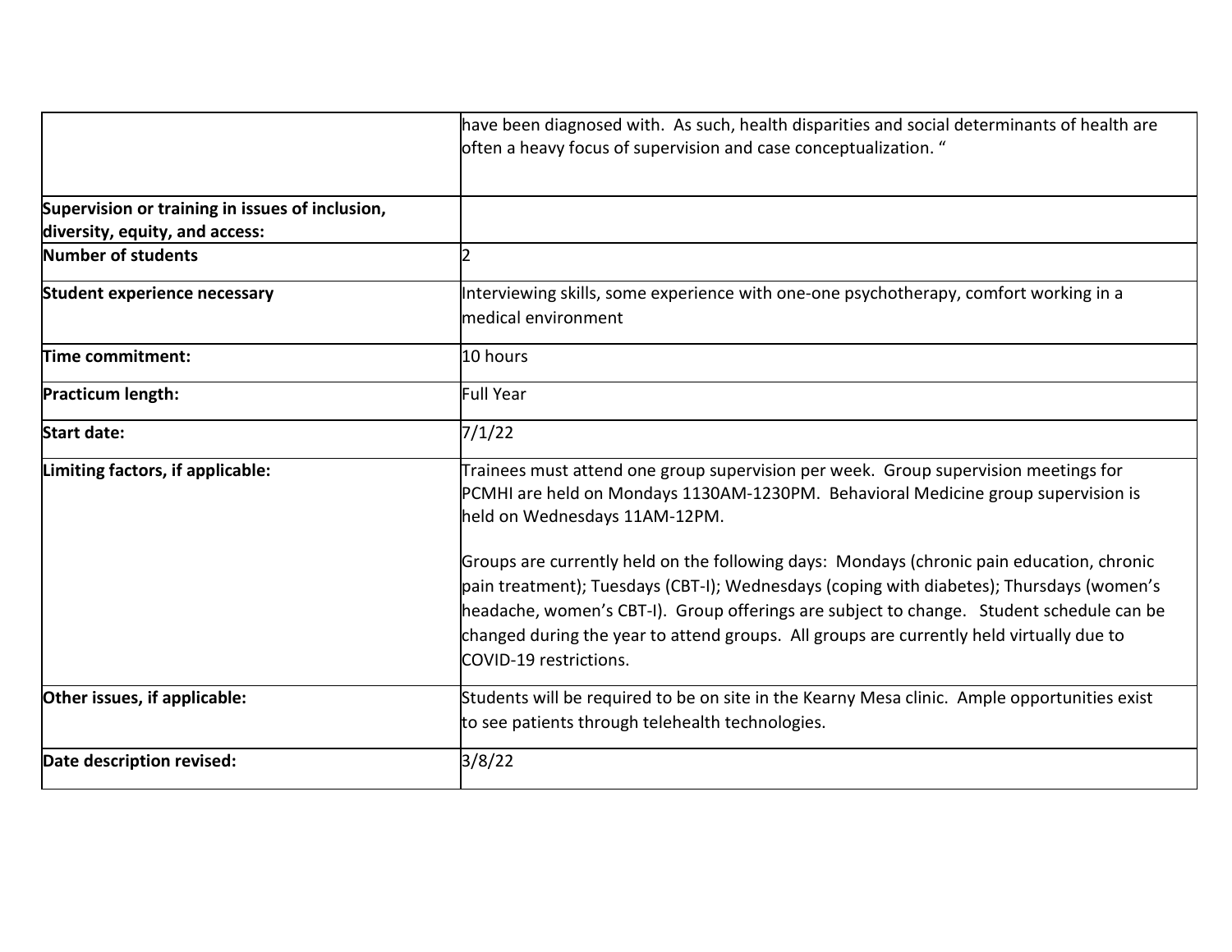| | |
|---|---|
| | have been diagnosed with. As such, health disparities and social determinants of health are often a heavy focus of supervision and case conceptualization. " |
| **Supervision or training in issues of inclusion, diversity, equity, and access:** | |
| **Number of students** | 2 |
| **Student experience necessary** | Interviewing skills, some experience with one-one psychotherapy, comfort working in a medical environment |
| **Time commitment:** | 10 hours |
| **Practicum length:** | Full Year |
| **Start date:** | 7/1/22 |
| **Limiting factors, if applicable:** | Trainees must attend one group supervision per week. Group supervision meetings for PCMHI are held on Mondays 1130AM-1230PM. Behavioral Medicine group supervision is held on Wednesdays 11AM-12PM.<br><br>Groups are currently held on the following days: Mondays (chronic pain education, chronic pain treatment); Tuesdays (CBT-I); Wednesdays (coping with diabetes); Thursdays (women's headache, women's CBT-I). Group offerings are subject to change. Student schedule can be changed during the year to attend groups. All groups are currently held virtually due to COVID-19 restrictions. |
| **Other issues, if applicable:** | Students will be required to be on site in the Kearny Mesa clinic. Ample opportunities exist to see patients through telehealth technologies. |
| **Date description revised:** | 3/8/22 |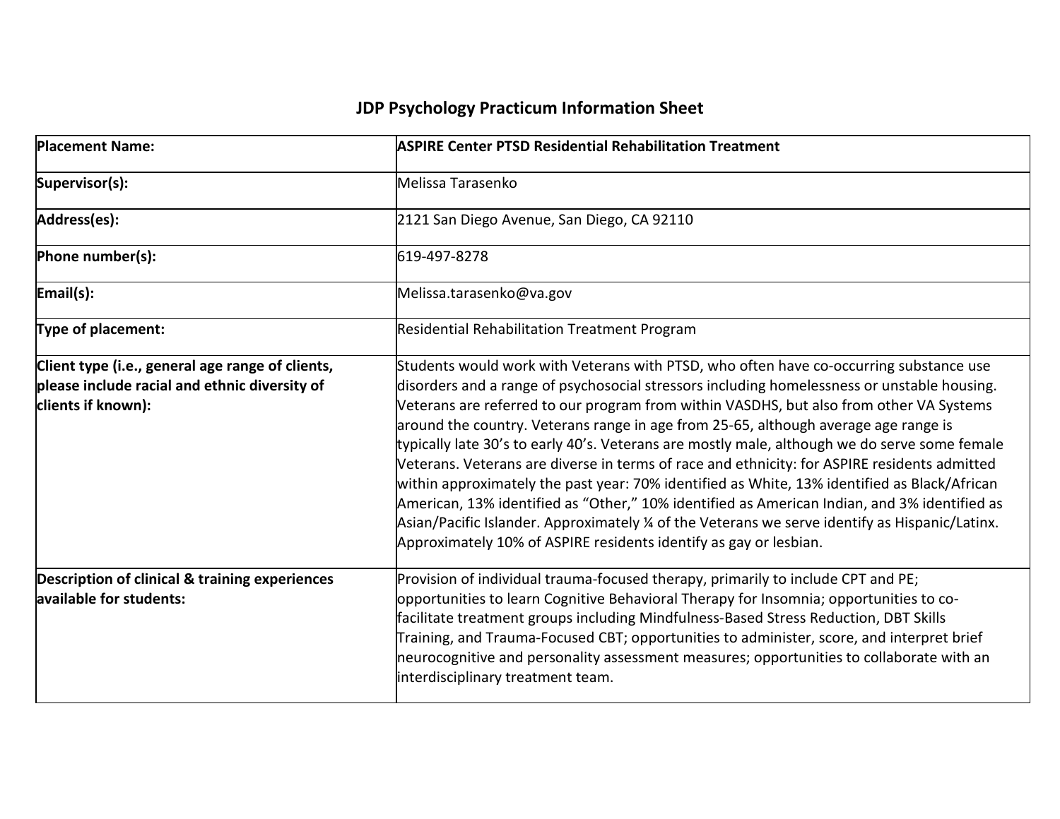# JDP Psychology Practicum Information Sheet

| **Placement Name:** | **ASPIRE Center PTSD Residential Rehabilitation Treatment** |
|---|---|
| **Supervisor(s):** | Melissa Tarasenko |
| **Address(es):** | 2121 San Diego Avenue, San Diego, CA 92110 |
| **Phone number(s):** | 619-497-8278 |
| **Email(s):** | Melissa.tarasenko@va.gov |
| **Type of placement:** | Residential Rehabilitation Treatment Program |
| **Client type (i.e., general age range of clients, please include racial and ethnic diversity of clients if known):** | Students would work with Veterans with PTSD, who often have co-occurring substance use disorders and a range of psychosocial stressors including homelessness or unstable housing. Veterans are referred to our program from within VASDHS, but also from other VA Systems around the country. Veterans range in age from 25-65, although average age range is typically late 30's to early 40's. Veterans are mostly male, although we do serve some female Veterans. Veterans are diverse in terms of race and ethnicity: for ASPIRE residents admitted within approximately the past year: 70% identified as White, 13% identified as Black/African American, 13% identified as "Other," 10% identified as American Indian, and 3% identified as Asian/Pacific Islander. Approximately ¼ of the Veterans we serve identify as Hispanic/Latinx. Approximately 10% of ASPIRE residents identify as gay or lesbian. |
| **Description of clinical & training experiences available for students:** | Provision of individual trauma-focused therapy, primarily to include CPT and PE; opportunities to learn Cognitive Behavioral Therapy for Insomnia; opportunities to co-facilitate treatment groups including Mindfulness-Based Stress Reduction, DBT Skills Training, and Trauma-Focused CBT; opportunities to administer, score, and interpret brief neurocognitive and personality assessment measures; opportunities to collaborate with an interdisciplinary treatment team. |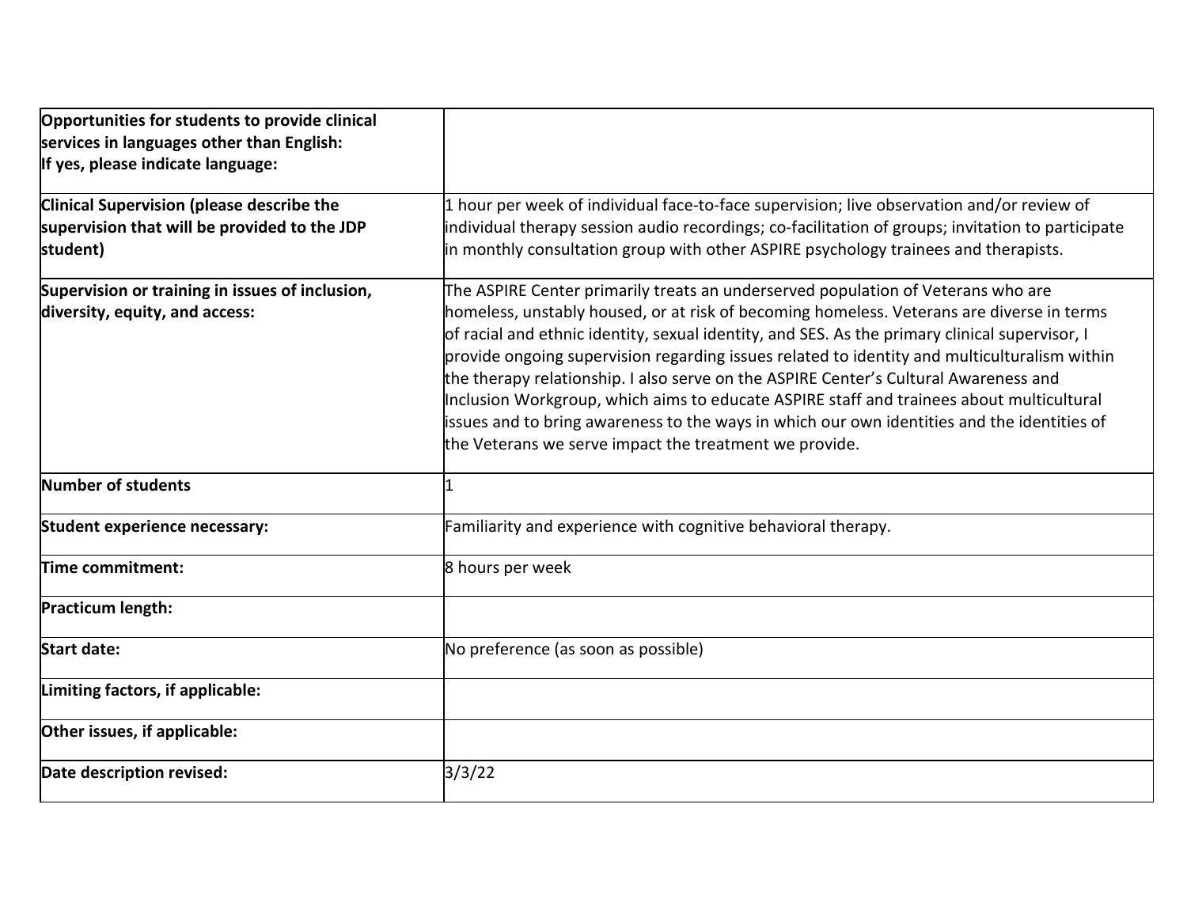| | |
|---|---|
| **Opportunities for students to provide clinical services in languages other than English: If yes, please indicate language:** | |
| **Clinical Supervision (please describe the supervision that will be provided to the JDP student)** | 1 hour per week of individual face-to-face supervision; live observation and/or review of individual therapy session audio recordings; co-facilitation of groups; invitation to participate in monthly consultation group with other ASPIRE psychology trainees and therapists. |
| **Supervision or training in issues of inclusion, diversity, equity, and access:** | The ASPIRE Center primarily treats an underserved population of Veterans who are homeless, unstably housed, or at risk of becoming homeless. Veterans are diverse in terms of racial and ethnic identity, sexual identity, and SES. As the primary clinical supervisor, I provide ongoing supervision regarding issues related to identity and multiculturalism within the therapy relationship. I also serve on the ASPIRE Center's Cultural Awareness and Inclusion Workgroup, which aims to educate ASPIRE staff and trainees about multicultural issues and to bring awareness to the ways in which our own identities and the identities of the Veterans we serve impact the treatment we provide. |
| **Number of students** | 1 |
| **Student experience necessary:** | Familiarity and experience with cognitive behavioral therapy. |
| **Time commitment:** | 8 hours per week |
| **Practicum length:** | |
| **Start date:** | No preference (as soon as possible) |
| **Limiting factors, if applicable:** | |
| **Other issues, if applicable:** | |
| **Date description revised:** | 3/3/22 |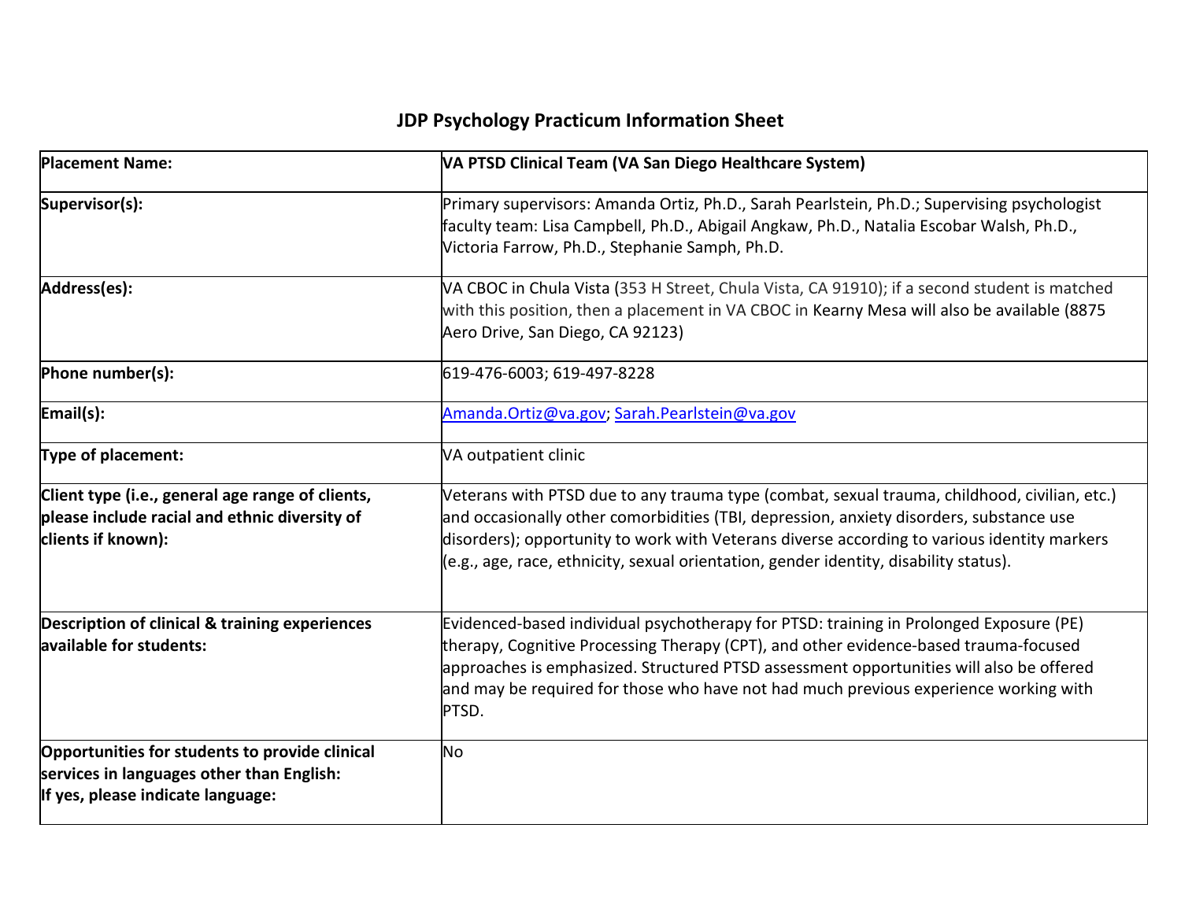# JDP Psychology Practicum Information Sheet

| | |
|---|---|
| **Placement Name:** | **VA PTSD Clinical Team (VA San Diego Healthcare System)** |
| **Supervisor(s):** | Primary supervisors: Amanda Ortiz, Ph.D., Sarah Pearlstein, Ph.D.; Supervising psychologist faculty team: Lisa Campbell, Ph.D., Abigail Angkaw, Ph.D., Natalia Escobar Walsh, Ph.D., Victoria Farrow, Ph.D., Stephanie Samph, Ph.D. |
| **Address(es):** | VA CBOC in Chula Vista (353 H Street, Chula Vista, CA 91910); if a second student is matched with this position, then a placement in VA CBOC in Kearny Mesa will also be available (8875 Aero Drive, San Diego, CA 92123) |
| **Phone number(s):** | 619-476-6003; 619-497-8228 |
| **Email(s):** | Amanda.Ortiz@va.gov; Sarah.Pearlstein@va.gov |
| **Type of placement:** | VA outpatient clinic |
| **Client type (i.e., general age range of clients, please include racial and ethnic diversity of clients if known):** | Veterans with PTSD due to any trauma type (combat, sexual trauma, childhood, civilian, etc.) and occasionally other comorbidities (TBI, depression, anxiety disorders, substance use disorders); opportunity to work with Veterans diverse according to various identity markers (e.g., age, race, ethnicity, sexual orientation, gender identity, disability status). |
| **Description of clinical & training experiences available for students:** | Evidenced-based individual psychotherapy for PTSD: training in Prolonged Exposure (PE) therapy, Cognitive Processing Therapy (CPT), and other evidence-based trauma-focused approaches is emphasized. Structured PTSD assessment opportunities will also be offered and may be required for those who have not had much previous experience working with PTSD. |
| **Opportunities for students to provide clinical services in languages other than English: If yes, please indicate language:** | No |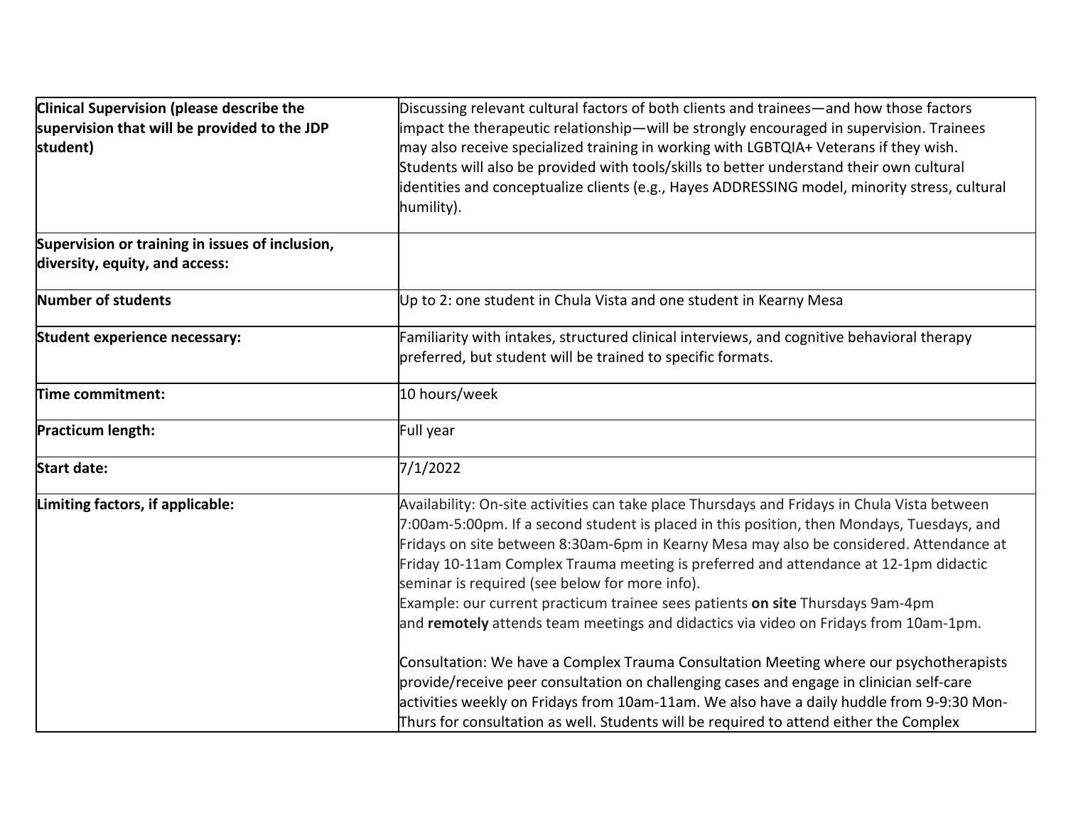| | |
|---|---|
| **Clinical Supervision (please describe the supervision that will be provided to the JDP student)** | Discussing relevant cultural factors of both clients and trainees—and how those factors impact the therapeutic relationship—will be strongly encouraged in supervision. Trainees may also receive specialized training in working with LGBTQIA+ Veterans if they wish. Students will also be provided with tools/skills to better understand their own cultural identities and conceptualize clients (e.g., Hayes ADDRESSING model, minority stress, cultural humility). |
| **Supervision or training in issues of inclusion, diversity, equity, and access:** | |
| **Number of students** | Up to 2: one student in Chula Vista and one student in Kearny Mesa |
| **Student experience necessary:** | Familiarity with intakes, structured clinical interviews, and cognitive behavioral therapy preferred, but student will be trained to specific formats. |
| **Time commitment:** | 10 hours/week |
| **Practicum length:** | Full year |
| **Start date:** | 7/1/2022 |
| **Limiting factors, if applicable:** | Availability: On-site activities can take place Thursdays and Fridays in Chula Vista between 7:00am-5:00pm. If a second student is placed in this position, then Mondays, Tuesdays, and Fridays on site between 8:30am-6pm in Kearny Mesa may also be considered. Attendance at Friday 10-11am Complex Trauma meeting is preferred and attendance at 12-1pm didactic seminar is required (see below for more info).<br>Example: our current practicum trainee sees patients **on site** Thursdays 9am-4pm and **remotely** attends team meetings and didactics via video on Fridays from 10am-1pm.<br><br>Consultation: We have a Complex Trauma Consultation Meeting where our psychotherapists provide/receive peer consultation on challenging cases and engage in clinician self-care activities weekly on Fridays from 10am-11am. We also have a daily huddle from 9-9:30 Mon-Thurs for consultation as well. Students will be required to attend either the Complex |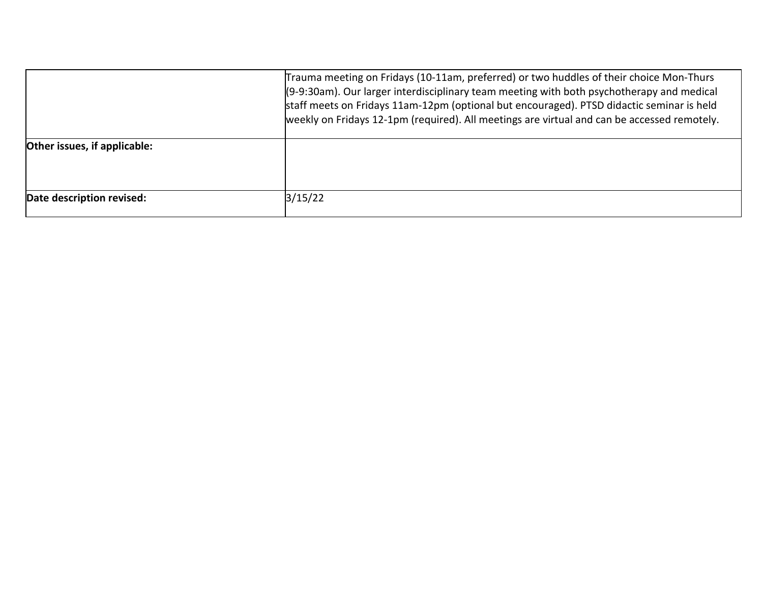| | |
|---|---|
| | Trauma meeting on Fridays (10-11am, preferred) or two huddles of their choice Mon-Thurs (9-9:30am). Our larger interdisciplinary team meeting with both psychotherapy and medical staff meets on Fridays 11am-12pm (optional but encouraged). PTSD didactic seminar is held weekly on Fridays 12-1pm (required). All meetings are virtual and can be accessed remotely. |
| **Other issues, if applicable:** | |
| **Date description revised:** | 3/15/22 |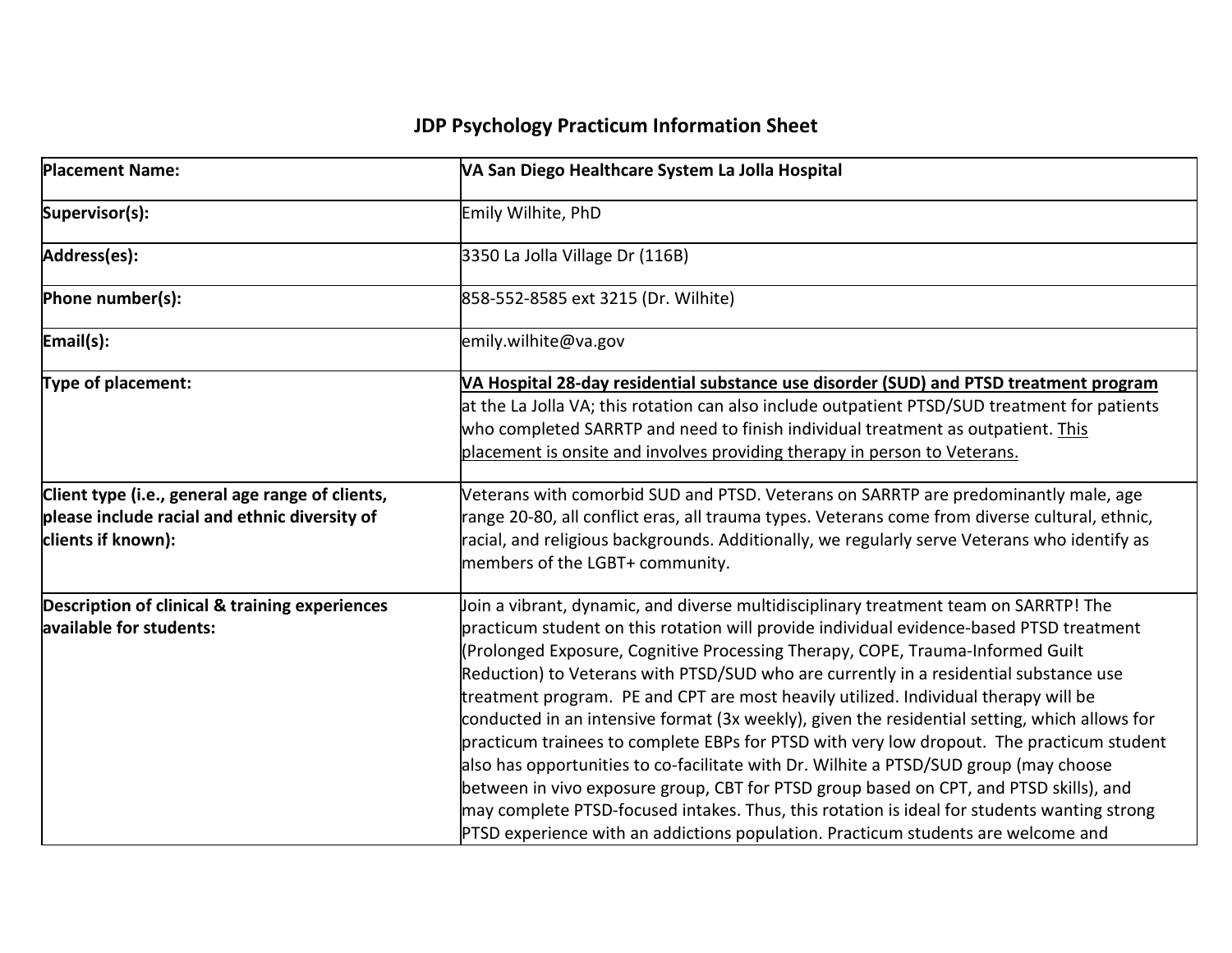# JDP Psychology Practicum Information Sheet

| Placement Name: | **VA San Diego Healthcare System La Jolla Hospital** |
|---|---|
| **Supervisor(s):** | Emily Wilhite, PhD |
| **Address(es):** | 3350 La Jolla Village Dr (116B) |
| **Phone number(s):** | 858-552-8585 ext 3215 (Dr. Wilhite) |
| **Email(s):** | emily.wilhite@va.gov |
| **Type of placement:** | **VA Hospital 28-day residential substance use disorder (SUD) and PTSD treatment program** at the La Jolla VA; this rotation can also include outpatient PTSD/SUD treatment for patients who completed SARRTP and need to finish individual treatment as outpatient. This placement is onsite and involves providing therapy in person to Veterans. |
| **Client type (i.e., general age range of clients, please include racial and ethnic diversity of clients if known):** | Veterans with comorbid SUD and PTSD. Veterans on SARRTP are predominantly male, age range 20-80, all conflict eras, all trauma types. Veterans come from diverse cultural, ethnic, racial, and religious backgrounds. Additionally, we regularly serve Veterans who identify as members of the LGBT+ community. |
| **Description of clinical & training experiences available for students:** | Join a vibrant, dynamic, and diverse multidisciplinary treatment team on SARRTP! The practicum student on this rotation will provide individual evidence-based PTSD treatment (Prolonged Exposure, Cognitive Processing Therapy, COPE, Trauma-Informed Guilt Reduction) to Veterans with PTSD/SUD who are currently in a residential substance use treatment program. PE and CPT are most heavily utilized. Individual therapy will be conducted in an intensive format (3x weekly), given the residential setting, which allows for practicum trainees to complete EBPs for PTSD with very low dropout. The practicum student also has opportunities to co-facilitate with Dr. Wilhite a PTSD/SUD group (may choose between in vivo exposure group, CBT for PTSD group based on CPT, and PTSD skills), and may complete PTSD-focused intakes. Thus, this rotation is ideal for students wanting strong PTSD experience with an addictions population. Practicum students are welcome and |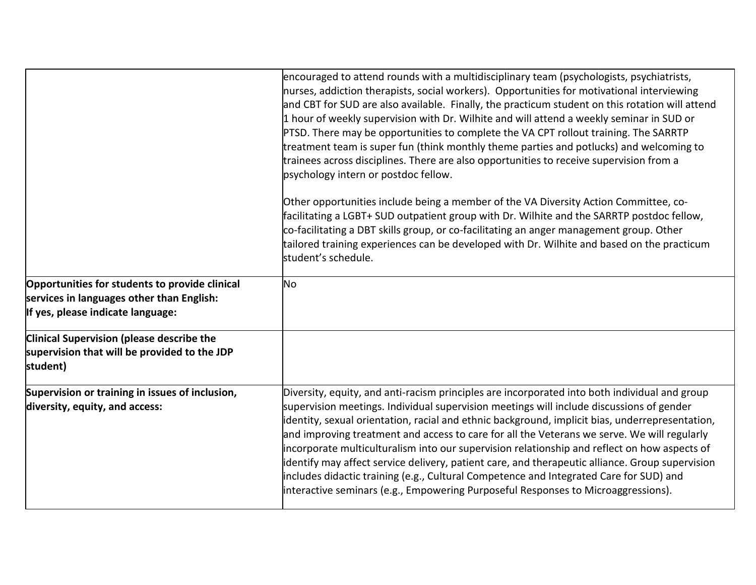| | |
|---|---|
| | encouraged to attend rounds with a multidisciplinary team (psychologists, psychiatrists, nurses, addiction therapists, social workers). Opportunities for motivational interviewing and CBT for SUD are also available. Finally, the practicum student on this rotation will attend 1 hour of weekly supervision with Dr. Wilhite and will attend a weekly seminar in SUD or PTSD. There may be opportunities to complete the VA CPT rollout training. The SARRTP treatment team is super fun (think monthly theme parties and potlucks) and welcoming to trainees across disciplines. There are also opportunities to receive supervision from a psychology intern or postdoc fellow.<br><br>Other opportunities include being a member of the VA Diversity Action Committee, co-facilitating a LGBT+ SUD outpatient group with Dr. Wilhite and the SARRTP postdoc fellow, co-facilitating a DBT skills group, or co-facilitating an anger management group. Other tailored training experiences can be developed with Dr. Wilhite and based on the practicum student's schedule. |
| **Opportunities for students to provide clinical services in languages other than English: If yes, please indicate language:** | No |
| **Clinical Supervision (please describe the supervision that will be provided to the JDP student)** | |
| **Supervision or training in issues of inclusion, diversity, equity, and access:** | Diversity, equity, and anti-racism principles are incorporated into both individual and group supervision meetings. Individual supervision meetings will include discussions of gender identity, sexual orientation, racial and ethnic background, implicit bias, underrepresentation, and improving treatment and access to care for all the Veterans we serve. We will regularly incorporate multiculturalism into our supervision relationship and reflect on how aspects of identify may affect service delivery, patient care, and therapeutic alliance. Group supervision includes didactic training (e.g., Cultural Competence and Integrated Care for SUD) and interactive seminars (e.g., Empowering Purposeful Responses to Microaggressions). |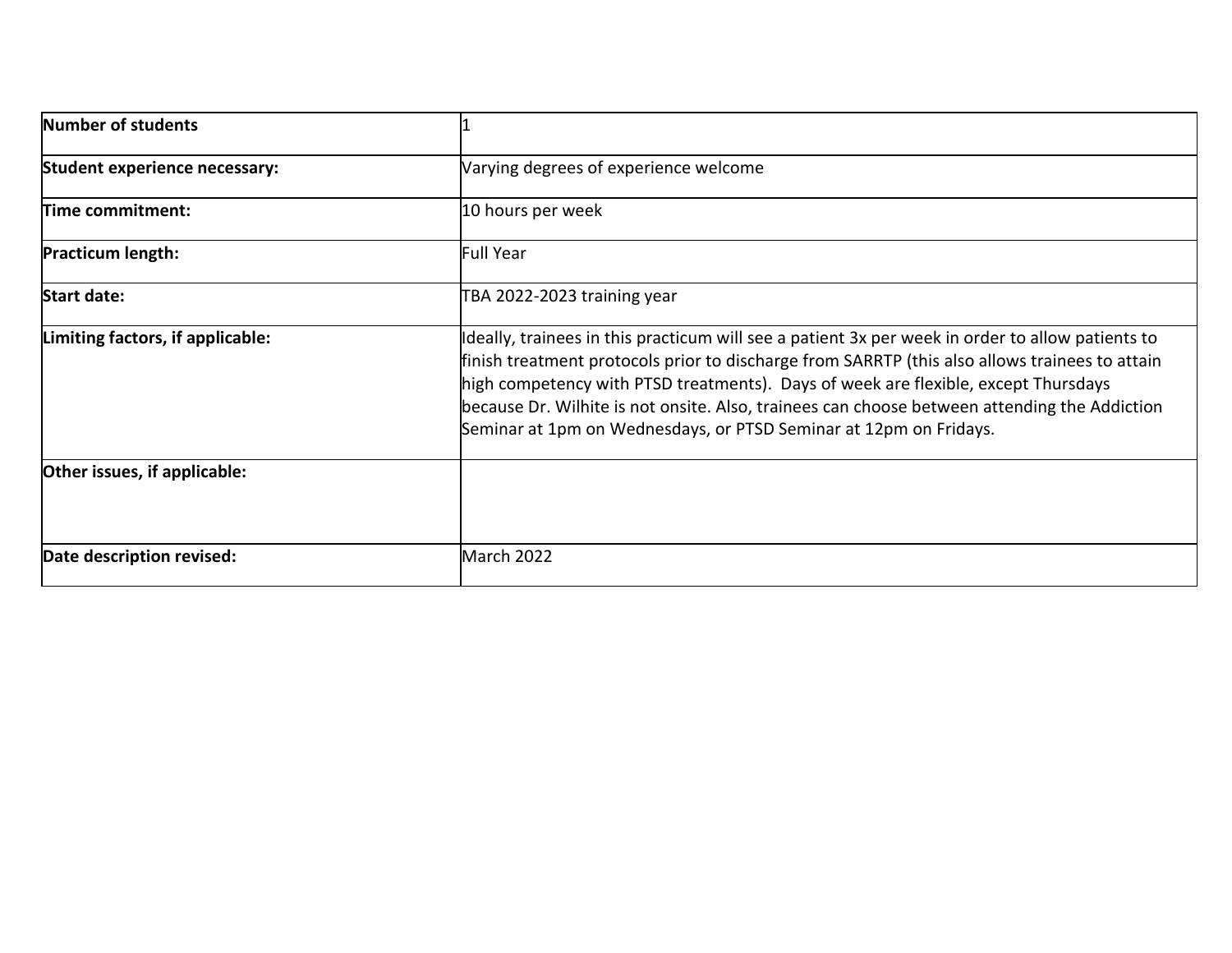| **Number of students** | 1 |
|---|---|
| **Student experience necessary:** | Varying degrees of experience welcome |
| **Time commitment:** | 10 hours per week |
| **Practicum length:** | Full Year |
| **Start date:** | TBA 2022-2023 training year |
| **Limiting factors, if applicable:** | Ideally, trainees in this practicum will see a patient 3x per week in order to allow patients to finish treatment protocols prior to discharge from SARRTP (this also allows trainees to attain high competency with PTSD treatments). Days of week are flexible, except Thursdays because Dr. Wilhite is not onsite. Also, trainees can choose between attending the Addiction Seminar at 1pm on Wednesdays, or PTSD Seminar at 12pm on Fridays. |
| **Other issues, if applicable:** | |
| **Date description revised:** | March 2022 |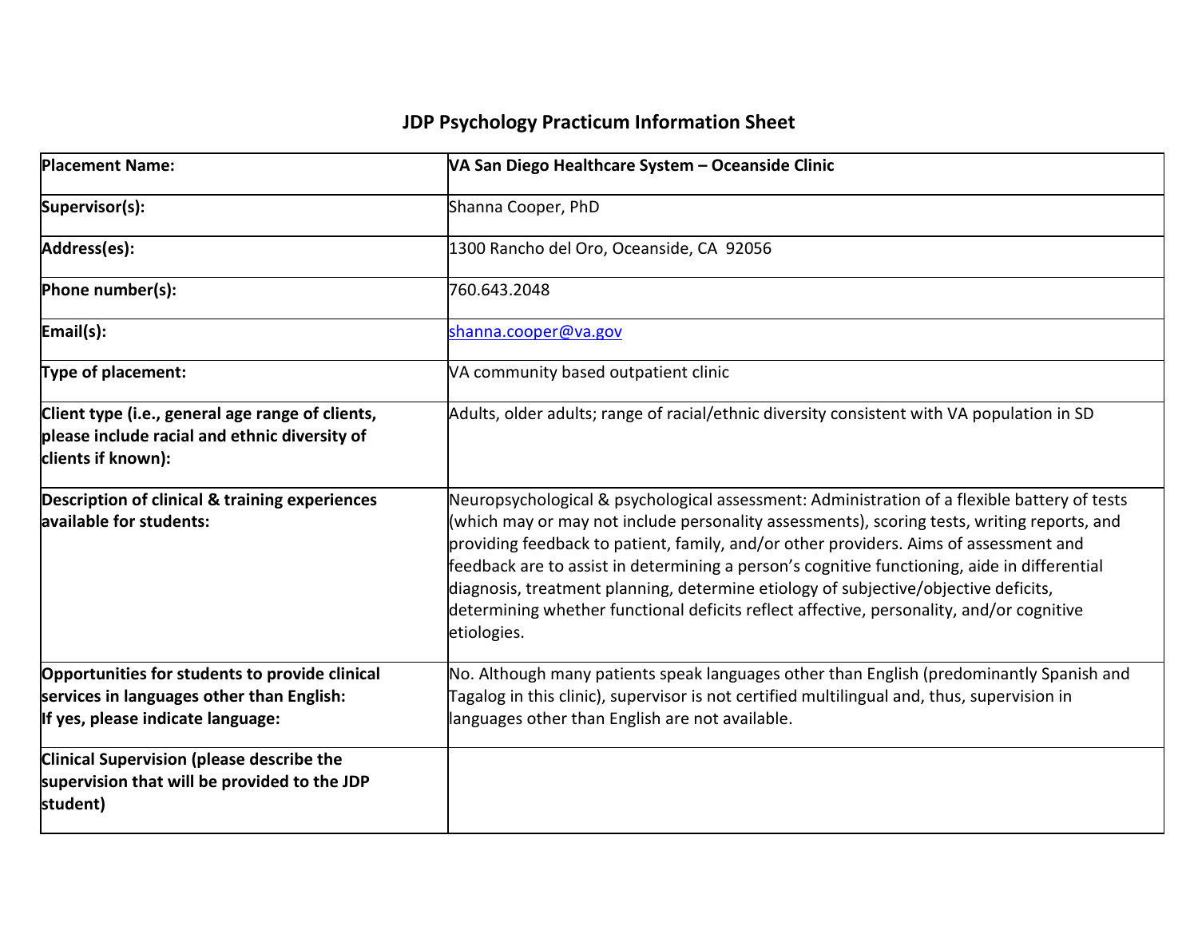## JDP Psychology Practicum Information Sheet

| **Placement Name:** | **VA San Diego Healthcare System – Oceanside Clinic** |
|---|---|
| **Supervisor(s):** | Shanna Cooper, PhD |
| **Address(es):** | 1300 Rancho del Oro, Oceanside, CA 92056 |
| **Phone number(s):** | 760.643.2048 |
| **Email(s):** | shanna.cooper@va.gov |
| **Type of placement:** | VA community based outpatient clinic |
| **Client type (i.e., general age range of clients, please include racial and ethnic diversity of clients if known):** | Adults, older adults; range of racial/ethnic diversity consistent with VA population in SD |
| **Description of clinical & training experiences available for students:** | Neuropsychological & psychological assessment: Administration of a flexible battery of tests (which may or may not include personality assessments), scoring tests, writing reports, and providing feedback to patient, family, and/or other providers. Aims of assessment and feedback are to assist in determining a person's cognitive functioning, aide in differential diagnosis, treatment planning, determine etiology of subjective/objective deficits, determining whether functional deficits reflect affective, personality, and/or cognitive etiologies. |
| **Opportunities for students to provide clinical services in languages other than English: If yes, please indicate language:** | No. Although many patients speak languages other than English (predominantly Spanish and Tagalog in this clinic), supervisor is not certified multilingual and, thus, supervision in languages other than English are not available. |
| **Clinical Supervision (please describe the supervision that will be provided to the JDP student)** | |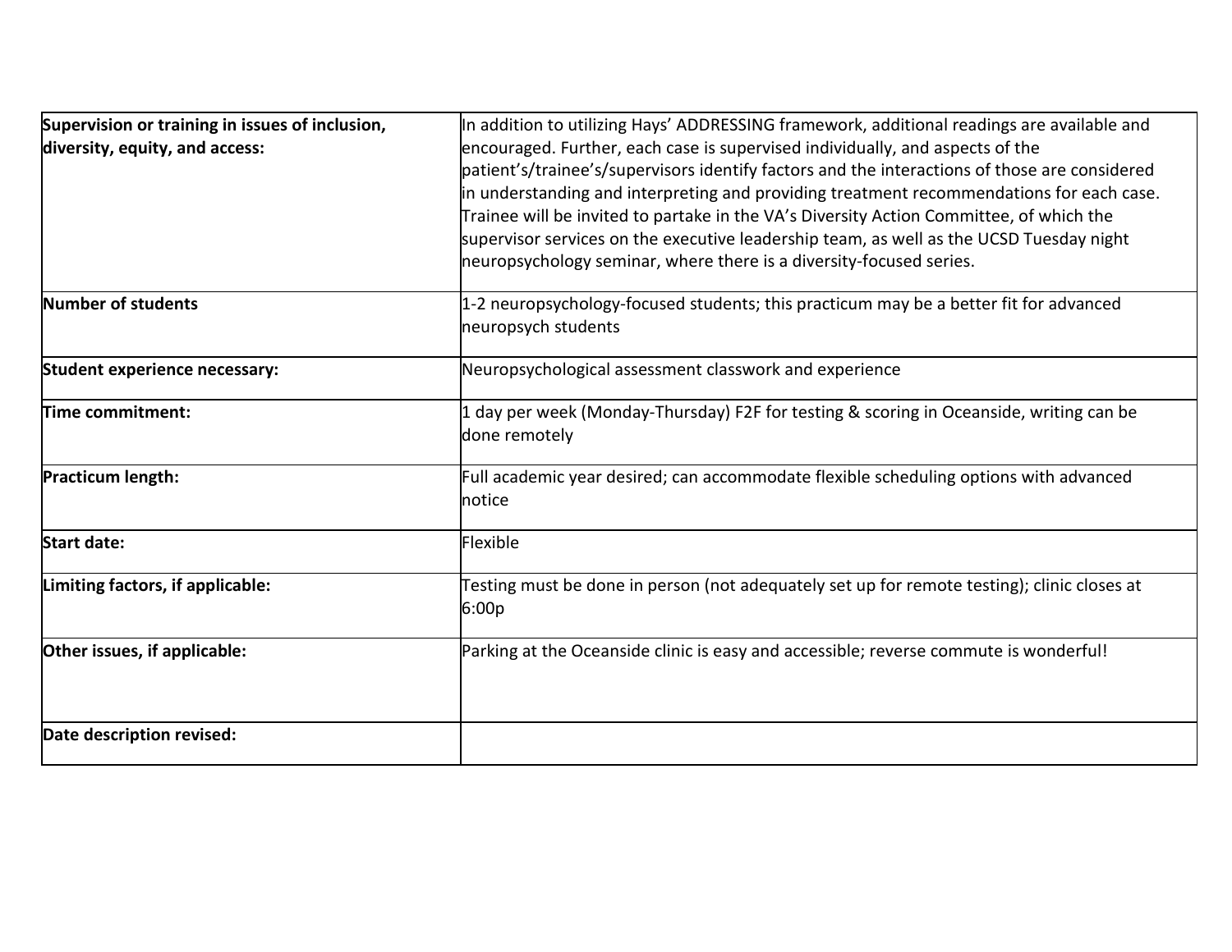| | |
|---|---|
| **Supervision or training in issues of inclusion, diversity, equity, and access:** | In addition to utilizing Hays' ADDRESSING framework, additional readings are available and encouraged. Further, each case is supervised individually, and aspects of the patient's/trainee's/supervisors identify factors and the interactions of those are considered in understanding and interpreting and providing treatment recommendations for each case. Trainee will be invited to partake in the VA's Diversity Action Committee, of which the supervisor services on the executive leadership team, as well as the UCSD Tuesday night neuropsychology seminar, where there is a diversity-focused series. |
| **Number of students** | 1-2 neuropsychology-focused students; this practicum may be a better fit for advanced neuropsych students |
| **Student experience necessary:** | Neuropsychological assessment classwork and experience |
| **Time commitment:** | 1 day per week (Monday-Thursday) F2F for testing & scoring in Oceanside, writing can be done remotely |
| **Practicum length:** | Full academic year desired; can accommodate flexible scheduling options with advanced notice |
| **Start date:** | Flexible |
| **Limiting factors, if applicable:** | Testing must be done in person (not adequately set up for remote testing); clinic closes at 6:00p |
| **Other issues, if applicable:** | Parking at the Oceanside clinic is easy and accessible; reverse commute is wonderful! |
| **Date description revised:** | |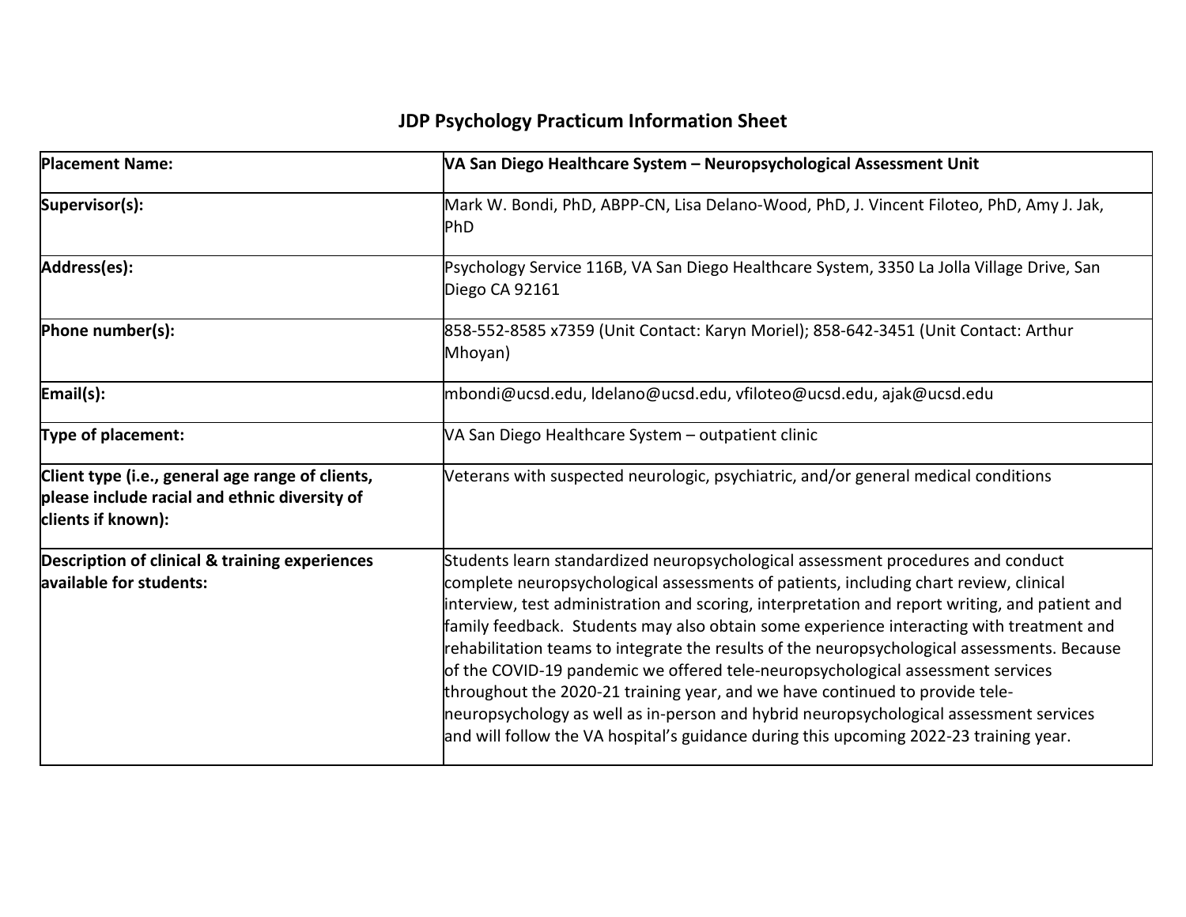# JDP Psychology Practicum Information Sheet

| | |
|---|---|
| **Placement Name:** | **VA San Diego Healthcare System – Neuropsychological Assessment Unit** |
| **Supervisor(s):** | Mark W. Bondi, PhD, ABPP-CN, Lisa Delano-Wood, PhD, J. Vincent Filoteo, PhD, Amy J. Jak, PhD |
| **Address(es):** | Psychology Service 116B, VA San Diego Healthcare System, 3350 La Jolla Village Drive, San Diego CA 92161 |
| **Phone number(s):** | 858-552-8585 x7359 (Unit Contact: Karyn Moriel); 858-642-3451 (Unit Contact: Arthur Mhoyan) |
| **Email(s):** | mbondi@ucsd.edu, ldelano@ucsd.edu, vfiloteo@ucsd.edu, ajak@ucsd.edu |
| **Type of placement:** | VA San Diego Healthcare System – outpatient clinic |
| **Client type (i.e., general age range of clients, please include racial and ethnic diversity of clients if known):** | Veterans with suspected neurologic, psychiatric, and/or general medical conditions |
| **Description of clinical & training experiences available for students:** | Students learn standardized neuropsychological assessment procedures and conduct complete neuropsychological assessments of patients, including chart review, clinical interview, test administration and scoring, interpretation and report writing, and patient and family feedback. Students may also obtain some experience interacting with treatment and rehabilitation teams to integrate the results of the neuropsychological assessments. Because of the COVID-19 pandemic we offered tele-neuropsychological assessment services throughout the 2020-21 training year, and we have continued to provide tele-neuropsychology as well as in-person and hybrid neuropsychological assessment services and will follow the VA hospital's guidance during this upcoming 2022-23 training year. |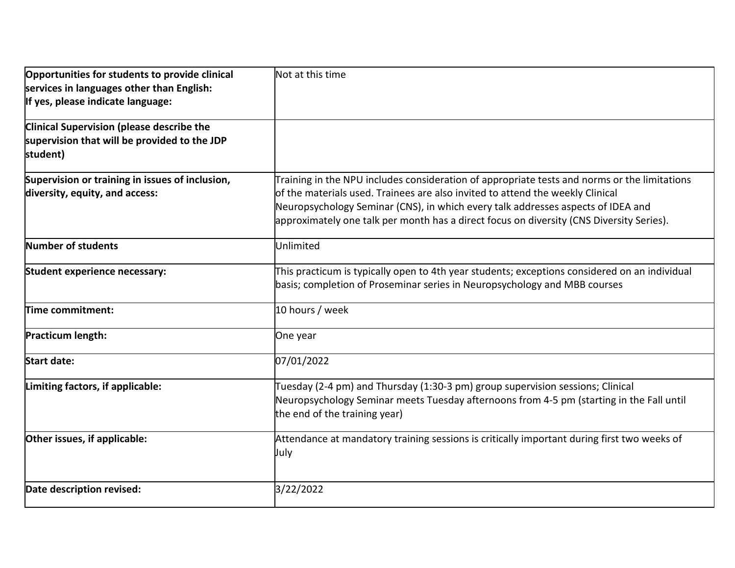| | |
|---|---|
| **Opportunities for students to provide clinical services in languages other than English:**<br>**If yes, please indicate language:** | Not at this time |
| **Clinical Supervision (please describe the supervision that will be provided to the JDP student)** | |
| **Supervision or training in issues of inclusion, diversity, equity, and access:** | Training in the NPU includes consideration of appropriate tests and norms or the limitations of the materials used. Trainees are also invited to attend the weekly Clinical Neuropsychology Seminar (CNS), in which every talk addresses aspects of IDEA and approximately one talk per month has a direct focus on diversity (CNS Diversity Series). |
| **Number of students** | Unlimited |
| **Student experience necessary:** | This practicum is typically open to 4th year students; exceptions considered on an individual basis; completion of Proseminar series in Neuropsychology and MBB courses |
| **Time commitment:** | 10 hours / week |
| **Practicum length:** | One year |
| **Start date:** | 07/01/2022 |
| **Limiting factors, if applicable:** | Tuesday (2-4 pm) and Thursday (1:30-3 pm) group supervision sessions; Clinical Neuropsychology Seminar meets Tuesday afternoons from 4-5 pm (starting in the Fall until the end of the training year) |
| **Other issues, if applicable:** | Attendance at mandatory training sessions is critically important during first two weeks of July |
| **Date description revised:** | 3/22/2022 |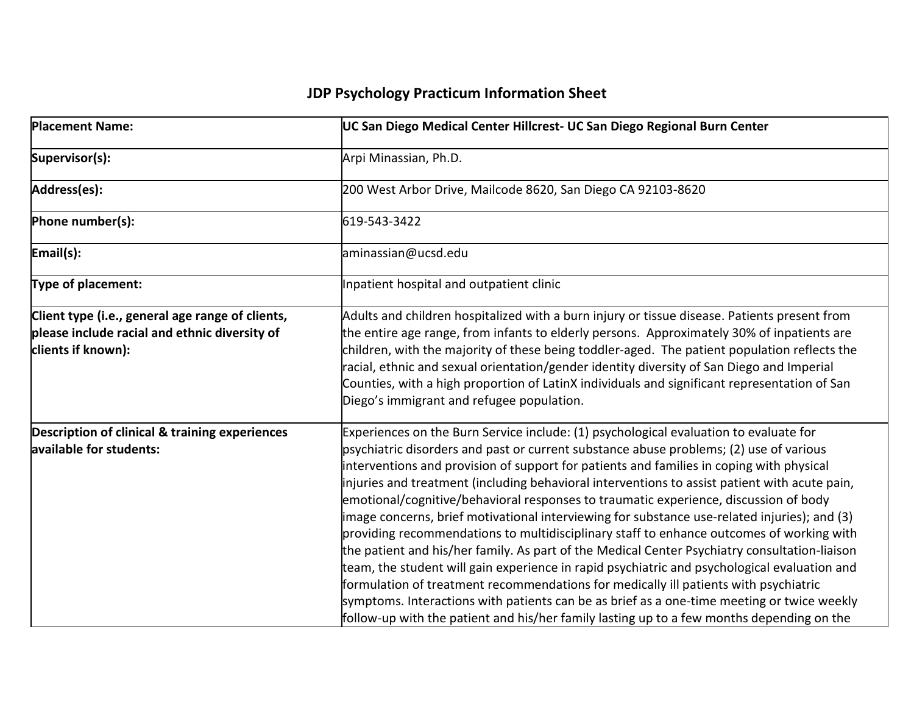# JDP Psychology Practicum Information Sheet

| Placement Name: | UC San Diego Medical Center Hillcrest- UC San Diego Regional Burn Center |
|---|---|
| Supervisor(s): | Arpi Minassian, Ph.D. |
| Address(es): | 200 West Arbor Drive, Mailcode 8620, San Diego CA 92103-8620 |
| Phone number(s): | 619-543-3422 |
| Email(s): | aminassian@ucsd.edu |
| Type of placement: | Inpatient hospital and outpatient clinic |
| Client type (i.e., general age range of clients, please include racial and ethnic diversity of clients if known): | Adults and children hospitalized with a burn injury or tissue disease. Patients present from the entire age range, from infants to elderly persons. Approximately 30% of inpatients are children, with the majority of these being toddler-aged. The patient population reflects the racial, ethnic and sexual orientation/gender identity diversity of San Diego and Imperial Counties, with a high proportion of LatinX individuals and significant representation of San Diego's immigrant and refugee population. |
| Description of clinical & training experiences available for students: | Experiences on the Burn Service include: (1) psychological evaluation to evaluate for psychiatric disorders and past or current substance abuse problems; (2) use of various interventions and provision of support for patients and families in coping with physical injuries and treatment (including behavioral interventions to assist patient with acute pain, emotional/cognitive/behavioral responses to traumatic experience, discussion of body image concerns, brief motivational interviewing for substance use-related injuries); and (3) providing recommendations to multidisciplinary staff to enhance outcomes of working with the patient and his/her family. As part of the Medical Center Psychiatry consultation-liaison team, the student will gain experience in rapid psychiatric and psychological evaluation and formulation of treatment recommendations for medically ill patients with psychiatric symptoms. Interactions with patients can be as brief as a one-time meeting or twice weekly follow-up with the patient and his/her family lasting up to a few months depending on the |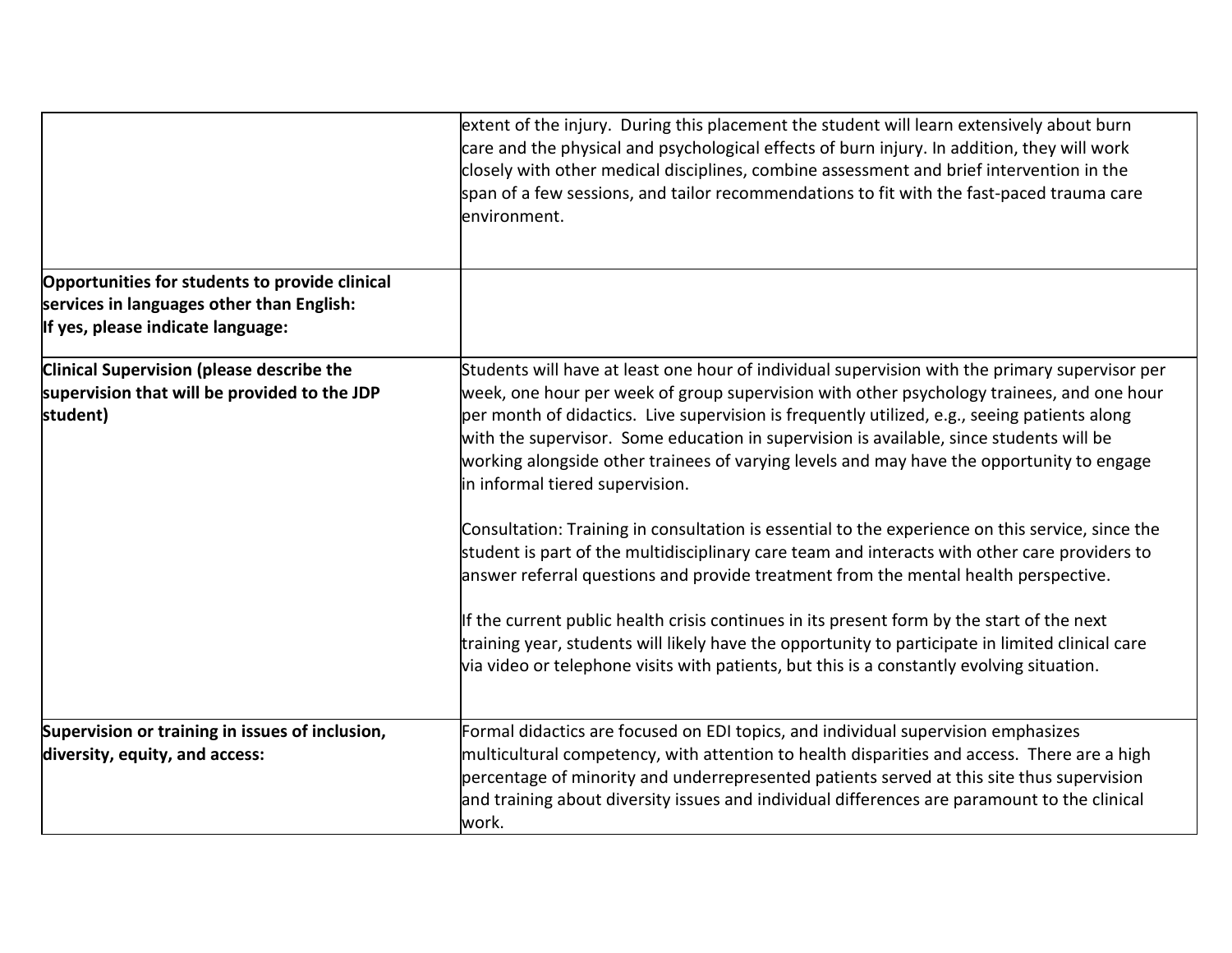| | |
|---|---|
| | extent of the injury. During this placement the student will learn extensively about burn care and the physical and psychological effects of burn injury. In addition, they will work closely with other medical disciplines, combine assessment and brief intervention in the span of a few sessions, and tailor recommendations to fit with the fast-paced trauma care environment. |
| **Opportunities for students to provide clinical services in languages other than English: If yes, please indicate language:** | |
| **Clinical Supervision (please describe the supervision that will be provided to the JDP student)** | Students will have at least one hour of individual supervision with the primary supervisor per week, one hour per week of group supervision with other psychology trainees, and one hour per month of didactics. Live supervision is frequently utilized, e.g., seeing patients along with the supervisor. Some education in supervision is available, since students will be working alongside other trainees of varying levels and may have the opportunity to engage in informal tiered supervision.<br><br>Consultation: Training in consultation is essential to the experience on this service, since the student is part of the multidisciplinary care team and interacts with other care providers to answer referral questions and provide treatment from the mental health perspective.<br><br>If the current public health crisis continues in its present form by the start of the next training year, students will likely have the opportunity to participate in limited clinical care via video or telephone visits with patients, but this is a constantly evolving situation. |
| **Supervision or training in issues of inclusion, diversity, equity, and access:** | Formal didactics are focused on EDI topics, and individual supervision emphasizes multicultural competency, with attention to health disparities and access. There are a high percentage of minority and underrepresented patients served at this site thus supervision and training about diversity issues and individual differences are paramount to the clinical work. |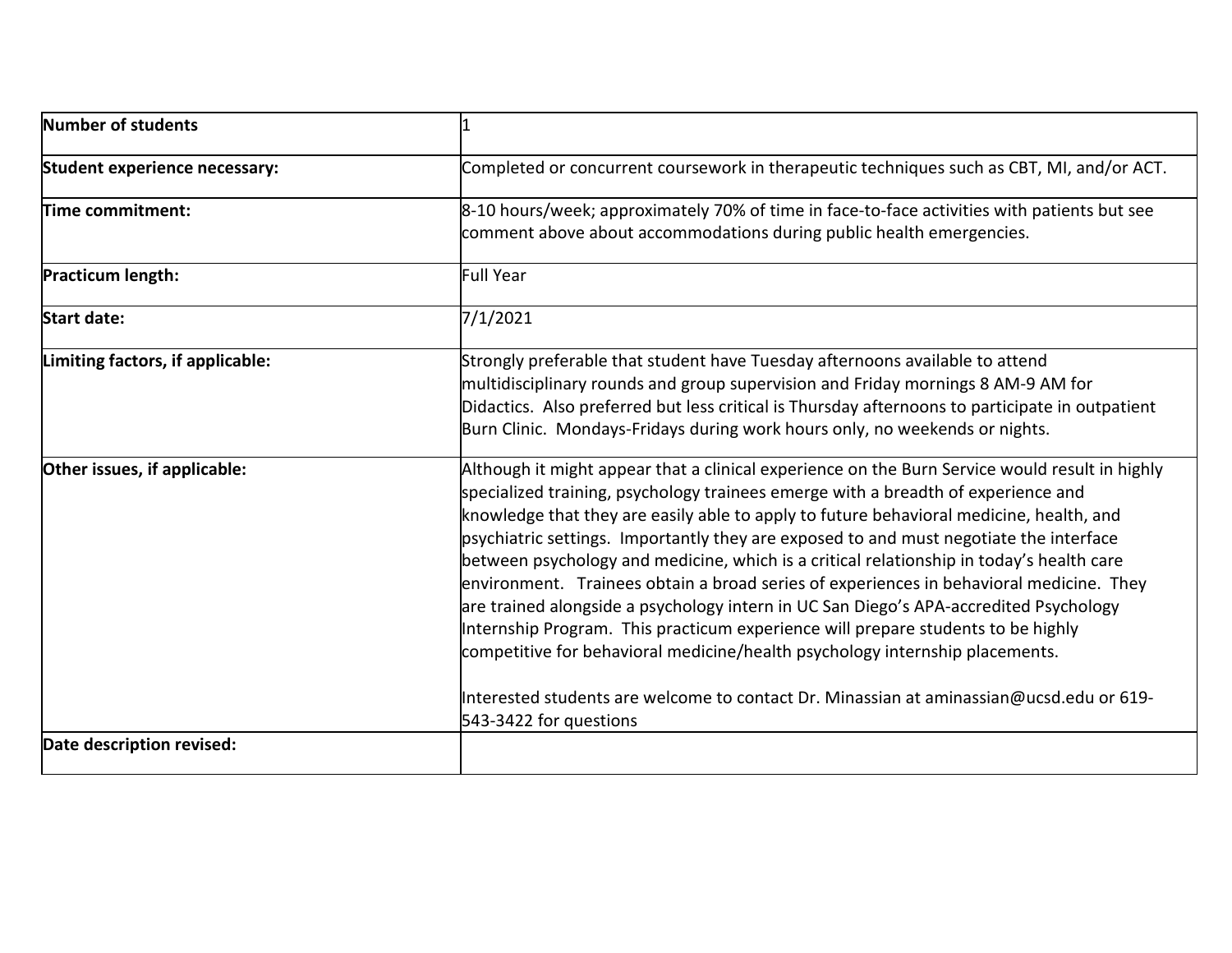| | |
|---|---|
| **Number of students** | 1 |
| **Student experience necessary:** | Completed or concurrent coursework in therapeutic techniques such as CBT, MI, and/or ACT. |
| **Time commitment:** | 8-10 hours/week; approximately 70% of time in face-to-face activities with patients but see comment above about accommodations during public health emergencies. |
| **Practicum length:** | Full Year |
| **Start date:** | 7/1/2021 |
| **Limiting factors, if applicable:** | Strongly preferable that student have Tuesday afternoons available to attend multidisciplinary rounds and group supervision and Friday mornings 8 AM-9 AM for Didactics. Also preferred but less critical is Thursday afternoons to participate in outpatient Burn Clinic. Mondays-Fridays during work hours only, no weekends or nights. |
| **Other issues, if applicable:** | Although it might appear that a clinical experience on the Burn Service would result in highly specialized training, psychology trainees emerge with a breadth of experience and knowledge that they are easily able to apply to future behavioral medicine, health, and psychiatric settings. Importantly they are exposed to and must negotiate the interface between psychology and medicine, which is a critical relationship in today's health care environment. Trainees obtain a broad series of experiences in behavioral medicine. They are trained alongside a psychology intern in UC San Diego's APA-accredited Psychology Internship Program. This practicum experience will prepare students to be highly competitive for behavioral medicine/health psychology internship placements.<br><br>Interested students are welcome to contact Dr. Minassian at aminassian@ucsd.edu or 619-543-3422 for questions |
| **Date description revised:** | |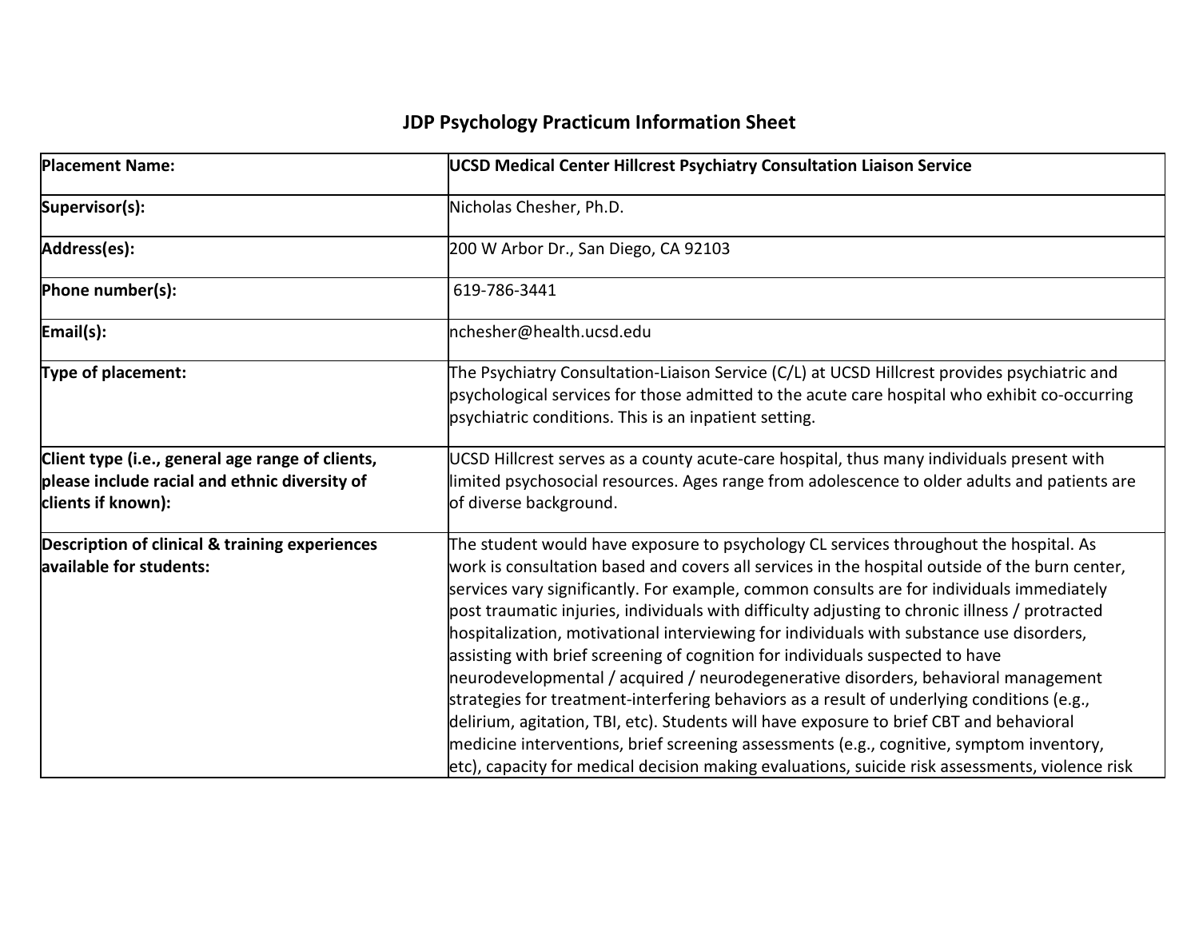# JDP Psychology Practicum Information Sheet

| Placement Name: | UCSD Medical Center Hillcrest Psychiatry Consultation Liaison Service |
|---|---|
| Supervisor(s): | Nicholas Chesher, Ph.D. |
| Address(es): | 200 W Arbor Dr., San Diego, CA 92103 |
| Phone number(s): | 619-786-3441 |
| Email(s): | nchesher@health.ucsd.edu |
| Type of placement: | The Psychiatry Consultation-Liaison Service (C/L) at UCSD Hillcrest provides psychiatric and psychological services for those admitted to the acute care hospital who exhibit co-occurring psychiatric conditions. This is an inpatient setting. |
| Client type (i.e., general age range of clients, please include racial and ethnic diversity of clients if known): | UCSD Hillcrest serves as a county acute-care hospital, thus many individuals present with limited psychosocial resources. Ages range from adolescence to older adults and patients are of diverse background. |
| Description of clinical & training experiences available for students: | The student would have exposure to psychology CL services throughout the hospital. As work is consultation based and covers all services in the hospital outside of the burn center, services vary significantly. For example, common consults are for individuals immediately post traumatic injuries, individuals with difficulty adjusting to chronic illness / protracted hospitalization, motivational interviewing for individuals with substance use disorders, assisting with brief screening of cognition for individuals suspected to have neurodevelopmental / acquired / neurodegenerative disorders, behavioral management strategies for treatment-interfering behaviors as a result of underlying conditions (e.g., delirium, agitation, TBI, etc). Students will have exposure to brief CBT and behavioral medicine interventions, brief screening assessments (e.g., cognitive, symptom inventory, etc), capacity for medical decision making evaluations, suicide risk assessments, violence risk |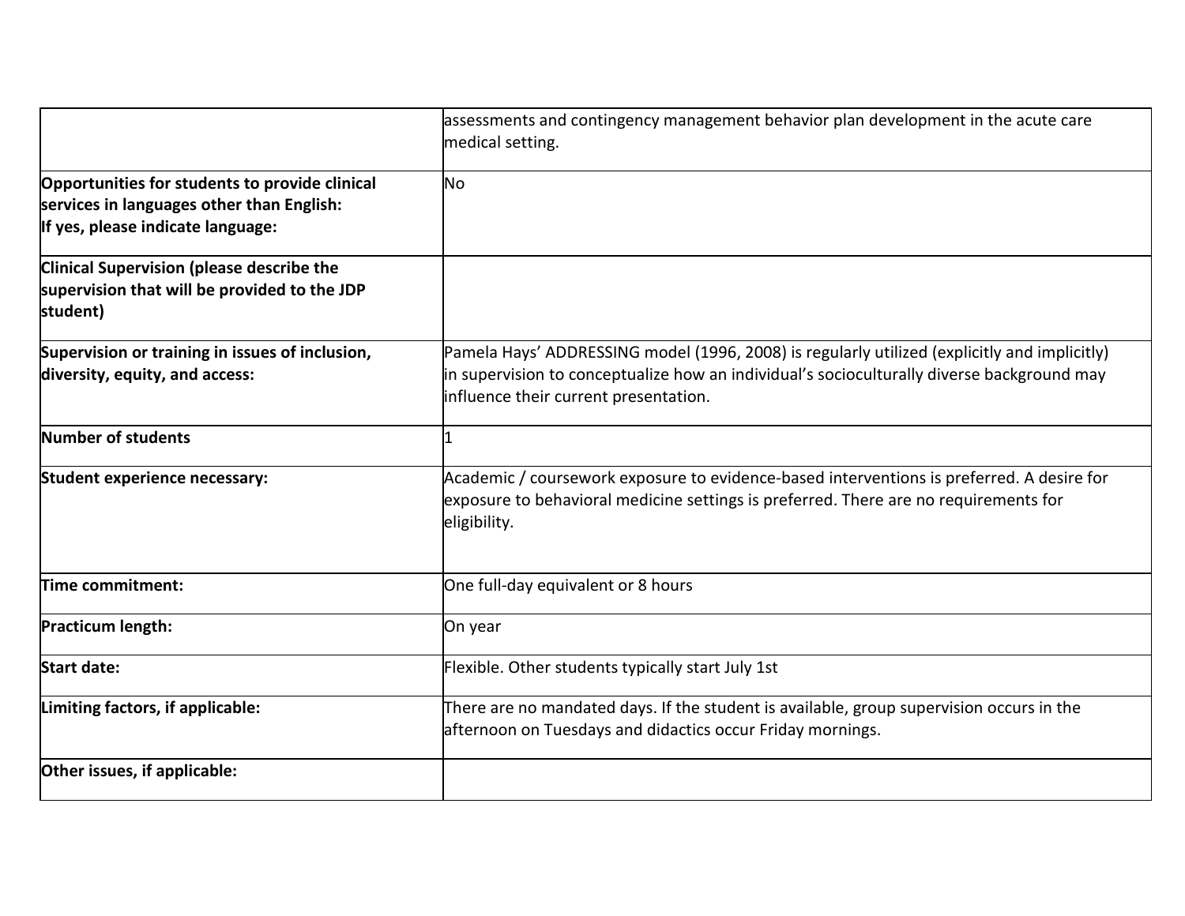| | |
|---|---|
| | assessments and contingency management behavior plan development in the acute care medical setting. |
| **Opportunities for students to provide clinical services in languages other than English: If yes, please indicate language:** | No |
| **Clinical Supervision (please describe the supervision that will be provided to the JDP student)** | |
| **Supervision or training in issues of inclusion, diversity, equity, and access:** | Pamela Hays' ADDRESSING model (1996, 2008) is regularly utilized (explicitly and implicitly) in supervision to conceptualize how an individual's socioculturally diverse background may influence their current presentation. |
| **Number of students** | 1 |
| **Student experience necessary:** | Academic / coursework exposure to evidence-based interventions is preferred. A desire for exposure to behavioral medicine settings is preferred. There are no requirements for eligibility. |
| **Time commitment:** | One full-day equivalent or 8 hours |
| **Practicum length:** | On year |
| **Start date:** | Flexible. Other students typically start July 1st |
| **Limiting factors, if applicable:** | There are no mandated days. If the student is available, group supervision occurs in the afternoon on Tuesdays and didactics occur Friday mornings. |
| **Other issues, if applicable:** | |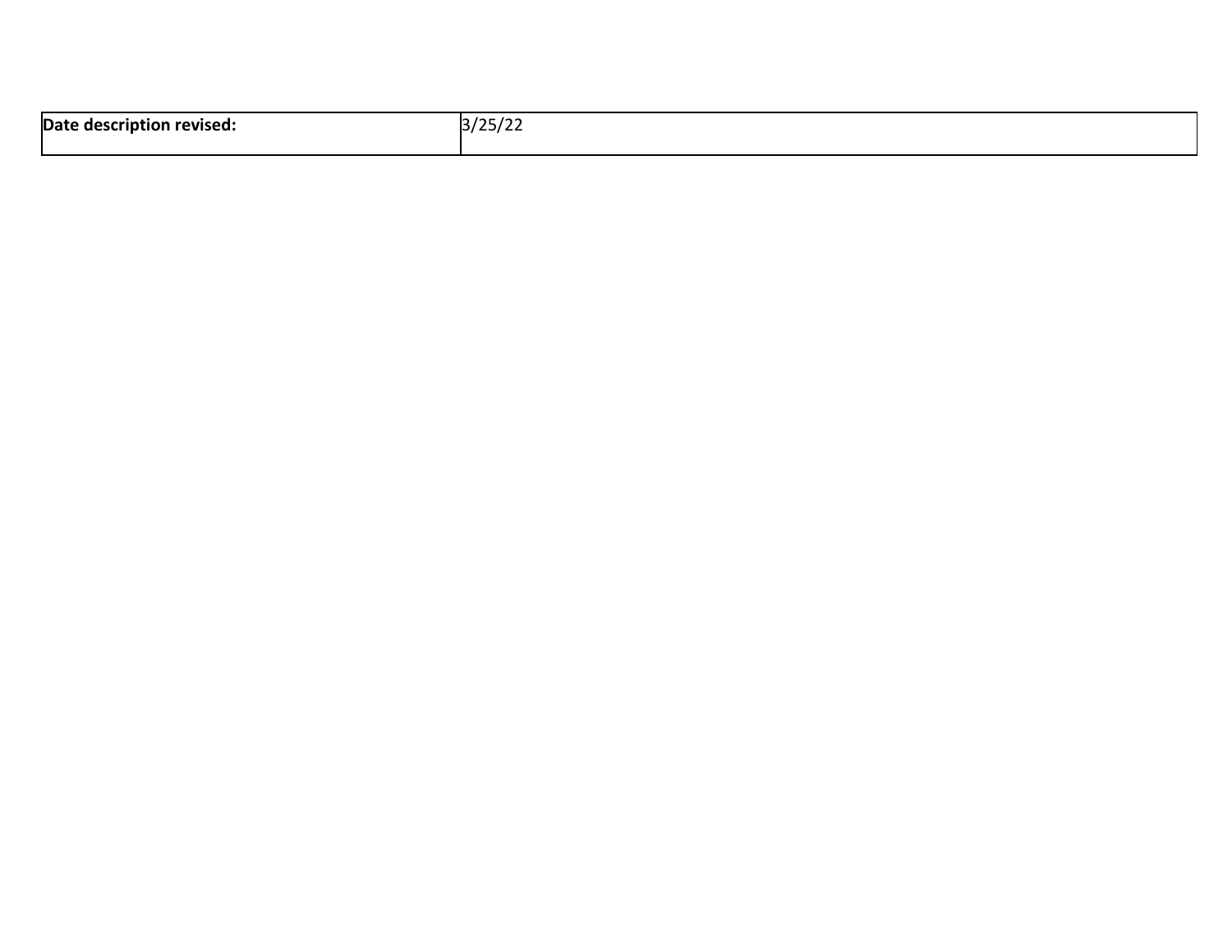| **Date description revised:** | 3/25/22 |
|---|---|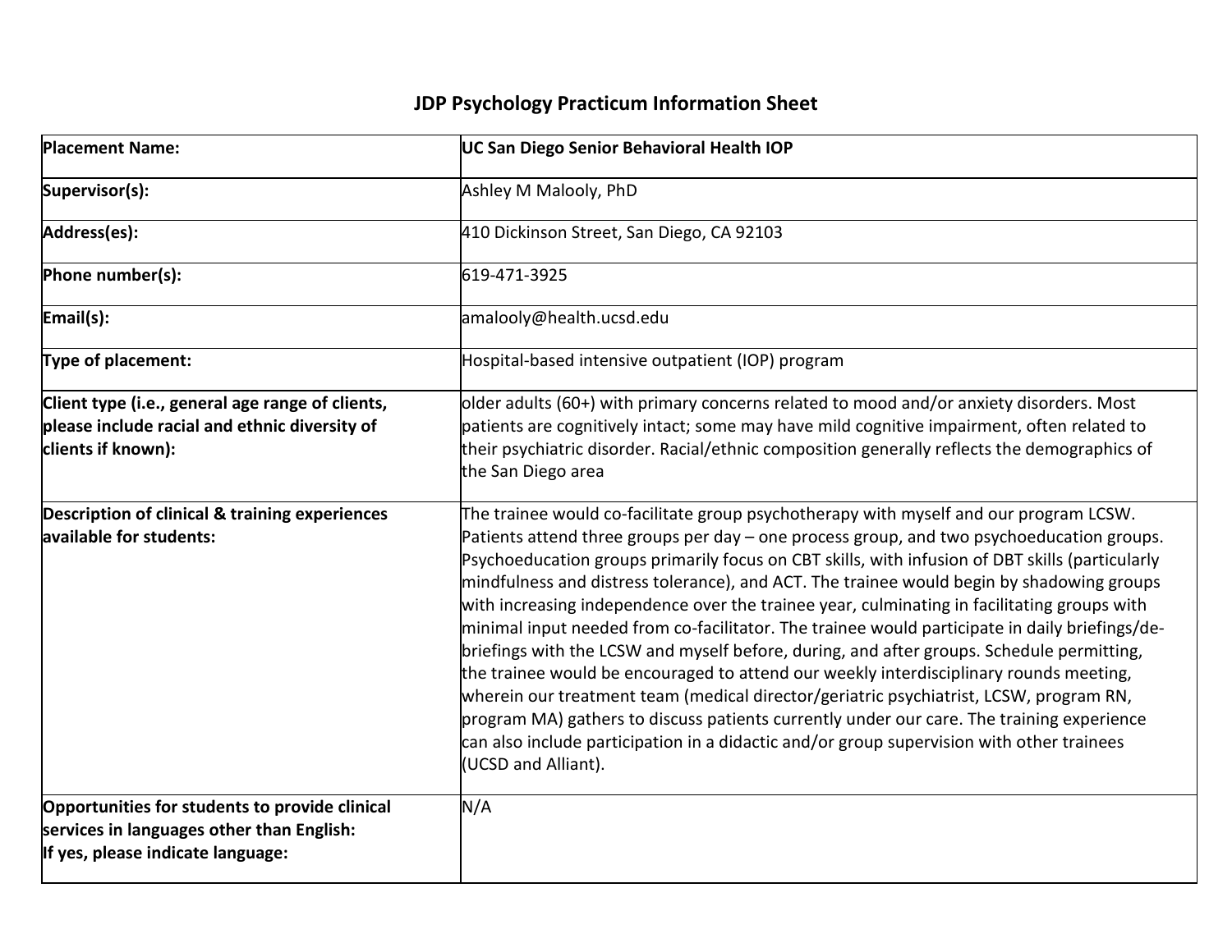# JDP Psychology Practicum Information Sheet

| | |
|---|---|
| **Placement Name:** | **UC San Diego Senior Behavioral Health IOP** |
| **Supervisor(s):** | Ashley M Malooly, PhD |
| **Address(es):** | 410 Dickinson Street, San Diego, CA 92103 |
| **Phone number(s):** | 619-471-3925 |
| **Email(s):** | amalooly@health.ucsd.edu |
| **Type of placement:** | Hospital-based intensive outpatient (IOP) program |
| **Client type (i.e., general age range of clients, please include racial and ethnic diversity of clients if known):** | older adults (60+) with primary concerns related to mood and/or anxiety disorders. Most patients are cognitively intact; some may have mild cognitive impairment, often related to their psychiatric disorder. Racial/ethnic composition generally reflects the demographics of the San Diego area |
| **Description of clinical & training experiences available for students:** | The trainee would co-facilitate group psychotherapy with myself and our program LCSW. Patients attend three groups per day – one process group, and two psychoeducation groups. Psychoeducation groups primarily focus on CBT skills, with infusion of DBT skills (particularly mindfulness and distress tolerance), and ACT. The trainee would begin by shadowing groups with increasing independence over the trainee year, culminating in facilitating groups with minimal input needed from co-facilitator. The trainee would participate in daily briefings/de-briefings with the LCSW and myself before, during, and after groups. Schedule permitting, the trainee would be encouraged to attend our weekly interdisciplinary rounds meeting, wherein our treatment team (medical director/geriatric psychiatrist, LCSW, program RN, program MA) gathers to discuss patients currently under our care. The training experience can also include participation in a didactic and/or group supervision with other trainees (UCSD and Alliant). |
| **Opportunities for students to provide clinical services in languages other than English: If yes, please indicate language:** | N/A |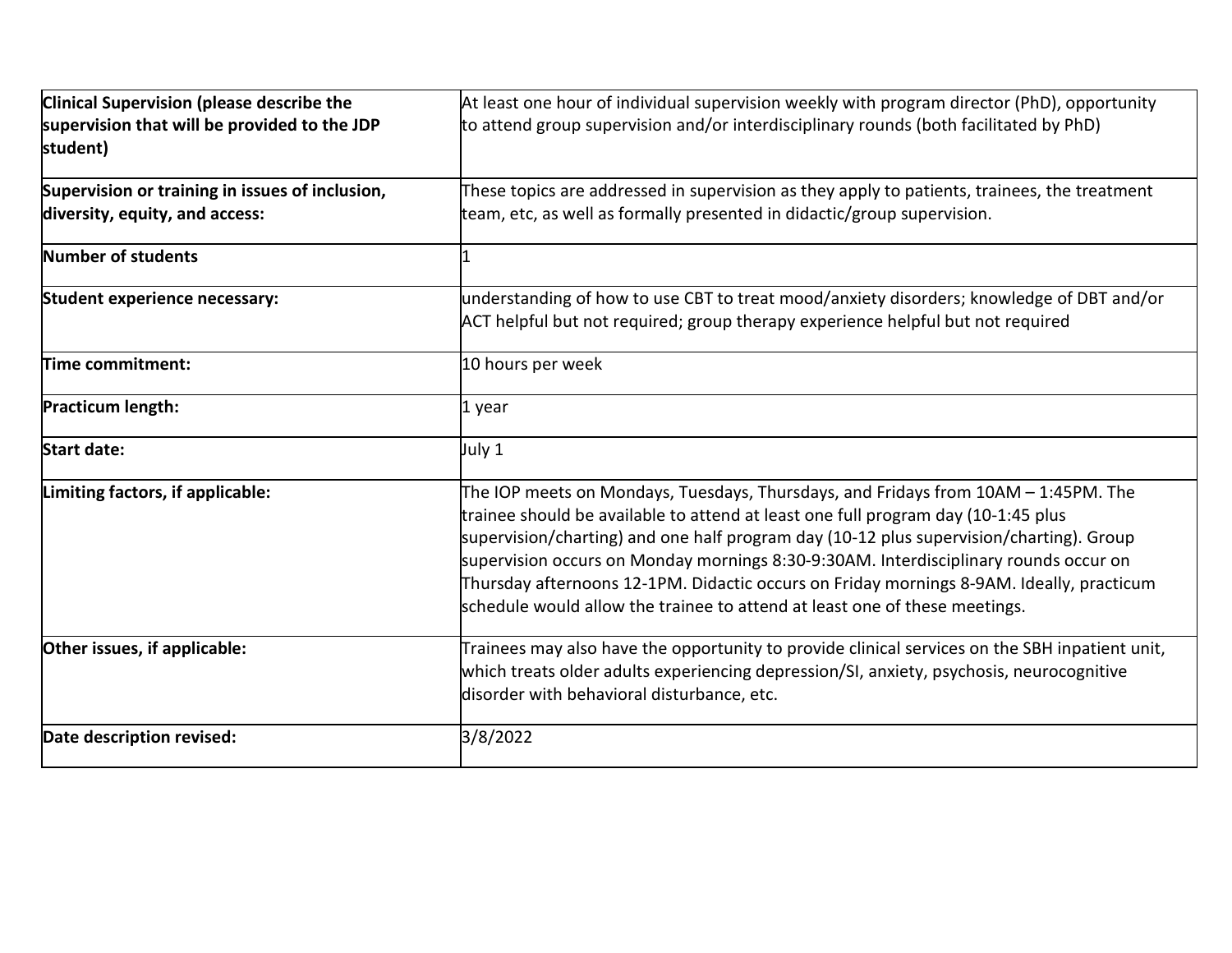| | |
|---|---|
| **Clinical Supervision (please describe the supervision that will be provided to the JDP student)** | At least one hour of individual supervision weekly with program director (PhD), opportunity to attend group supervision and/or interdisciplinary rounds (both facilitated by PhD) |
| **Supervision or training in issues of inclusion, diversity, equity, and access:** | These topics are addressed in supervision as they apply to patients, trainees, the treatment team, etc, as well as formally presented in didactic/group supervision. |
| **Number of students** | 1 |
| **Student experience necessary:** | understanding of how to use CBT to treat mood/anxiety disorders; knowledge of DBT and/or ACT helpful but not required; group therapy experience helpful but not required |
| **Time commitment:** | 10 hours per week |
| **Practicum length:** | 1 year |
| **Start date:** | July 1 |
| **Limiting factors, if applicable:** | The IOP meets on Mondays, Tuesdays, Thursdays, and Fridays from 10AM – 1:45PM. The trainee should be available to attend at least one full program day (10-1:45 plus supervision/charting) and one half program day (10-12 plus supervision/charting). Group supervision occurs on Monday mornings 8:30-9:30AM. Interdisciplinary rounds occur on Thursday afternoons 12-1PM. Didactic occurs on Friday mornings 8-9AM. Ideally, practicum schedule would allow the trainee to attend at least one of these meetings. |
| **Other issues, if applicable:** | Trainees may also have the opportunity to provide clinical services on the SBH inpatient unit, which treats older adults experiencing depression/SI, anxiety, psychosis, neurocognitive disorder with behavioral disturbance, etc. |
| **Date description revised:** | 3/8/2022 |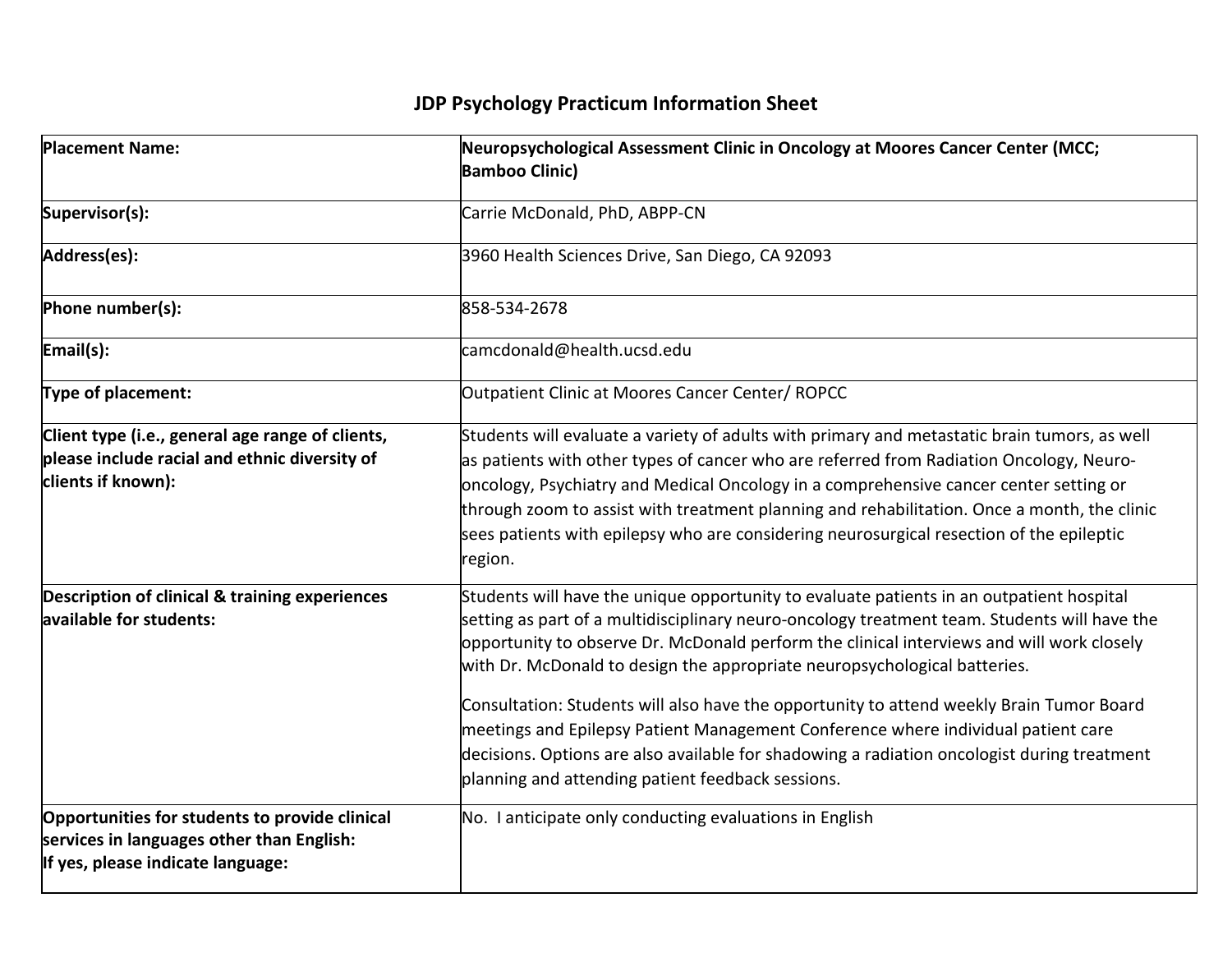## JDP Psychology Practicum Information Sheet

| | |
|---|---|
| **Placement Name:** | **Neuropsychological Assessment Clinic in Oncology at Moores Cancer Center (MCC; Bamboo Clinic)** |
| **Supervisor(s):** | Carrie McDonald, PhD, ABPP-CN |
| **Address(es):** | 3960 Health Sciences Drive, San Diego, CA 92093 |
| **Phone number(s):** | 858-534-2678 |
| **Email(s):** | camcdonald@health.ucsd.edu |
| **Type of placement:** | Outpatient Clinic at Moores Cancer Center/ ROPCC |
| **Client type (i.e., general age range of clients, please include racial and ethnic diversity of clients if known):** | Students will evaluate a variety of adults with primary and metastatic brain tumors, as well as patients with other types of cancer who are referred from Radiation Oncology, Neuro-oncology, Psychiatry and Medical Oncology in a comprehensive cancer center setting or through zoom to assist with treatment planning and rehabilitation. Once a month, the clinic sees patients with epilepsy who are considering neurosurgical resection of the epileptic region. |
| **Description of clinical & training experiences available for students:** | Students will have the unique opportunity to evaluate patients in an outpatient hospital setting as part of a multidisciplinary neuro-oncology treatment team. Students will have the opportunity to observe Dr. McDonald perform the clinical interviews and will work closely with Dr. McDonald to design the appropriate neuropsychological batteries.<br><br>Consultation: Students will also have the opportunity to attend weekly Brain Tumor Board meetings and Epilepsy Patient Management Conference where individual patient care decisions. Options are also available for shadowing a radiation oncologist during treatment planning and attending patient feedback sessions. |
| **Opportunities for students to provide clinical services in languages other than English: If yes, please indicate language:** | No. I anticipate only conducting evaluations in English |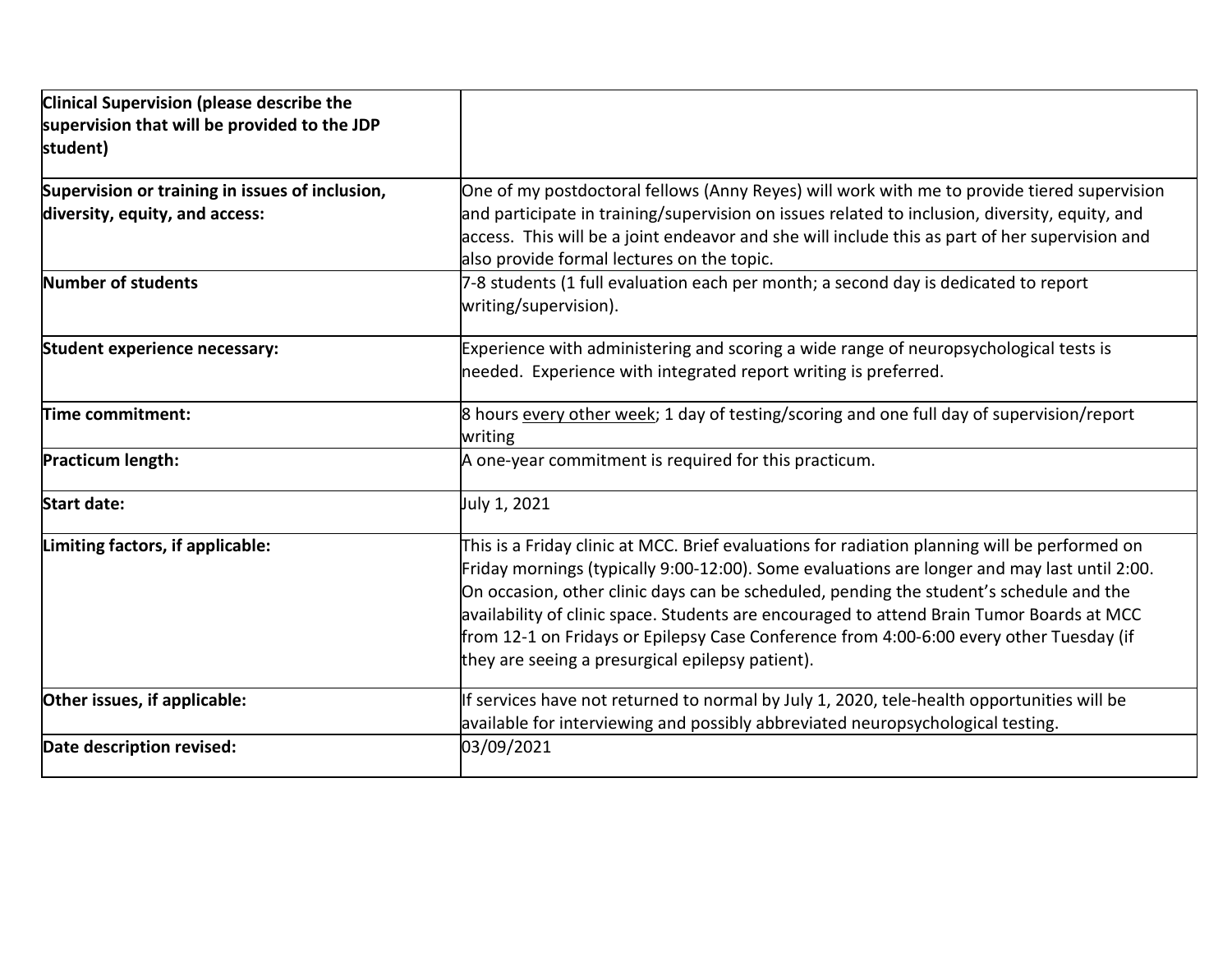| | |
|---|---|
| **Clinical Supervision (please describe the supervision that will be provided to the JDP student)** | |
| **Supervision or training in issues of inclusion, diversity, equity, and access:** | One of my postdoctoral fellows (Anny Reyes) will work with me to provide tiered supervision and participate in training/supervision on issues related to inclusion, diversity, equity, and access. This will be a joint endeavor and she will include this as part of her supervision and also provide formal lectures on the topic. |
| **Number of students** | 7-8 students (1 full evaluation each per month; a second day is dedicated to report writing/supervision). |
| **Student experience necessary:** | Experience with administering and scoring a wide range of neuropsychological tests is needed. Experience with integrated report writing is preferred. |
| **Time commitment:** | 8 hours <u>every other week</u>; 1 day of testing/scoring and one full day of supervision/report writing |
| **Practicum length:** | A one-year commitment is required for this practicum. |
| **Start date:** | July 1, 2021 |
| **Limiting factors, if applicable:** | This is a Friday clinic at MCC. Brief evaluations for radiation planning will be performed on Friday mornings (typically 9:00-12:00). Some evaluations are longer and may last until 2:00. On occasion, other clinic days can be scheduled, pending the student's schedule and the availability of clinic space. Students are encouraged to attend Brain Tumor Boards at MCC from 12-1 on Fridays or Epilepsy Case Conference from 4:00-6:00 every other Tuesday (if they are seeing a presurgical epilepsy patient). |
| **Other issues, if applicable:** | If services have not returned to normal by July 1, 2020, tele-health opportunities will be available for interviewing and possibly abbreviated neuropsychological testing. |
| **Date description revised:** | 03/09/2021 |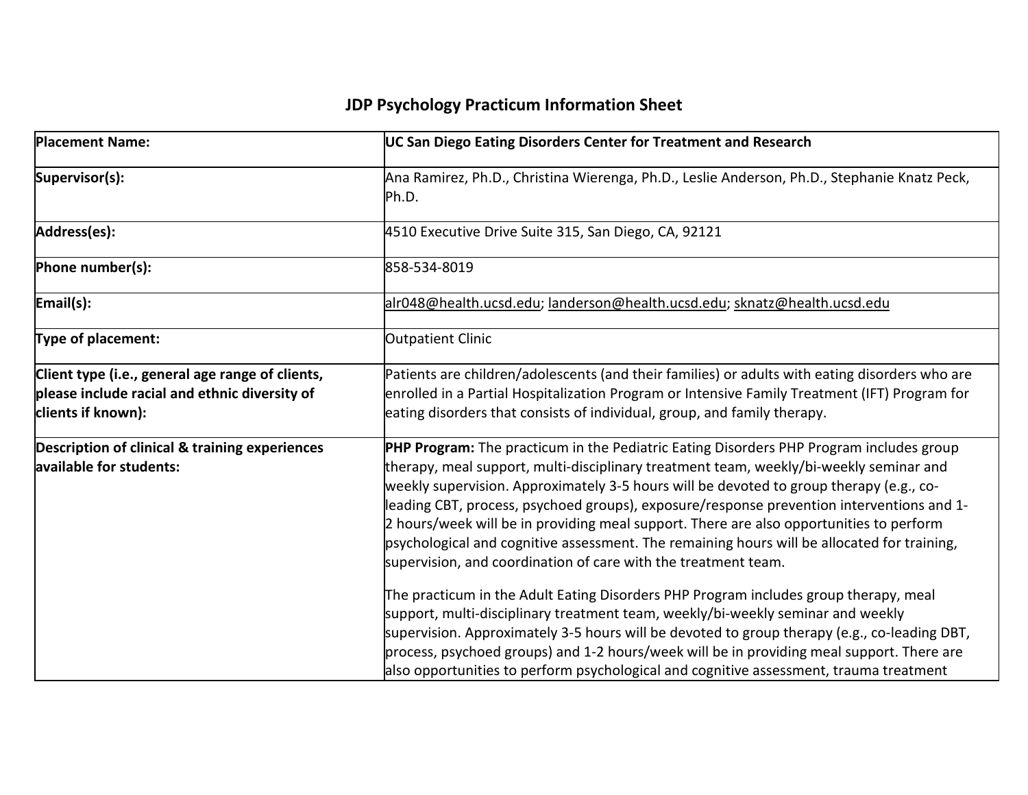## JDP Psychology Practicum Information Sheet

| Placement Name: | UC San Diego Eating Disorders Center for Treatment and Research |
|---|---|
| Supervisor(s): | Ana Ramirez, Ph.D., Christina Wierenga, Ph.D., Leslie Anderson, Ph.D., Stephanie Knatz Peck, Ph.D. |
| Address(es): | 4510 Executive Drive Suite 315, San Diego, CA, 92121 |
| Phone number(s): | 858-534-8019 |
| Email(s): | alr048@health.ucsd.edu; landerson@health.ucsd.edu; sknatz@health.ucsd.edu |
| Type of placement: | Outpatient Clinic |
| Client type (i.e., general age range of clients, please include racial and ethnic diversity of clients if known): | Patients are children/adolescents (and their families) or adults with eating disorders who are enrolled in a Partial Hospitalization Program or Intensive Family Treatment (IFT) Program for eating disorders that consists of individual, group, and family therapy. |
| Description of clinical & training experiences available for students: | **PHP Program:** The practicum in the Pediatric Eating Disorders PHP Program includes group therapy, meal support, multi-disciplinary treatment team, weekly/bi-weekly seminar and weekly supervision. Approximately 3-5 hours will be devoted to group therapy (e.g., co-leading CBT, process, psychoed groups), exposure/response prevention interventions and 1-2 hours/week will be in providing meal support. There are also opportunities to perform psychological and cognitive assessment. The remaining hours will be allocated for training, supervision, and coordination of care with the treatment team.<br><br>The practicum in the Adult Eating Disorders PHP Program includes group therapy, meal support, multi-disciplinary treatment team, weekly/bi-weekly seminar and weekly supervision. Approximately 3-5 hours will be devoted to group therapy (e.g., co-leading DBT, process, psychoed groups) and 1-2 hours/week will be in providing meal support. There are also opportunities to perform psychological and cognitive assessment, trauma treatment |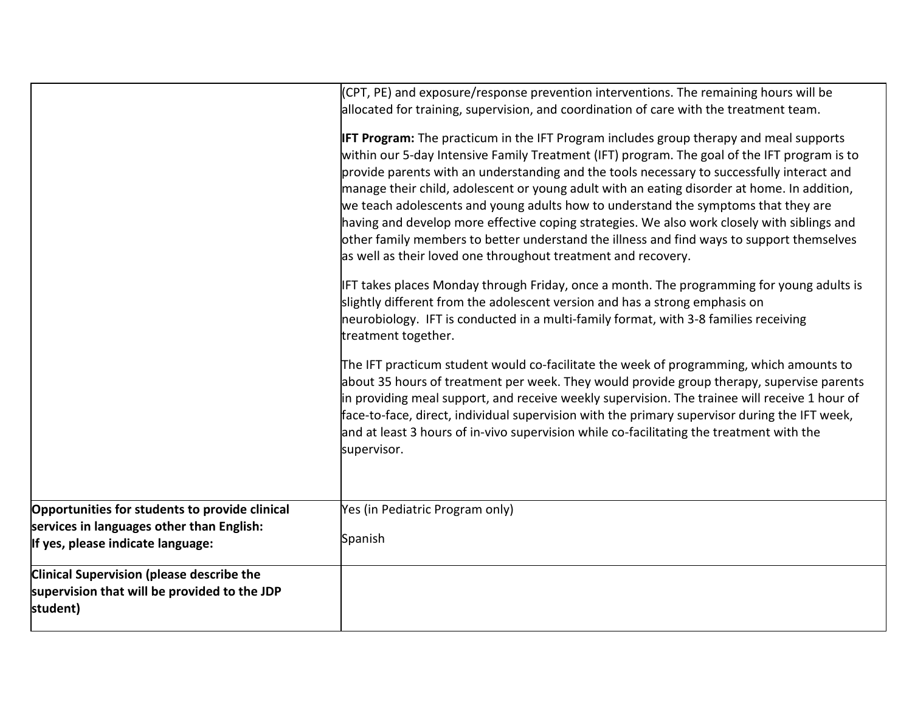| | |
|---|---|
| | (CPT, PE) and exposure/response prevention interventions. The remaining hours will be allocated for training, supervision, and coordination of care with the treatment team.<br><br>**IFT Program:** The practicum in the IFT Program includes group therapy and meal supports within our 5-day Intensive Family Treatment (IFT) program. The goal of the IFT program is to provide parents with an understanding and the tools necessary to successfully interact and manage their child, adolescent or young adult with an eating disorder at home. In addition, we teach adolescents and young adults how to understand the symptoms that they are having and develop more effective coping strategies. We also work closely with siblings and other family members to better understand the illness and find ways to support themselves as well as their loved one throughout treatment and recovery.<br><br>IFT takes places Monday through Friday, once a month. The programming for young adults is slightly different from the adolescent version and has a strong emphasis on neurobiology. IFT is conducted in a multi-family format, with 3-8 families receiving treatment together.<br><br>The IFT practicum student would co-facilitate the week of programming, which amounts to about 35 hours of treatment per week. They would provide group therapy, supervise parents in providing meal support, and receive weekly supervision. The trainee will receive 1 hour of face-to-face, direct, individual supervision with the primary supervisor during the IFT week, and at least 3 hours of in-vivo supervision while co-facilitating the treatment with the supervisor. |
| **Opportunities for students to provide clinical services in languages other than English:**<br>**If yes, please indicate language:** | Yes (in Pediatric Program only)<br><br>Spanish |
| **Clinical Supervision (please describe the supervision that will be provided to the JDP student)** | |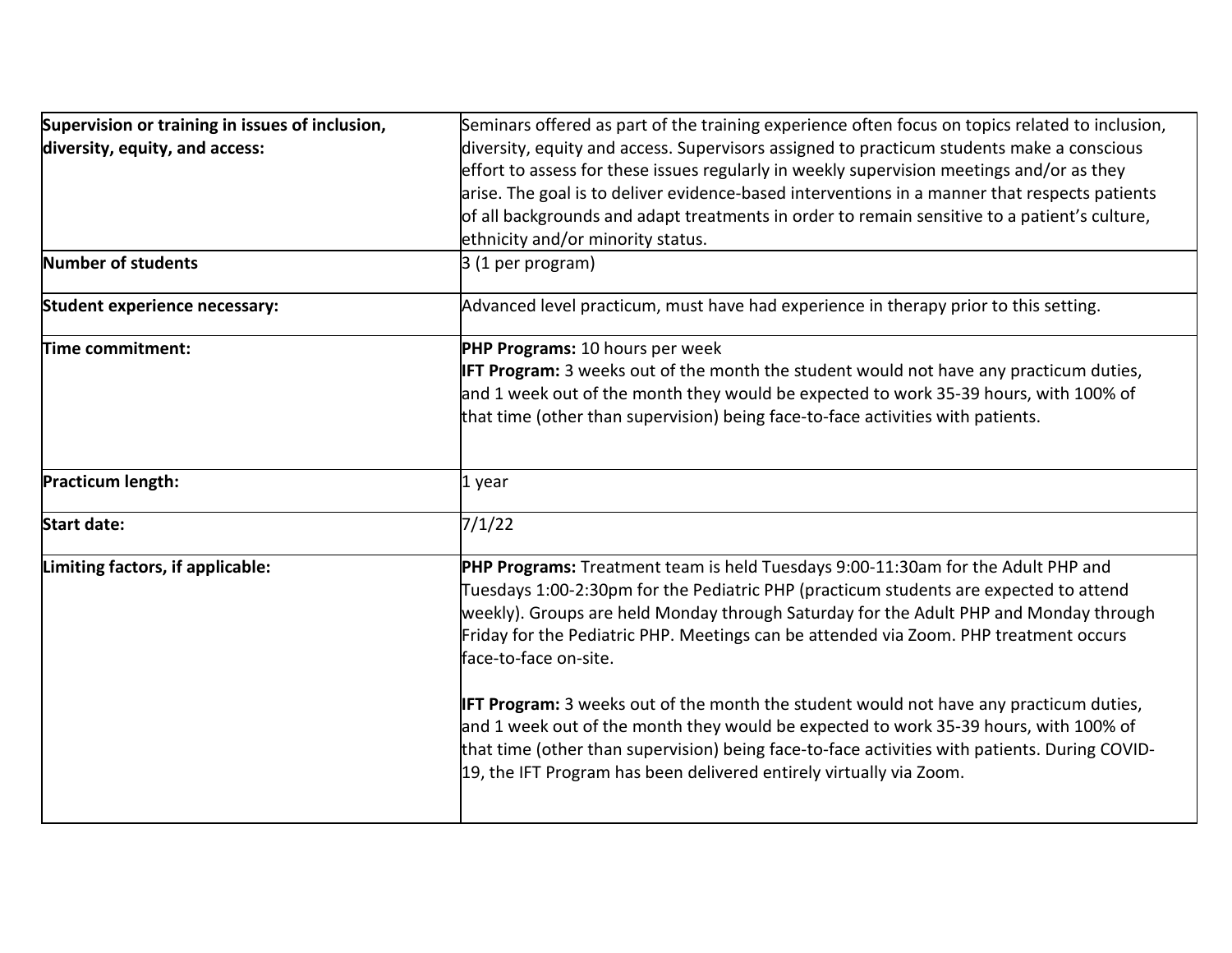| | |
|---|---|
| **Supervision or training in issues of inclusion, diversity, equity, and access:** | Seminars offered as part of the training experience often focus on topics related to inclusion, diversity, equity and access. Supervisors assigned to practicum students make a conscious effort to assess for these issues regularly in weekly supervision meetings and/or as they arise. The goal is to deliver evidence-based interventions in a manner that respects patients of all backgrounds and adapt treatments in order to remain sensitive to a patient's culture, ethnicity and/or minority status. |
| **Number of students** | 3 (1 per program) |
| **Student experience necessary:** | Advanced level practicum, must have had experience in therapy prior to this setting. |
| **Time commitment:** | **PHP Programs:** 10 hours per week<br>**IFT Program:** 3 weeks out of the month the student would not have any practicum duties, and 1 week out of the month they would be expected to work 35-39 hours, with 100% of that time (other than supervision) being face-to-face activities with patients. |
| **Practicum length:** | 1 year |
| **Start date:** | 7/1/22 |
| **Limiting factors, if applicable:** | **PHP Programs:** Treatment team is held Tuesdays 9:00-11:30am for the Adult PHP and Tuesdays 1:00-2:30pm for the Pediatric PHP (practicum students are expected to attend weekly). Groups are held Monday through Saturday for the Adult PHP and Monday through Friday for the Pediatric PHP. Meetings can be attended via Zoom. PHP treatment occurs face-to-face on-site.<br><br>**IFT Program:** 3 weeks out of the month the student would not have any practicum duties, and 1 week out of the month they would be expected to work 35-39 hours, with 100% of that time (other than supervision) being face-to-face activities with patients. During COVID-19, the IFT Program has been delivered entirely virtually via Zoom. |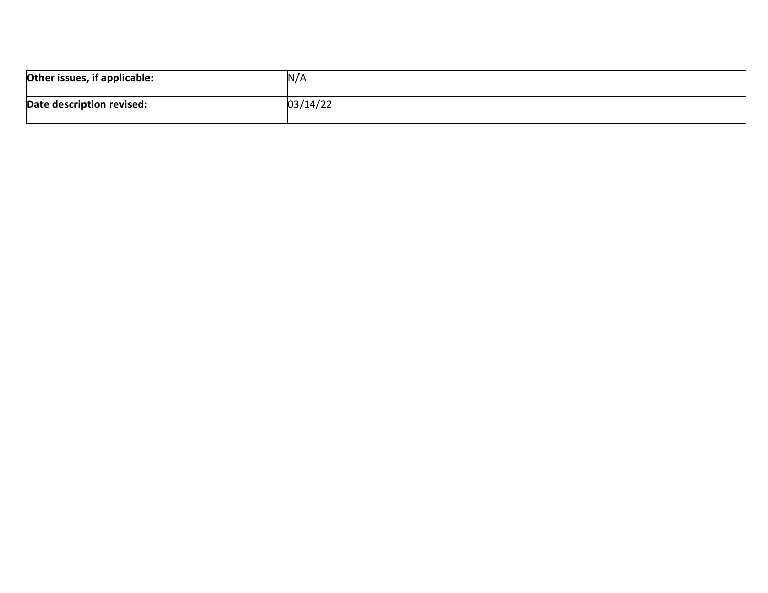| **Other issues, if applicable:** | N/A |
| --- | --- |
| **Date description revised:** | 03/14/22 |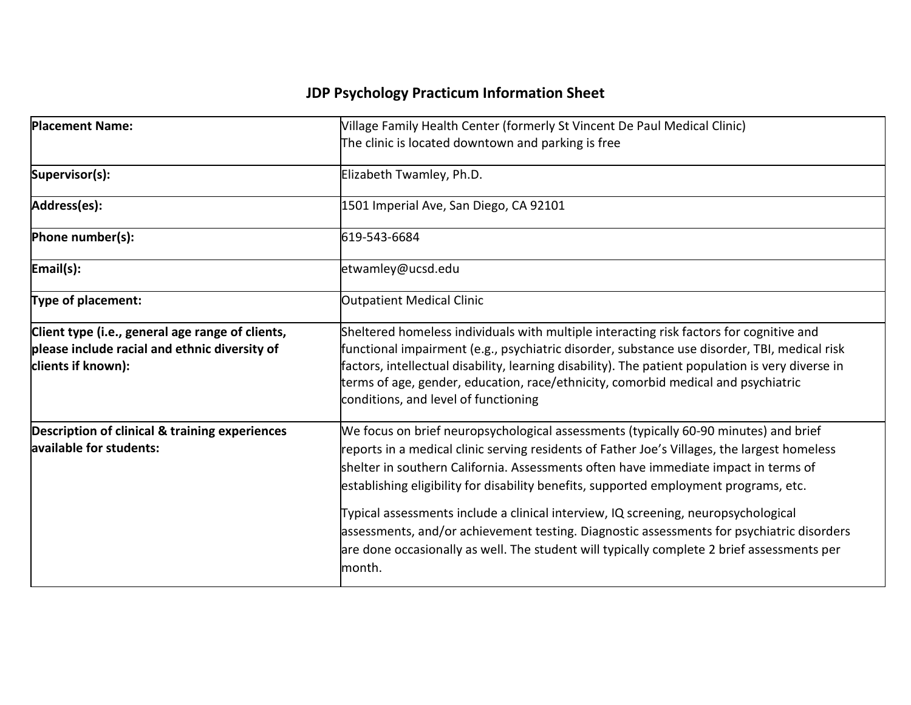## JDP Psychology Practicum Information Sheet

| | |
|---|---|
| **Placement Name:** | Village Family Health Center (formerly St Vincent De Paul Medical Clinic)<br>The clinic is located downtown and parking is free |
| **Supervisor(s):** | Elizabeth Twamley, Ph.D. |
| **Address(es):** | 1501 Imperial Ave, San Diego, CA 92101 |
| **Phone number(s):** | 619-543-6684 |
| **Email(s):** | etwamley@ucsd.edu |
| **Type of placement:** | Outpatient Medical Clinic |
| **Client type (i.e., general age range of clients, please include racial and ethnic diversity of clients if known):** | Sheltered homeless individuals with multiple interacting risk factors for cognitive and functional impairment (e.g., psychiatric disorder, substance use disorder, TBI, medical risk factors, intellectual disability, learning disability). The patient population is very diverse in terms of age, gender, education, race/ethnicity, comorbid medical and psychiatric conditions, and level of functioning |
| **Description of clinical & training experiences available for students:** | We focus on brief neuropsychological assessments (typically 60-90 minutes) and brief reports in a medical clinic serving residents of Father Joe's Villages, the largest homeless shelter in southern California. Assessments often have immediate impact in terms of establishing eligibility for disability benefits, supported employment programs, etc.<br><br>Typical assessments include a clinical interview, IQ screening, neuropsychological assessments, and/or achievement testing. Diagnostic assessments for psychiatric disorders are done occasionally as well. The student will typically complete 2 brief assessments per month. |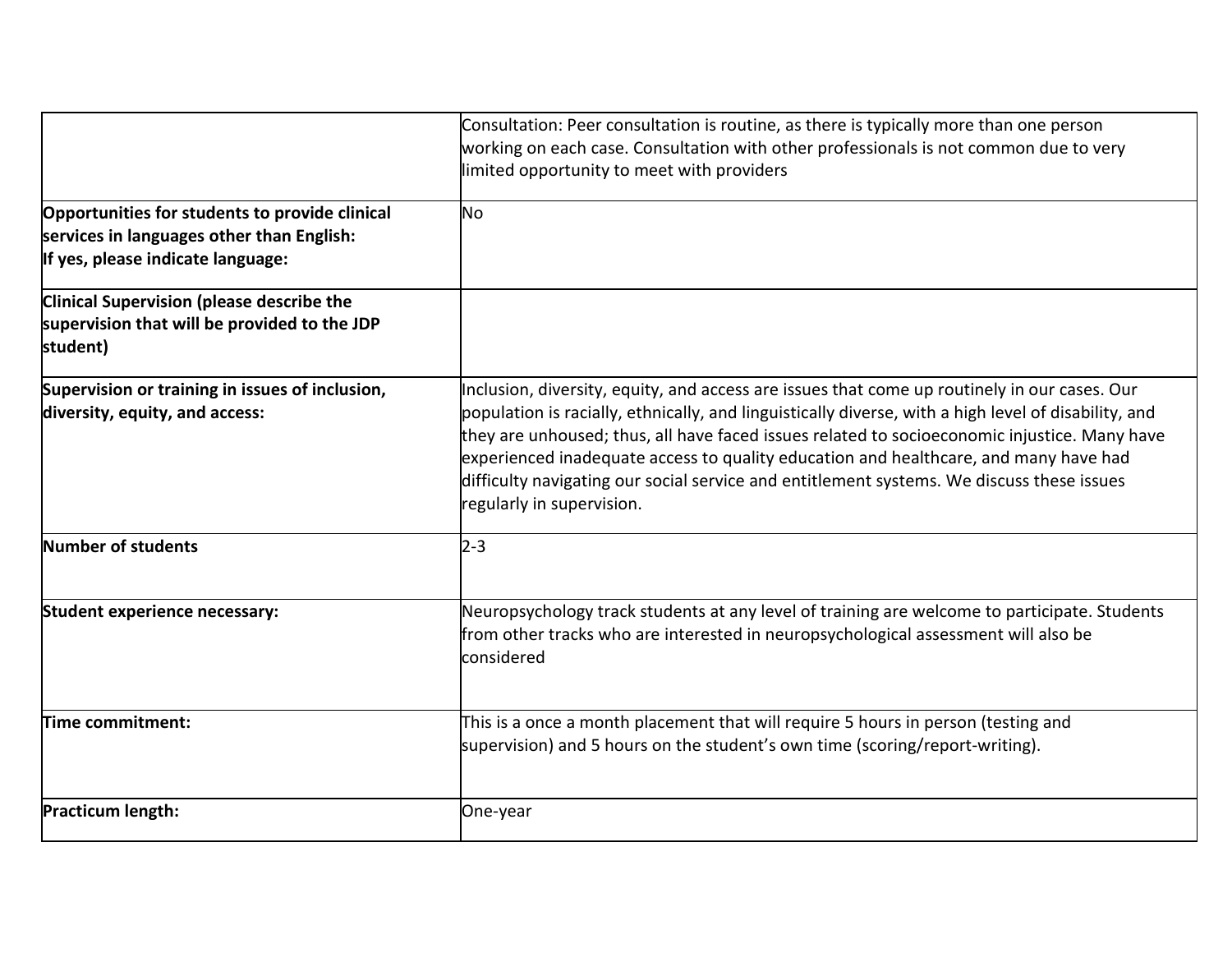| | |
|---|---|
| | Consultation: Peer consultation is routine, as there is typically more than one person working on each case. Consultation with other professionals is not common due to very limited opportunity to meet with providers |
| **Opportunities for students to provide clinical services in languages other than English: If yes, please indicate language:** | No |
| **Clinical Supervision (please describe the supervision that will be provided to the JDP student)** | |
| **Supervision or training in issues of inclusion, diversity, equity, and access:** | Inclusion, diversity, equity, and access are issues that come up routinely in our cases. Our population is racially, ethnically, and linguistically diverse, with a high level of disability, and they are unhoused; thus, all have faced issues related to socioeconomic injustice. Many have experienced inadequate access to quality education and healthcare, and many have had difficulty navigating our social service and entitlement systems. We discuss these issues regularly in supervision. |
| **Number of students** | 2-3 |
| **Student experience necessary:** | Neuropsychology track students at any level of training are welcome to participate. Students from other tracks who are interested in neuropsychological assessment will also be considered |
| **Time commitment:** | This is a once a month placement that will require 5 hours in person (testing and supervision) and 5 hours on the student's own time (scoring/report-writing). |
| **Practicum length:** | One-year |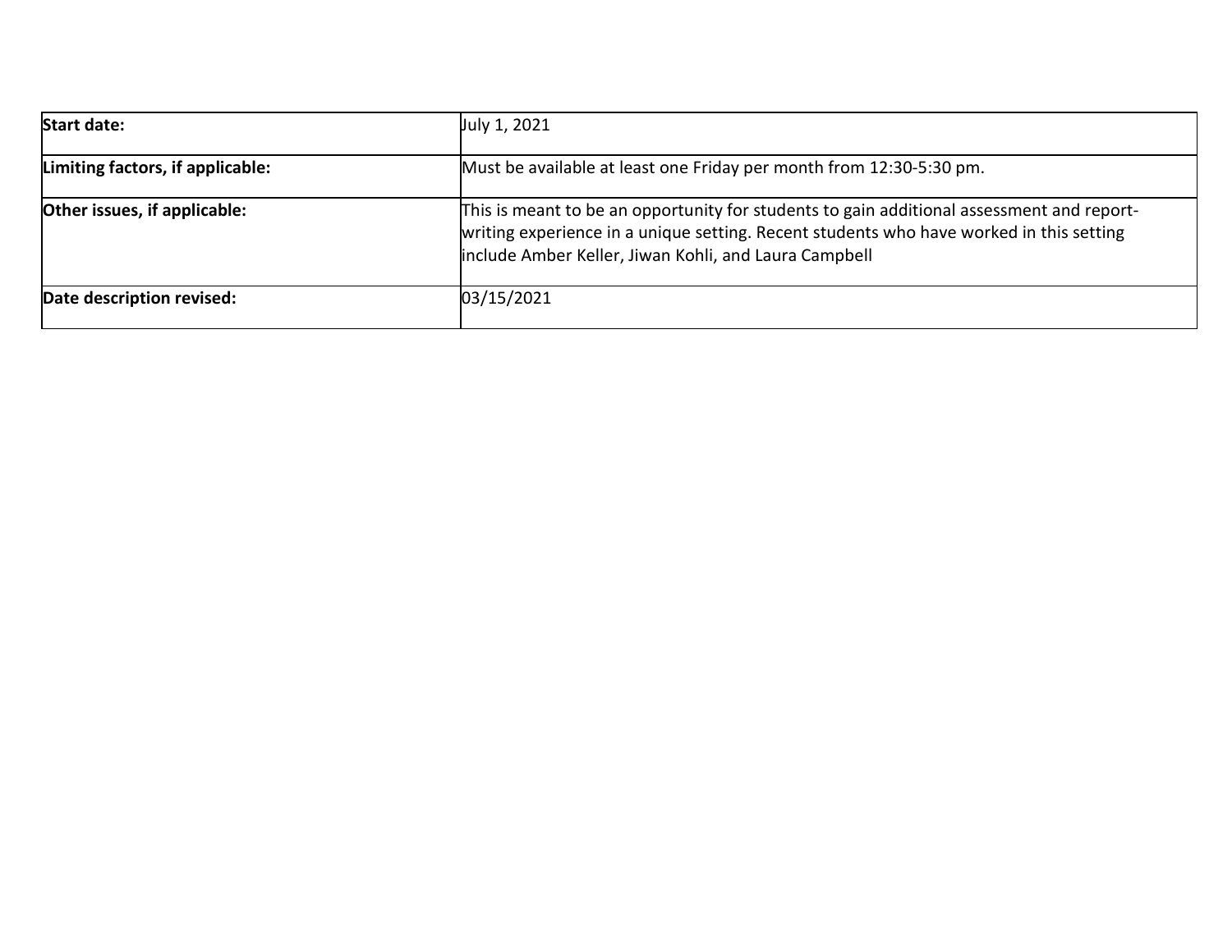| **Start date:** | July 1, 2021 |
|---|---|
| **Limiting factors, if applicable:** | Must be available at least one Friday per month from 12:30-5:30 pm. |
| **Other issues, if applicable:** | This is meant to be an opportunity for students to gain additional assessment and report-writing experience in a unique setting. Recent students who have worked in this setting include Amber Keller, Jiwan Kohli, and Laura Campbell |
| **Date description revised:** | 03/15/2021 |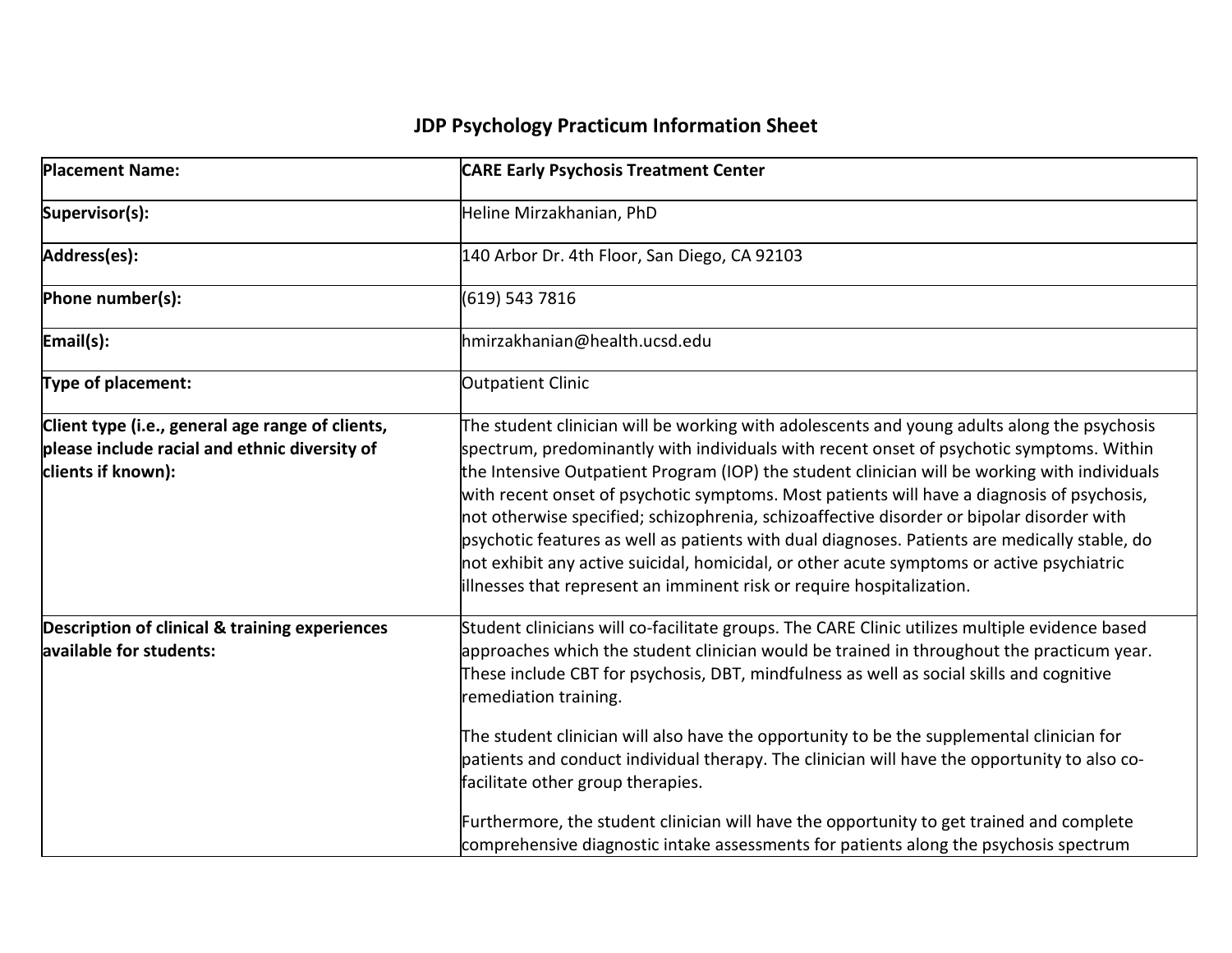# JDP Psychology Practicum Information Sheet

| Placement Name: | CARE Early Psychosis Treatment Center |
|---|---|
| **Supervisor(s):** | Heline Mirzakhanian, PhD |
| **Address(es):** | 140 Arbor Dr. 4th Floor, San Diego, CA 92103 |
| **Phone number(s):** | (619) 543 7816 |
| **Email(s):** | hmirzakhanian@health.ucsd.edu |
| **Type of placement:** | Outpatient Clinic |
| **Client type (i.e., general age range of clients, please include racial and ethnic diversity of clients if known):** | The student clinician will be working with adolescents and young adults along the psychosis spectrum, predominantly with individuals with recent onset of psychotic symptoms. Within the Intensive Outpatient Program (IOP) the student clinician will be working with individuals with recent onset of psychotic symptoms. Most patients will have a diagnosis of psychosis, not otherwise specified; schizophrenia, schizoaffective disorder or bipolar disorder with psychotic features as well as patients with dual diagnoses. Patients are medically stable, do not exhibit any active suicidal, homicidal, or other acute symptoms or active psychiatric illnesses that represent an imminent risk or require hospitalization. |
| **Description of clinical & training experiences available for students:** | Student clinicians will co-facilitate groups. The CARE Clinic utilizes multiple evidence based approaches which the student clinician would be trained in throughout the practicum year. These include CBT for psychosis, DBT, mindfulness as well as social skills and cognitive remediation training.<br><br>The student clinician will also have the opportunity to be the supplemental clinician for patients and conduct individual therapy. The clinician will have the opportunity to also co-facilitate other group therapies.<br><br>Furthermore, the student clinician will have the opportunity to get trained and complete comprehensive diagnostic intake assessments for patients along the psychosis spectrum |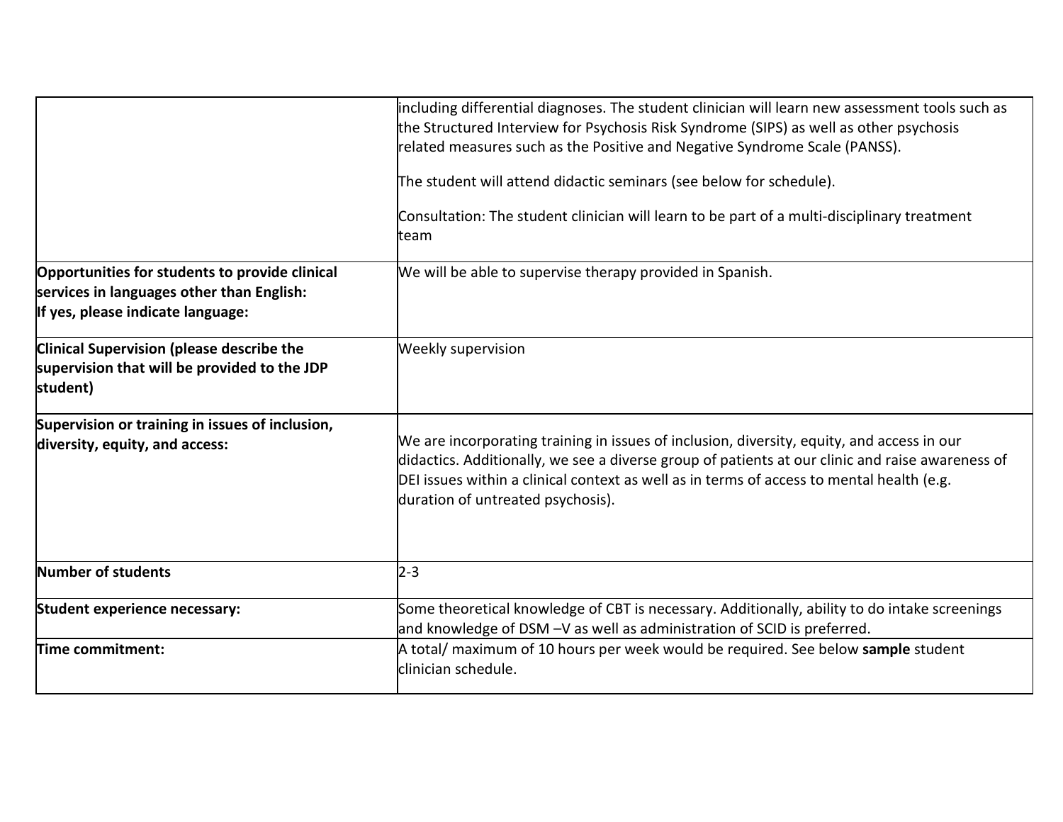| | |
|---|---|
| | including differential diagnoses. The student clinician will learn new assessment tools such as the Structured Interview for Psychosis Risk Syndrome (SIPS) as well as other psychosis related measures such as the Positive and Negative Syndrome Scale (PANSS).<br><br>The student will attend didactic seminars (see below for schedule).<br><br>Consultation: The student clinician will learn to be part of a multi-disciplinary treatment team |
| **Opportunities for students to provide clinical services in languages other than English: If yes, please indicate language:** | We will be able to supervise therapy provided in Spanish. |
| **Clinical Supervision (please describe the supervision that will be provided to the JDP student)** | Weekly supervision |
| **Supervision or training in issues of inclusion, diversity, equity, and access:** | We are incorporating training in issues of inclusion, diversity, equity, and access in our didactics. Additionally, we see a diverse group of patients at our clinic and raise awareness of DEI issues within a clinical context as well as in terms of access to mental health (e.g. duration of untreated psychosis). |
| **Number of students** | 2-3 |
| **Student experience necessary:** | Some theoretical knowledge of CBT is necessary. Additionally, ability to do intake screenings and knowledge of DSM –V as well as administration of SCID is preferred. |
| **Time commitment:** | A total/ maximum of 10 hours per week would be required. See below **sample** student clinician schedule. |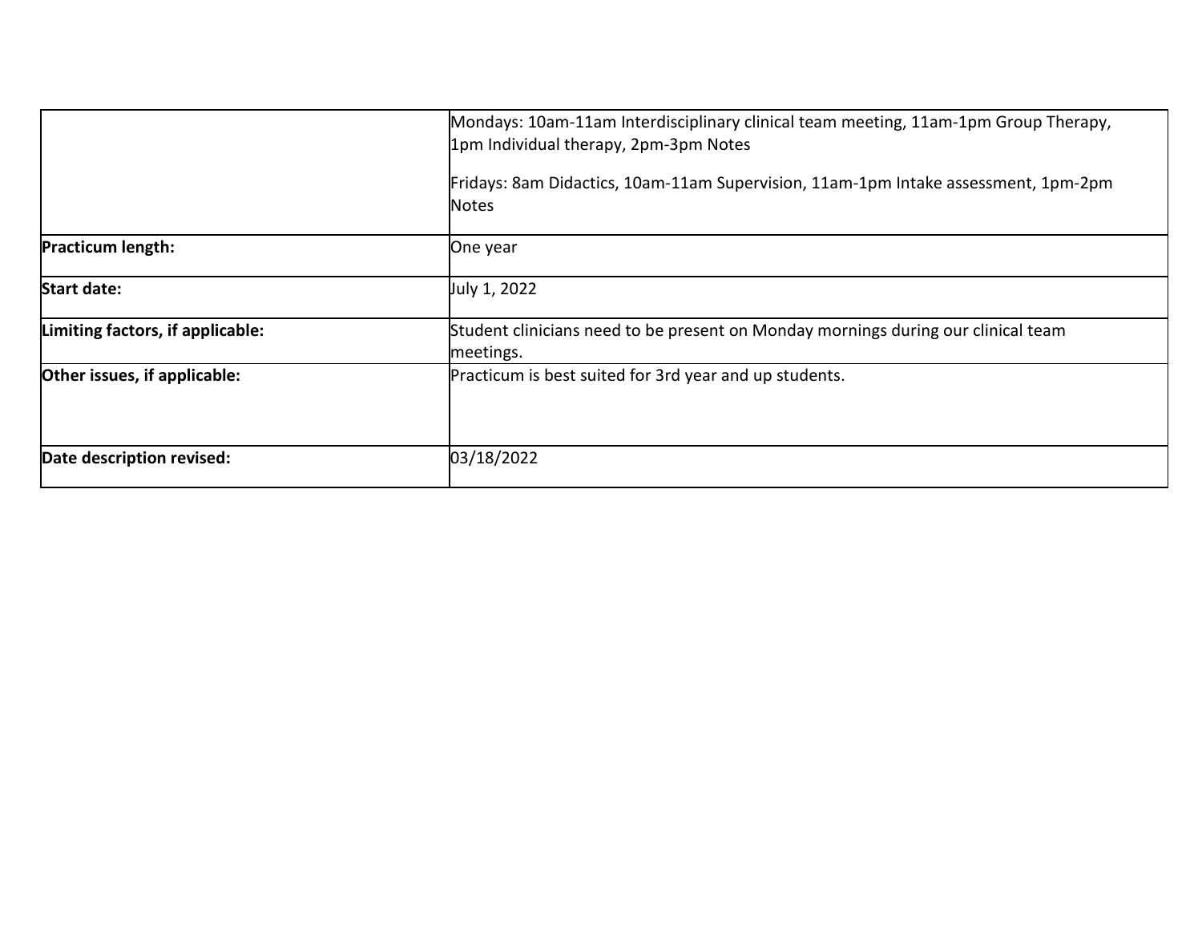| | |
|---|---|
| | Mondays: 10am-11am Interdisciplinary clinical team meeting, 11am-1pm Group Therapy, 1pm Individual therapy, 2pm-3pm Notes<br><br>Fridays: 8am Didactics, 10am-11am Supervision, 11am-1pm Intake assessment, 1pm-2pm Notes |
| **Practicum length:** | One year |
| **Start date:** | July 1, 2022 |
| **Limiting factors, if applicable:** | Student clinicians need to be present on Monday mornings during our clinical team meetings. |
| **Other issues, if applicable:** | Practicum is best suited for 3rd year and up students. |
| **Date description revised:** | 03/18/2022 |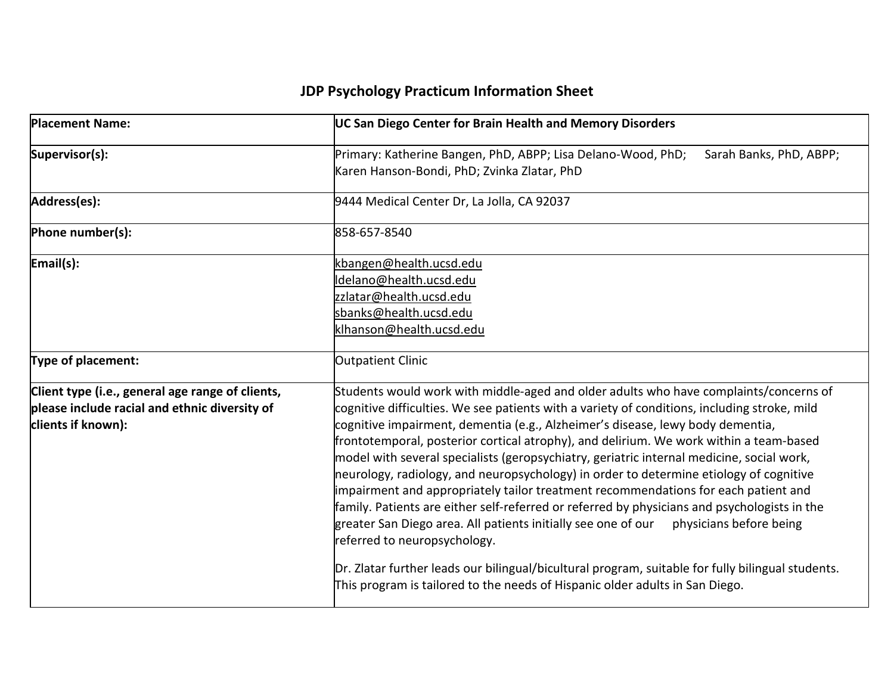## JDP Psychology Practicum Information Sheet

| **Placement Name:** | **UC San Diego Center for Brain Health and Memory Disorders** |
|---|---|
| **Supervisor(s):** | Primary: Katherine Bangen, PhD, ABPP; Lisa Delano-Wood, PhD; Sarah Banks, PhD, ABPP; Karen Hanson-Bondi, PhD; Zvinka Zlatar, PhD |
| **Address(es):** | 9444 Medical Center Dr, La Jolla, CA 92037 |
| **Phone number(s):** | 858-657-8540 |
| **Email(s):** | kbangen@health.ucsd.edu<br>ldelano@health.ucsd.edu<br>zzlatar@health.ucsd.edu<br>sbanks@health.ucsd.edu<br>klhanson@health.ucsd.edu |
| **Type of placement:** | Outpatient Clinic |
| **Client type (i.e., general age range of clients, please include racial and ethnic diversity of clients if known):** | Students would work with middle-aged and older adults who have complaints/concerns of cognitive difficulties. We see patients with a variety of conditions, including stroke, mild cognitive impairment, dementia (e.g., Alzheimer's disease, lewy body dementia, frontotemporal, posterior cortical atrophy), and delirium. We work within a team-based model with several specialists (geropsychiatry, geriatric internal medicine, social work, neurology, radiology, and neuropsychology) in order to determine etiology of cognitive impairment and appropriately tailor treatment recommendations for each patient and family. Patients are either self-referred or referred by physicians and psychologists in the greater San Diego area. All patients initially see one of our physicians before being referred to neuropsychology.<br><br>Dr. Zlatar further leads our bilingual/bicultural program, suitable for fully bilingual students. This program is tailored to the needs of Hispanic older adults in San Diego. |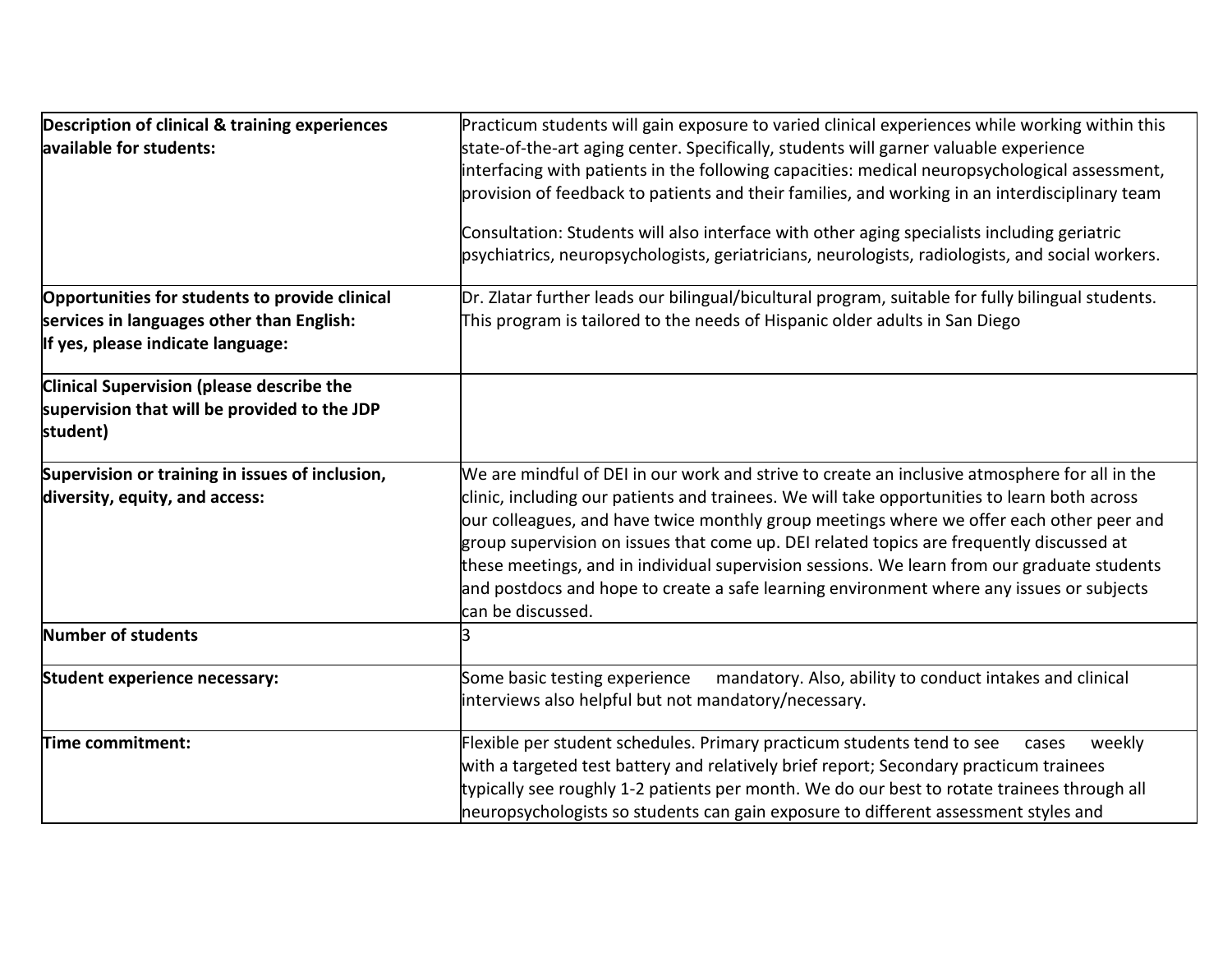| | |
|---|---|
| **Description of clinical & training experiences available for students:** | Practicum students will gain exposure to varied clinical experiences while working within this state-of-the-art aging center. Specifically, students will garner valuable experience interfacing with patients in the following capacities: medical neuropsychological assessment, provision of feedback to patients and their families, and working in an interdisciplinary team<br><br>Consultation: Students will also interface with other aging specialists including geriatric psychiatrics, neuropsychologists, geriatricians, neurologists, radiologists, and social workers. |
| **Opportunities for students to provide clinical services in languages other than English: If yes, please indicate language:** | Dr. Zlatar further leads our bilingual/bicultural program, suitable for fully bilingual students. This program is tailored to the needs of Hispanic older adults in San Diego |
| **Clinical Supervision (please describe the supervision that will be provided to the JDP student)** | |
| **Supervision or training in issues of inclusion, diversity, equity, and access:** | We are mindful of DEI in our work and strive to create an inclusive atmosphere for all in the clinic, including our patients and trainees. We will take opportunities to learn both across our colleagues, and have twice monthly group meetings where we offer each other peer and group supervision on issues that come up. DEI related topics are frequently discussed at these meetings, and in individual supervision sessions. We learn from our graduate students and postdocs and hope to create a safe learning environment where any issues or subjects can be discussed. |
| **Number of students** | 3 |
| **Student experience necessary:** | Some basic testing experience mandatory. Also, ability to conduct intakes and clinical interviews also helpful but not mandatory/necessary. |
| **Time commitment:** | Flexible per student schedules. Primary practicum students tend to see cases weekly with a targeted test battery and relatively brief report; Secondary practicum trainees typically see roughly 1-2 patients per month. We do our best to rotate trainees through all neuropsychologists so students can gain exposure to different assessment styles and |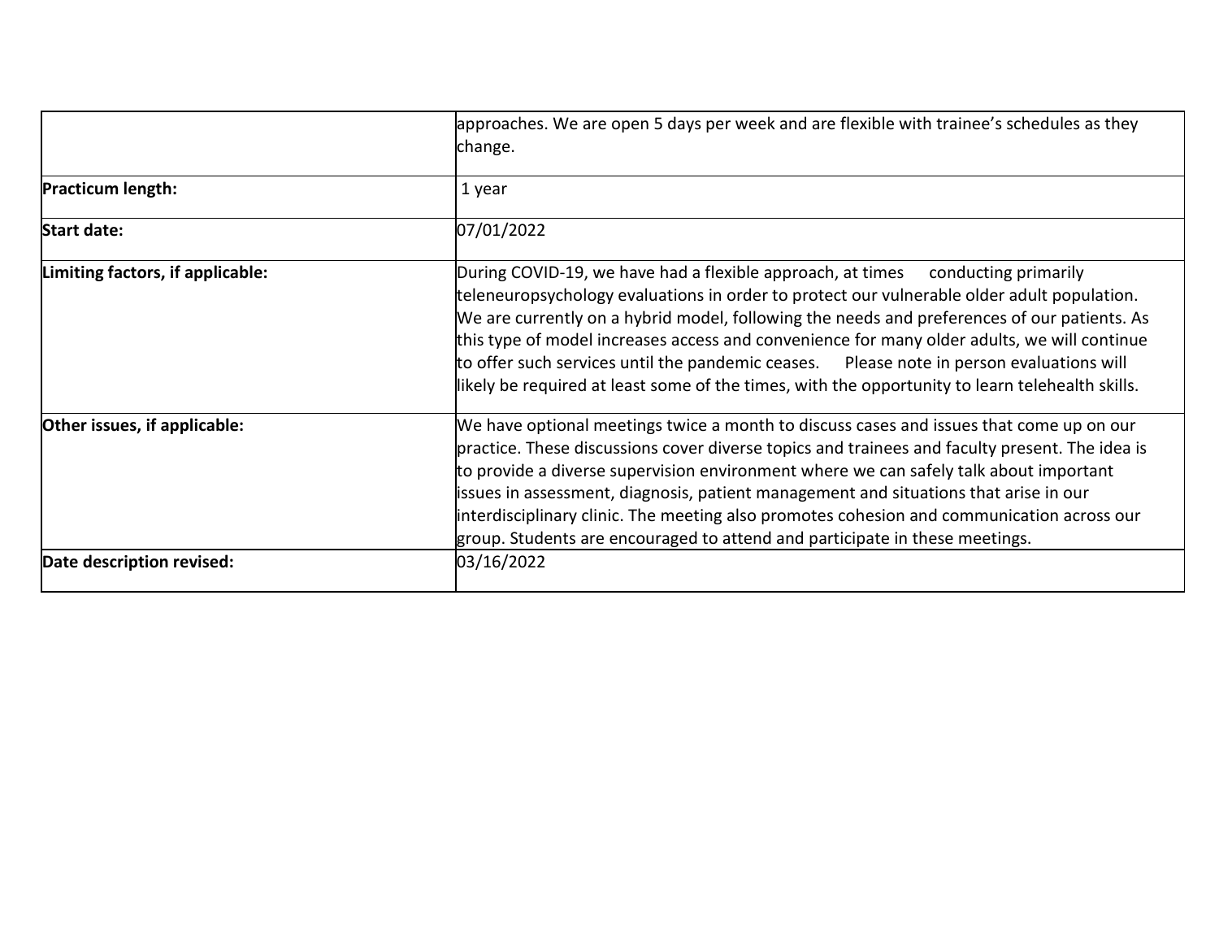| | |
|---|---|
| | approaches. We are open 5 days per week and are flexible with trainee's schedules as they change. |
| **Practicum length:** | 1 year |
| **Start date:** | 07/01/2022 |
| **Limiting factors, if applicable:** | During COVID-19, we have had a flexible approach, at times conducting primarily teleneuropsychology evaluations in order to protect our vulnerable older adult population. We are currently on a hybrid model, following the needs and preferences of our patients. As this type of model increases access and convenience for many older adults, we will continue to offer such services until the pandemic ceases. Please note in person evaluations will likely be required at least some of the times, with the opportunity to learn telehealth skills. |
| **Other issues, if applicable:** | We have optional meetings twice a month to discuss cases and issues that come up on our practice. These discussions cover diverse topics and trainees and faculty present. The idea is to provide a diverse supervision environment where we can safely talk about important issues in assessment, diagnosis, patient management and situations that arise in our interdisciplinary clinic. The meeting also promotes cohesion and communication across our group. Students are encouraged to attend and participate in these meetings. |
| **Date description revised:** | 03/16/2022 |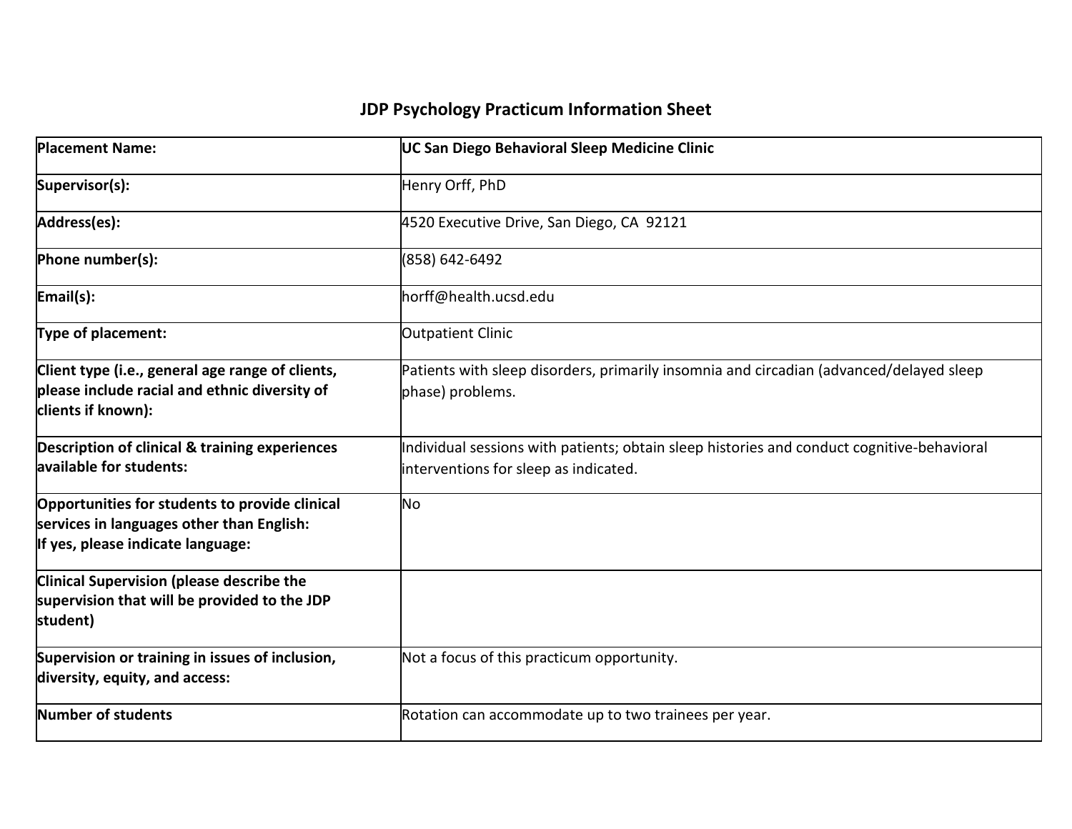## JDP Psychology Practicum Information Sheet

| | |
|---|---|
| **Placement Name:** | **UC San Diego Behavioral Sleep Medicine Clinic** |
| **Supervisor(s):** | Henry Orff, PhD |
| **Address(es):** | 4520 Executive Drive, San Diego, CA 92121 |
| **Phone number(s):** | (858) 642-6492 |
| **Email(s):** | horff@health.ucsd.edu |
| **Type of placement:** | Outpatient Clinic |
| **Client type (i.e., general age range of clients, please include racial and ethnic diversity of clients if known):** | Patients with sleep disorders, primarily insomnia and circadian (advanced/delayed sleep phase) problems. |
| **Description of clinical & training experiences available for students:** | Individual sessions with patients; obtain sleep histories and conduct cognitive-behavioral interventions for sleep as indicated. |
| **Opportunities for students to provide clinical services in languages other than English: If yes, please indicate language:** | No |
| **Clinical Supervision (please describe the supervision that will be provided to the JDP student)** | |
| **Supervision or training in issues of inclusion, diversity, equity, and access:** | Not a focus of this practicum opportunity. |
| **Number of students** | Rotation can accommodate up to two trainees per year. |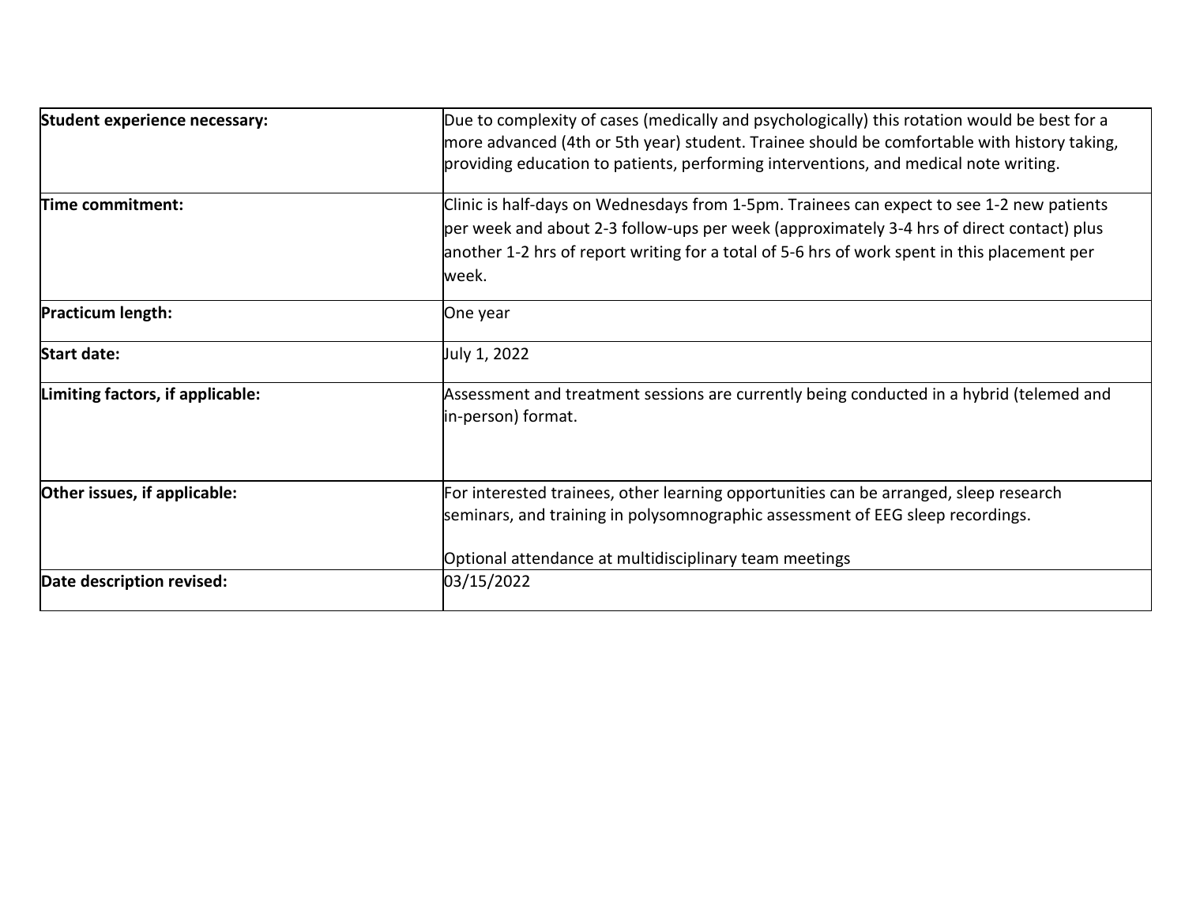| | |
|---|---|
| **Student experience necessary:** | Due to complexity of cases (medically and psychologically) this rotation would be best for a more advanced (4th or 5th year) student. Trainee should be comfortable with history taking, providing education to patients, performing interventions, and medical note writing. |
| **Time commitment:** | Clinic is half-days on Wednesdays from 1-5pm. Trainees can expect to see 1-2 new patients per week and about 2-3 follow-ups per week (approximately 3-4 hrs of direct contact) plus another 1-2 hrs of report writing for a total of 5-6 hrs of work spent in this placement per week. |
| **Practicum length:** | One year |
| **Start date:** | July 1, 2022 |
| **Limiting factors, if applicable:** | Assessment and treatment sessions are currently being conducted in a hybrid (telemed and in-person) format. |
| **Other issues, if applicable:** | For interested trainees, other learning opportunities can be arranged, sleep research seminars, and training in polysomnographic assessment of EEG sleep recordings.<br><br>Optional attendance at multidisciplinary team meetings |
| **Date description revised:** | 03/15/2022 |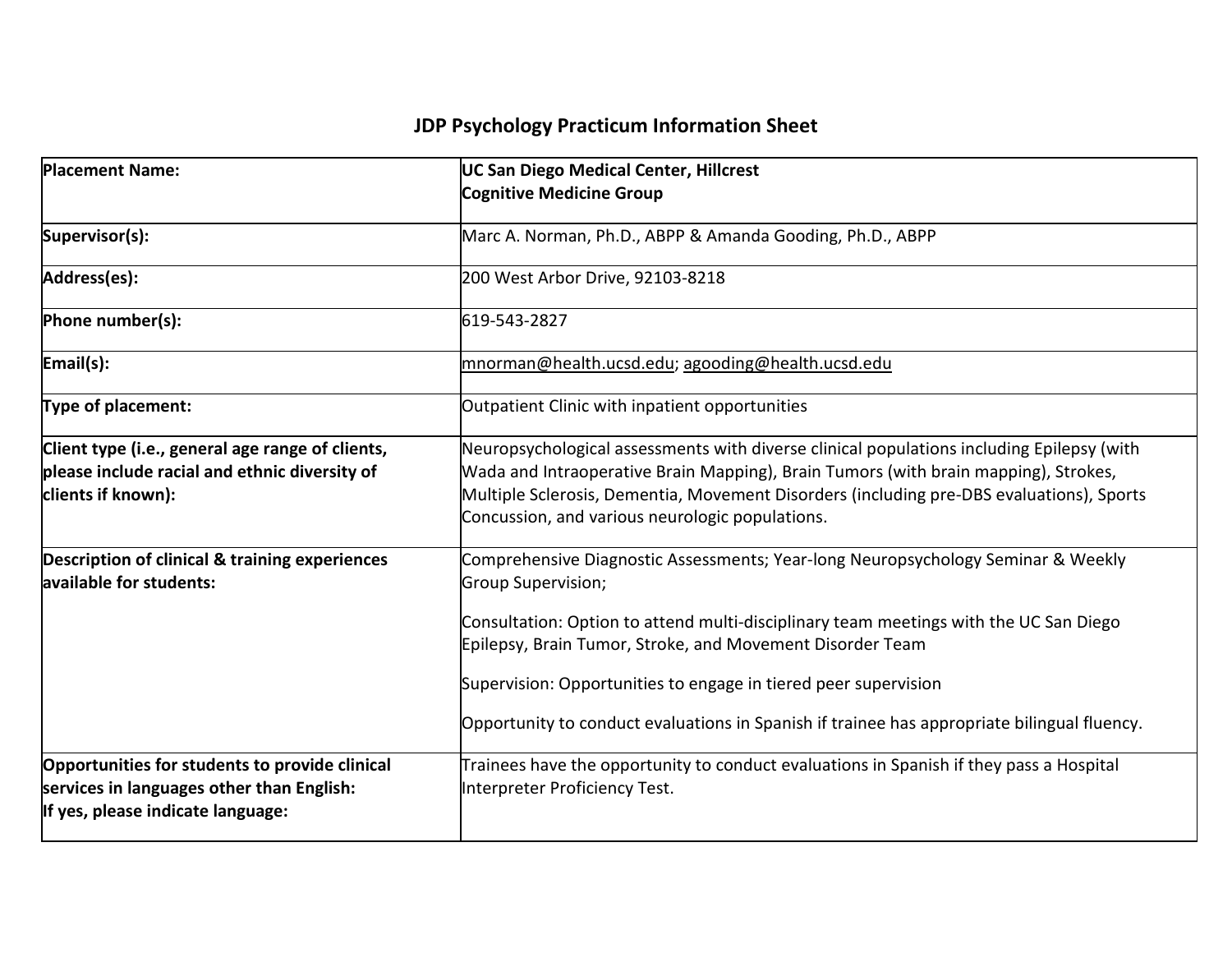# JDP Psychology Practicum Information Sheet

| | |
|---|---|
| **Placement Name:** | **UC San Diego Medical Center, Hillcrest**<br>**Cognitive Medicine Group** |
| **Supervisor(s):** | Marc A. Norman, Ph.D., ABPP & Amanda Gooding, Ph.D., ABPP |
| **Address(es):** | 200 West Arbor Drive, 92103-8218 |
| **Phone number(s):** | 619-543-2827 |
| **Email(s):** | mnorman@health.ucsd.edu; agooding@health.ucsd.edu |
| **Type of placement:** | Outpatient Clinic with inpatient opportunities |
| **Client type (i.e., general age range of clients, please include racial and ethnic diversity of clients if known):** | Neuropsychological assessments with diverse clinical populations including Epilepsy (with Wada and Intraoperative Brain Mapping), Brain Tumors (with brain mapping), Strokes, Multiple Sclerosis, Dementia, Movement Disorders (including pre-DBS evaluations), Sports Concussion, and various neurologic populations. |
| **Description of clinical & training experiences available for students:** | Comprehensive Diagnostic Assessments; Year-long Neuropsychology Seminar & Weekly Group Supervision;<br><br>Consultation: Option to attend multi-disciplinary team meetings with the UC San Diego Epilepsy, Brain Tumor, Stroke, and Movement Disorder Team<br><br>Supervision: Opportunities to engage in tiered peer supervision<br><br>Opportunity to conduct evaluations in Spanish if trainee has appropriate bilingual fluency. |
| **Opportunities for students to provide clinical services in languages other than English:**<br>**If yes, please indicate language:** | Trainees have the opportunity to conduct evaluations in Spanish if they pass a Hospital Interpreter Proficiency Test. |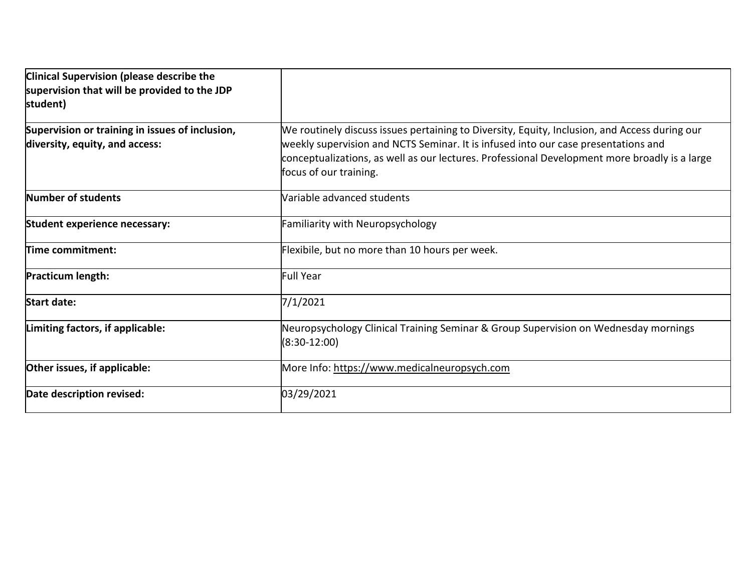| **Clinical Supervision (please describe the supervision that will be provided to the JDP student)** | |
|---|---|
| **Supervision or training in issues of inclusion, diversity, equity, and access:** | We routinely discuss issues pertaining to Diversity, Equity, Inclusion, and Access during our weekly supervision and NCTS Seminar. It is infused into our case presentations and conceptualizations, as well as our lectures. Professional Development more broadly is a large focus of our training. |
| **Number of students** | Variable advanced students |
| **Student experience necessary:** | Familiarity with Neuropsychology |
| **Time commitment:** | Flexibile, but no more than 10 hours per week. |
| **Practicum length:** | Full Year |
| **Start date:** | 7/1/2021 |
| **Limiting factors, if applicable:** | Neuropsychology Clinical Training Seminar & Group Supervision on Wednesday mornings (8:30-12:00) |
| **Other issues, if applicable:** | More Info: https://www.medicalneuropsych.com |
| **Date description revised:** | 03/29/2021 |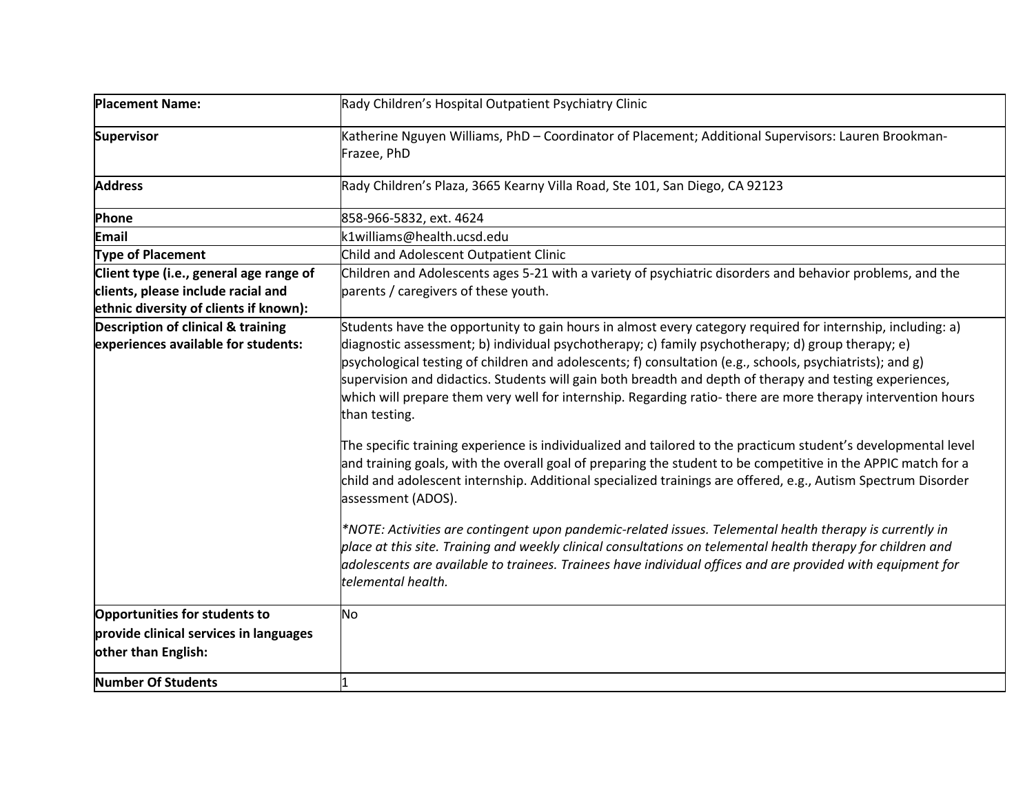| Placement Name: | Rady Children's Hospital Outpatient Psychiatry Clinic |
|---|---|
| **Supervisor** | Katherine Nguyen Williams, PhD – Coordinator of Placement; Additional Supervisors: Lauren Brookman-Frazee, PhD |
| **Address** | Rady Children's Plaza, 3665 Kearny Villa Road, Ste 101, San Diego, CA 92123 |
| **Phone** | 858-966-5832, ext. 4624 |
| **Email** | k1williams@health.ucsd.edu |
| **Type of Placement** | Child and Adolescent Outpatient Clinic |
| **Client type (i.e., general age range of clients, please include racial and ethnic diversity of clients if known):** | Children and Adolescents ages 5-21 with a variety of psychiatric disorders and behavior problems, and the parents / caregivers of these youth. |
| **Description of clinical & training experiences available for students:** | Students have the opportunity to gain hours in almost every category required for internship, including: a) diagnostic assessment; b) individual psychotherapy; c) family psychotherapy; d) group therapy; e) psychological testing of children and adolescents; f) consultation (e.g., schools, psychiatrists); and g) supervision and didactics. Students will gain both breadth and depth of therapy and testing experiences, which will prepare them very well for internship. Regarding ratio- there are more therapy intervention hours than testing.<br><br>The specific training experience is individualized and tailored to the practicum student's developmental level and training goals, with the overall goal of preparing the student to be competitive in the APPIC match for a child and adolescent internship. Additional specialized trainings are offered, e.g., Autism Spectrum Disorder assessment (ADOS).<br><br>*\*NOTE: Activities are contingent upon pandemic-related issues. Telemental health therapy is currently in place at this site. Training and weekly clinical consultations on telemental health therapy for children and adolescents are available to trainees. Trainees have individual offices and are provided with equipment for telemental health.* |
| **Opportunities for students to provide clinical services in languages other than English:** | No |
| **Number Of Students** | 1 |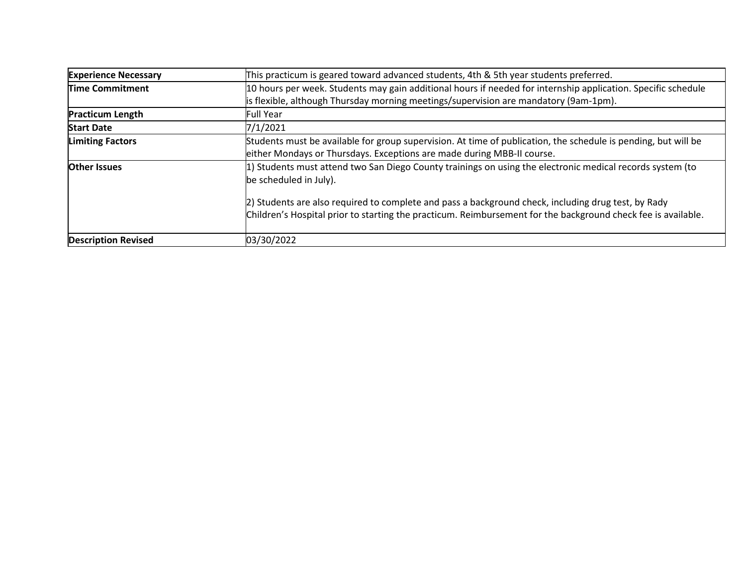| **Experience Necessary** | This practicum is geared toward advanced students, 4th & 5th year students preferred. |
|---|---|
| **Time Commitment** | 10 hours per week. Students may gain additional hours if needed for internship application. Specific schedule is flexible, although Thursday morning meetings/supervision are mandatory (9am-1pm). |
| **Practicum Length** | Full Year |
| **Start Date** | 7/1/2021 |
| **Limiting Factors** | Students must be available for group supervision. At time of publication, the schedule is pending, but will be either Mondays or Thursdays. Exceptions are made during MBB-II course. |
| **Other Issues** | 1) Students must attend two San Diego County trainings on using the electronic medical records system (to be scheduled in July).<br><br>2) Students are also required to complete and pass a background check, including drug test, by Rady Children's Hospital prior to starting the practicum. Reimbursement for the background check fee is available. |
| **Description Revised** | 03/30/2022 |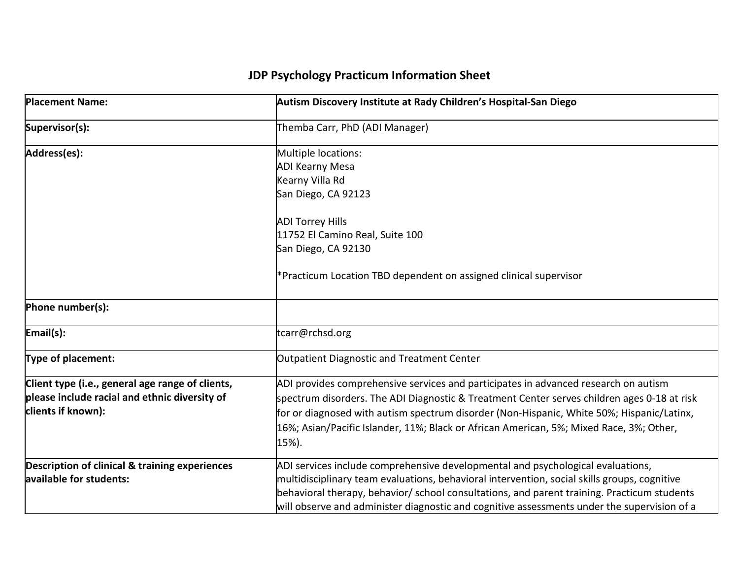## JDP Psychology Practicum Information Sheet

| Placement Name: | Autism Discovery Institute at Rady Children's Hospital-San Diego |
|---|---|
| Supervisor(s): | Themba Carr, PhD (ADI Manager) |
| Address(es): | Multiple locations:<br>ADI Kearny Mesa<br>Kearny Villa Rd<br>San Diego, CA 92123<br><br>ADI Torrey Hills<br>11752 El Camino Real, Suite 100<br>San Diego, CA 92130<br><br>*Practicum Location TBD dependent on assigned clinical supervisor |
| Phone number(s): | |
| Email(s): | tcarr@rchsd.org |
| Type of placement: | Outpatient Diagnostic and Treatment Center |
| Client type (i.e., general age range of clients, please include racial and ethnic diversity of clients if known): | ADI provides comprehensive services and participates in advanced research on autism spectrum disorders. The ADI Diagnostic & Treatment Center serves children ages 0-18 at risk for or diagnosed with autism spectrum disorder (Non-Hispanic, White 50%; Hispanic/Latinx, 16%; Asian/Pacific Islander, 11%; Black or African American, 5%; Mixed Race, 3%; Other, 15%). |
| Description of clinical & training experiences available for students: | ADI services include comprehensive developmental and psychological evaluations, multidisciplinary team evaluations, behavioral intervention, social skills groups, cognitive behavioral therapy, behavior/ school consultations, and parent training. Practicum students will observe and administer diagnostic and cognitive assessments under the supervision of a |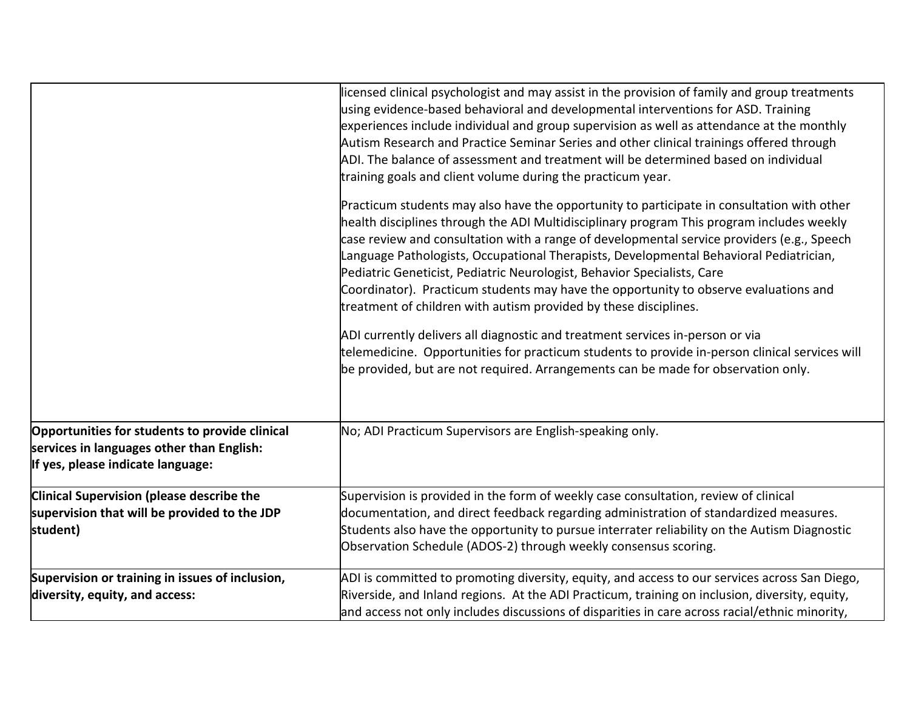| | |
|---|---|
| | licensed clinical psychologist and may assist in the provision of family and group treatments using evidence-based behavioral and developmental interventions for ASD. Training experiences include individual and group supervision as well as attendance at the monthly Autism Research and Practice Seminar Series and other clinical trainings offered through ADI. The balance of assessment and treatment will be determined based on individual training goals and client volume during the practicum year.<br><br>Practicum students may also have the opportunity to participate in consultation with other health disciplines through the ADI Multidisciplinary program This program includes weekly case review and consultation with a range of developmental service providers (e.g., Speech Language Pathologists, Occupational Therapists, Developmental Behavioral Pediatrician, Pediatric Geneticist, Pediatric Neurologist, Behavior Specialists, Care Coordinator). Practicum students may have the opportunity to observe evaluations and treatment of children with autism provided by these disciplines.<br><br>ADI currently delivers all diagnostic and treatment services in-person or via telemedicine. Opportunities for practicum students to provide in-person clinical services will be provided, but are not required. Arrangements can be made for observation only. |
| **Opportunities for students to provide clinical services in languages other than English: If yes, please indicate language:** | No; ADI Practicum Supervisors are English-speaking only. |
| **Clinical Supervision (please describe the supervision that will be provided to the JDP student)** | Supervision is provided in the form of weekly case consultation, review of clinical documentation, and direct feedback regarding administration of standardized measures. Students also have the opportunity to pursue interrater reliability on the Autism Diagnostic Observation Schedule (ADOS-2) through weekly consensus scoring. |
| **Supervision or training in issues of inclusion, diversity, equity, and access:** | ADI is committed to promoting diversity, equity, and access to our services across San Diego, Riverside, and Inland regions. At the ADI Practicum, training on inclusion, diversity, equity, and access not only includes discussions of disparities in care across racial/ethnic minority, |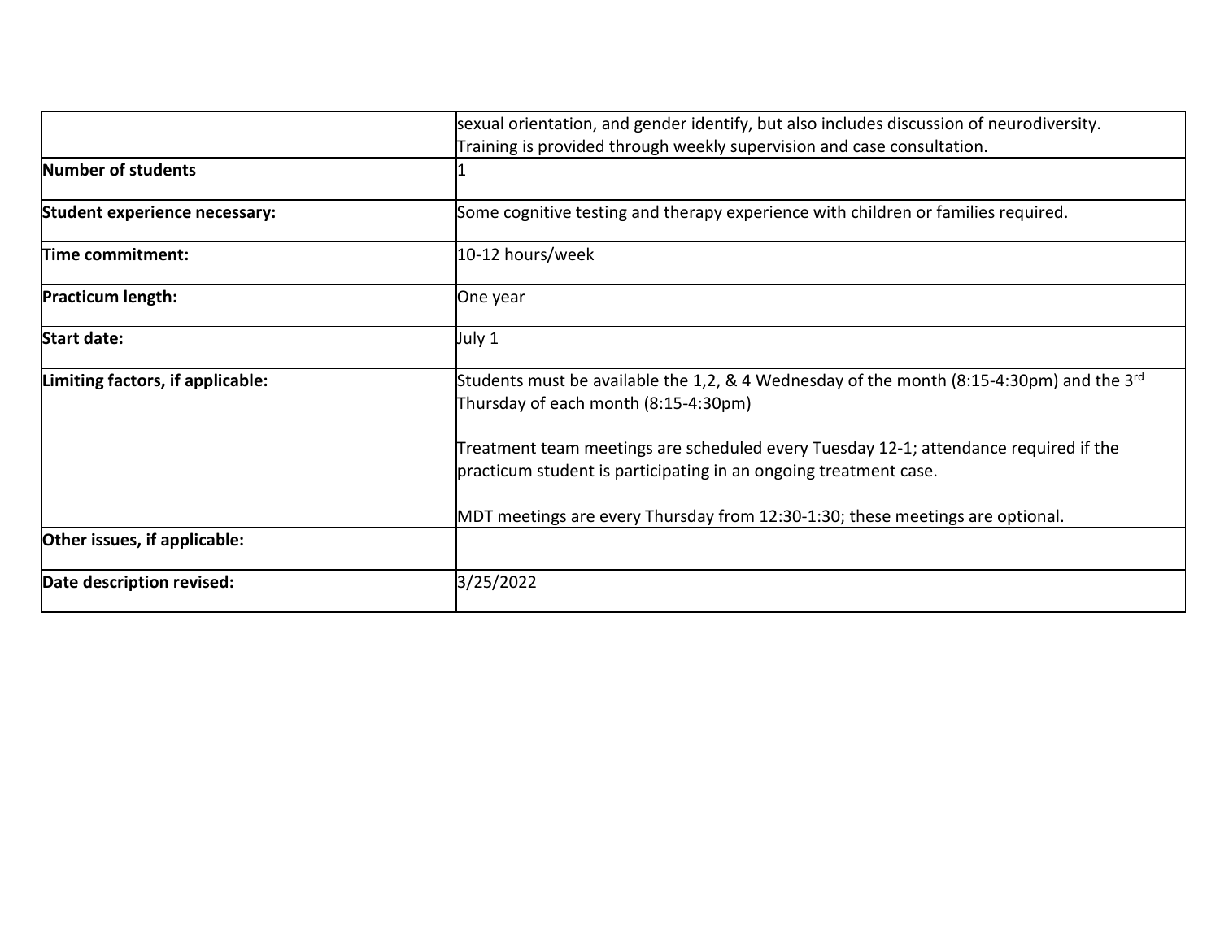| | |
|---|---|
| | sexual orientation, and gender identify, but also includes discussion of neurodiversity. Training is provided through weekly supervision and case consultation. |
| **Number of students** | 1 |
| **Student experience necessary:** | Some cognitive testing and therapy experience with children or families required. |
| **Time commitment:** | 10-12 hours/week |
| **Practicum length:** | One year |
| **Start date:** | July 1 |
| **Limiting factors, if applicable:** | Students must be available the 1,2, & 4 Wednesday of the month (8:15-4:30pm) and the 3rd Thursday of each month (8:15-4:30pm)<br><br>Treatment team meetings are scheduled every Tuesday 12-1; attendance required if the practicum student is participating in an ongoing treatment case.<br><br>MDT meetings are every Thursday from 12:30-1:30; these meetings are optional. |
| **Other issues, if applicable:** | |
| **Date description revised:** | 3/25/2022 |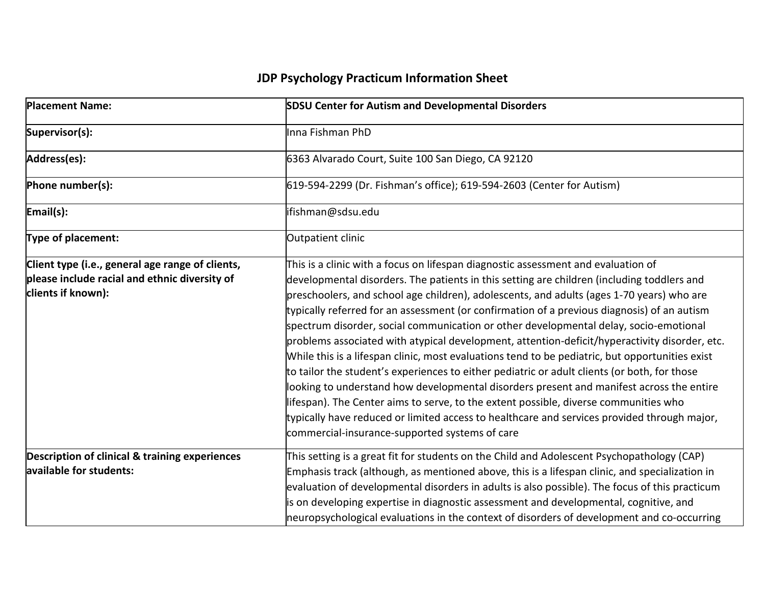## JDP Psychology Practicum Information Sheet

| | |
|---|---|
| **Placement Name:** | **SDSU Center for Autism and Developmental Disorders** |
| **Supervisor(s):** | Inna Fishman PhD |
| **Address(es):** | 6363 Alvarado Court, Suite 100 San Diego, CA 92120 |
| **Phone number(s):** | 619-594-2299 (Dr. Fishman's office); 619-594-2603 (Center for Autism) |
| **Email(s):** | ifishman@sdsu.edu |
| **Type of placement:** | Outpatient clinic |
| **Client type (i.e., general age range of clients, please include racial and ethnic diversity of clients if known):** | This is a clinic with a focus on lifespan diagnostic assessment and evaluation of developmental disorders. The patients in this setting are children (including toddlers and preschoolers, and school age children), adolescents, and adults (ages 1-70 years) who are typically referred for an assessment (or confirmation of a previous diagnosis) of an autism spectrum disorder, social communication or other developmental delay, socio-emotional problems associated with atypical development, attention-deficit/hyperactivity disorder, etc. While this is a lifespan clinic, most evaluations tend to be pediatric, but opportunities exist to tailor the student's experiences to either pediatric or adult clients (or both, for those looking to understand how developmental disorders present and manifest across the entire lifespan). The Center aims to serve, to the extent possible, diverse communities who typically have reduced or limited access to healthcare and services provided through major, commercial-insurance-supported systems of care |
| **Description of clinical & training experiences available for students:** | This setting is a great fit for students on the Child and Adolescent Psychopathology (CAP) Emphasis track (although, as mentioned above, this is a lifespan clinic, and specialization in evaluation of developmental disorders in adults is also possible). The focus of this practicum is on developing expertise in diagnostic assessment and developmental, cognitive, and neuropsychological evaluations in the context of disorders of development and co-occurring |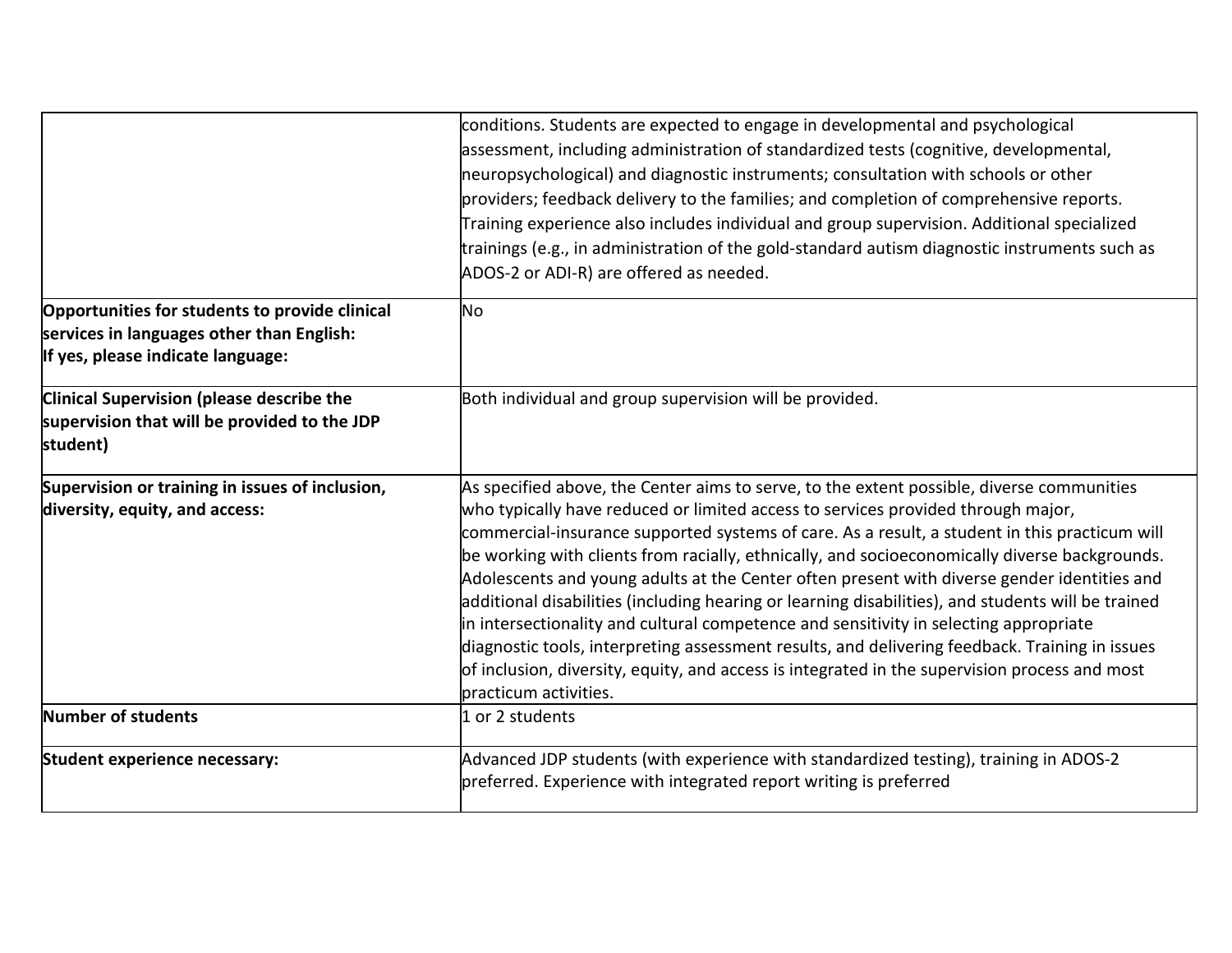| | |
|---|---|
| | conditions. Students are expected to engage in developmental and psychological assessment, including administration of standardized tests (cognitive, developmental, neuropsychological) and diagnostic instruments; consultation with schools or other providers; feedback delivery to the families; and completion of comprehensive reports. Training experience also includes individual and group supervision. Additional specialized trainings (e.g., in administration of the gold-standard autism diagnostic instruments such as ADOS-2 or ADI-R) are offered as needed. |
| **Opportunities for students to provide clinical services in languages other than English: If yes, please indicate language:** | No |
| **Clinical Supervision (please describe the supervision that will be provided to the JDP student)** | Both individual and group supervision will be provided. |
| **Supervision or training in issues of inclusion, diversity, equity, and access:** | As specified above, the Center aims to serve, to the extent possible, diverse communities who typically have reduced or limited access to services provided through major, commercial-insurance supported systems of care. As a result, a student in this practicum will be working with clients from racially, ethnically, and socioeconomically diverse backgrounds. Adolescents and young adults at the Center often present with diverse gender identities and additional disabilities (including hearing or learning disabilities), and students will be trained in intersectionality and cultural competence and sensitivity in selecting appropriate diagnostic tools, interpreting assessment results, and delivering feedback. Training in issues of inclusion, diversity, equity, and access is integrated in the supervision process and most practicum activities. |
| **Number of students** | 1 or 2 students |
| **Student experience necessary:** | Advanced JDP students (with experience with standardized testing), training in ADOS-2 preferred. Experience with integrated report writing is preferred |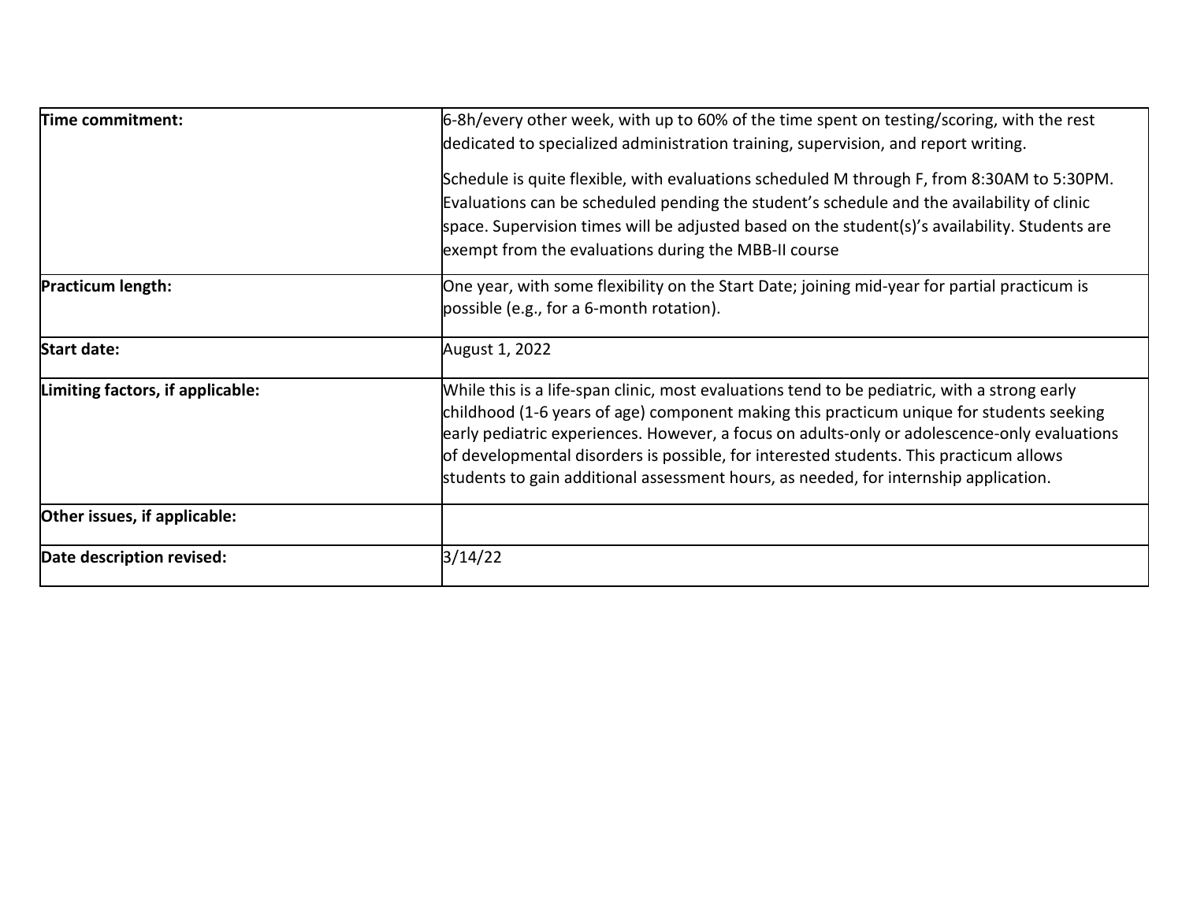| | |
|---|---|
| **Time commitment:** | 6-8h/every other week, with up to 60% of the time spent on testing/scoring, with the rest dedicated to specialized administration training, supervision, and report writing.<br><br>Schedule is quite flexible, with evaluations scheduled M through F, from 8:30AM to 5:30PM. Evaluations can be scheduled pending the student's schedule and the availability of clinic space. Supervision times will be adjusted based on the student(s)'s availability. Students are exempt from the evaluations during the MBB-II course |
| **Practicum length:** | One year, with some flexibility on the Start Date; joining mid-year for partial practicum is possible (e.g., for a 6-month rotation). |
| **Start date:** | August 1, 2022 |
| **Limiting factors, if applicable:** | While this is a life-span clinic, most evaluations tend to be pediatric, with a strong early childhood (1-6 years of age) component making this practicum unique for students seeking early pediatric experiences. However, a focus on adults-only or adolescence-only evaluations of developmental disorders is possible, for interested students. This practicum allows students to gain additional assessment hours, as needed, for internship application. |
| **Other issues, if applicable:** | |
| **Date description revised:** | 3/14/22 |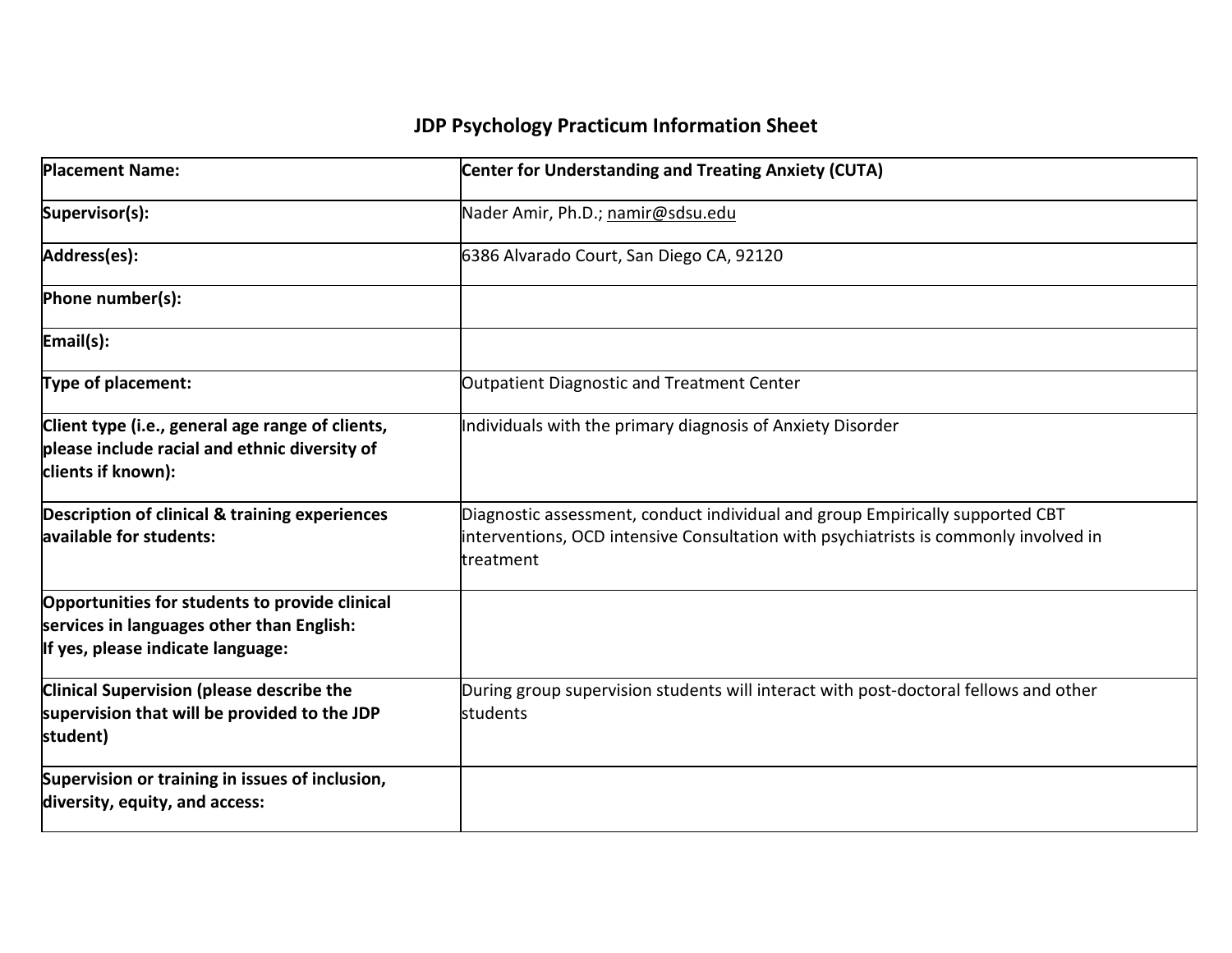# JDP Psychology Practicum Information Sheet

| | |
|---|---|
| **Placement Name:** | **Center for Understanding and Treating Anxiety (CUTA)** |
| **Supervisor(s):** | Nader Amir, Ph.D.; namir@sdsu.edu |
| **Address(es):** | 6386 Alvarado Court, San Diego CA, 92120 |
| **Phone number(s):** | |
| **Email(s):** | |
| **Type of placement:** | Outpatient Diagnostic and Treatment Center |
| **Client type (i.e., general age range of clients, please include racial and ethnic diversity of clients if known):** | Individuals with the primary diagnosis of Anxiety Disorder |
| **Description of clinical & training experiences available for students:** | Diagnostic assessment, conduct individual and group Empirically supported CBT interventions, OCD intensive Consultation with psychiatrists is commonly involved in treatment |
| **Opportunities for students to provide clinical services in languages other than English: If yes, please indicate language:** | |
| **Clinical Supervision (please describe the supervision that will be provided to the JDP student)** | During group supervision students will interact with post-doctoral fellows and other students |
| **Supervision or training in issues of inclusion, diversity, equity, and access:** | |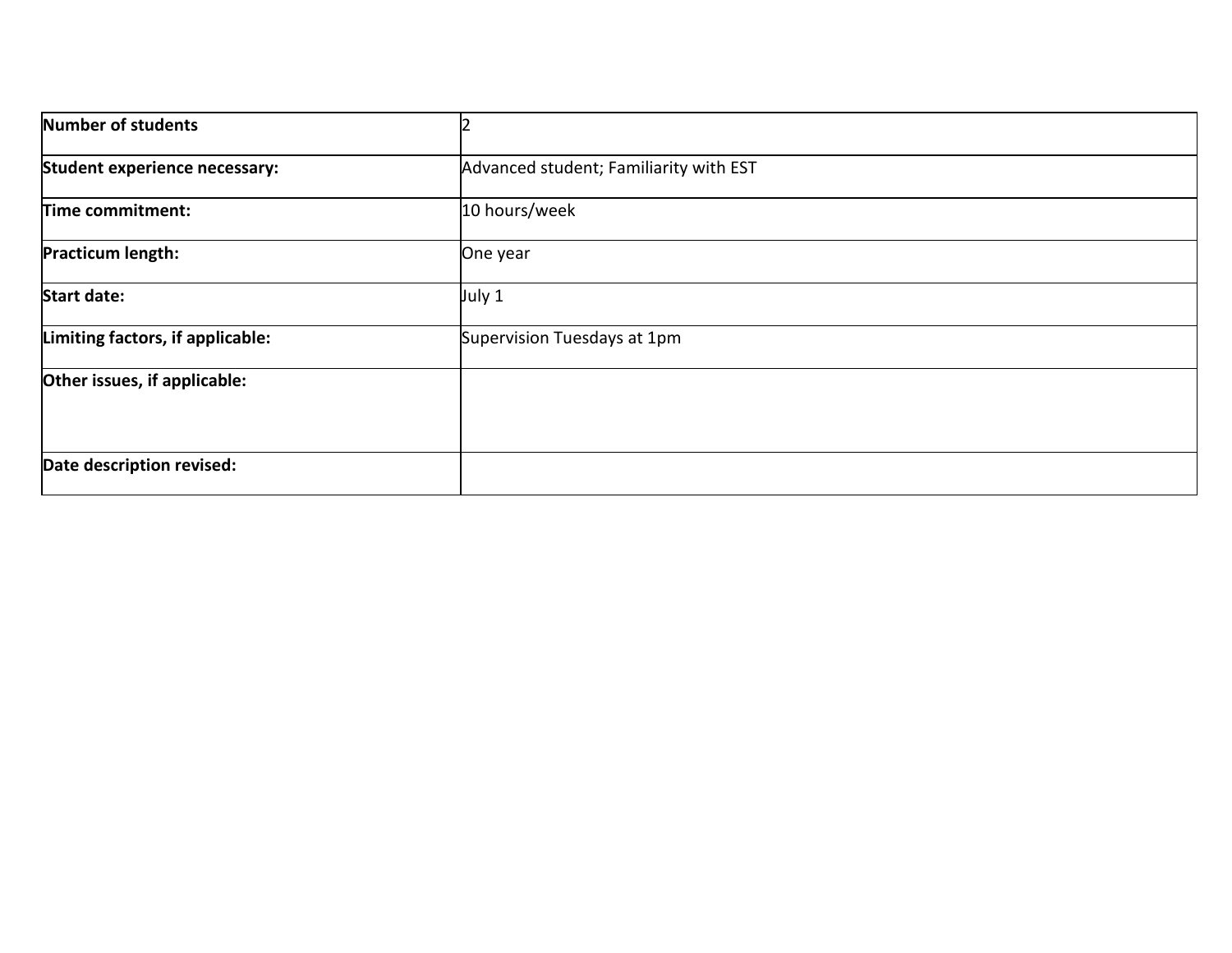| **Number of students** | 2 |
| --- | --- |
| **Student experience necessary:** | Advanced student; Familiarity with EST |
| **Time commitment:** | 10 hours/week |
| **Practicum length:** | One year |
| **Start date:** | July 1 |
| **Limiting factors, if applicable:** | Supervision Tuesdays at 1pm |
| **Other issues, if applicable:** | |
| **Date description revised:** | |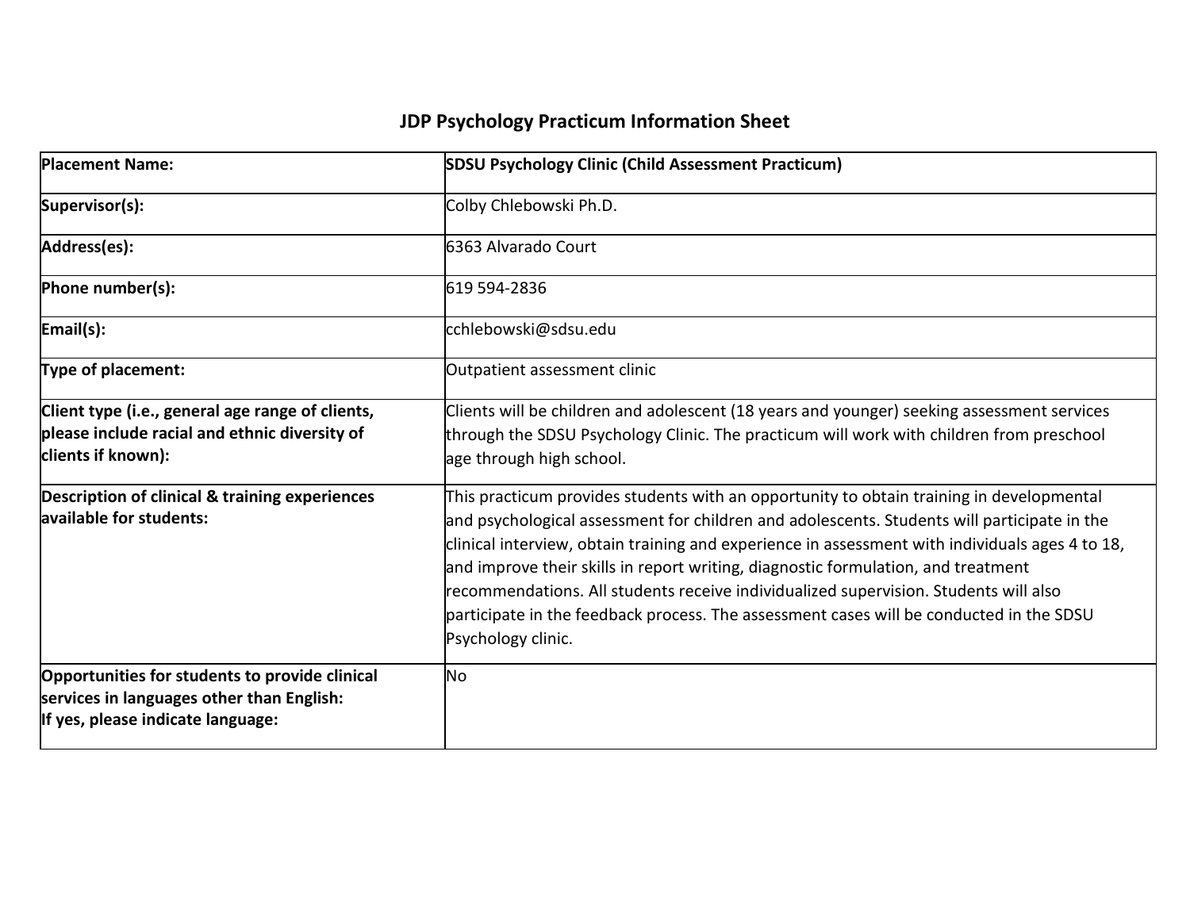# JDP Psychology Practicum Information Sheet

| Placement Name: | SDSU Psychology Clinic (Child Assessment Practicum) |
|---|---|
| Supervisor(s): | Colby Chlebowski Ph.D. |
| Address(es): | 6363 Alvarado Court |
| Phone number(s): | 619 594-2836 |
| Email(s): | cchlebowski@sdsu.edu |
| Type of placement: | Outpatient assessment clinic |
| Client type (i.e., general age range of clients, please include racial and ethnic diversity of clients if known): | Clients will be children and adolescent (18 years and younger) seeking assessment services through the SDSU Psychology Clinic. The practicum will work with children from preschool age through high school. |
| Description of clinical & training experiences available for students: | This practicum provides students with an opportunity to obtain training in developmental and psychological assessment for children and adolescents. Students will participate in the clinical interview, obtain training and experience in assessment with individuals ages 4 to 18, and improve their skills in report writing, diagnostic formulation, and treatment recommendations. All students receive individualized supervision. Students will also participate in the feedback process. The assessment cases will be conducted in the SDSU Psychology clinic. |
| Opportunities for students to provide clinical services in languages other than English: If yes, please indicate language: | No |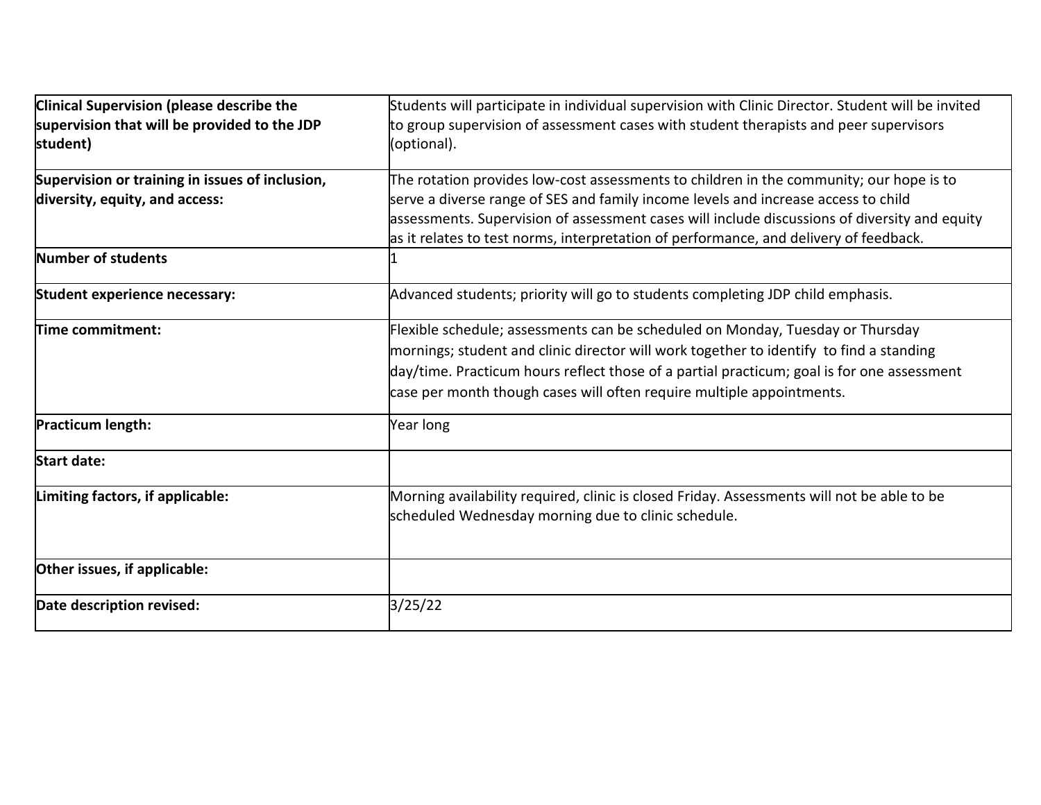| | |
|---|---|
| **Clinical Supervision (please describe the supervision that will be provided to the JDP student)** | Students will participate in individual supervision with Clinic Director. Student will be invited to group supervision of assessment cases with student therapists and peer supervisors (optional). |
| **Supervision or training in issues of inclusion, diversity, equity, and access:** | The rotation provides low-cost assessments to children in the community; our hope is to serve a diverse range of SES and family income levels and increase access to child assessments. Supervision of assessment cases will include discussions of diversity and equity as it relates to test norms, interpretation of performance, and delivery of feedback. |
| **Number of students** | 1 |
| **Student experience necessary:** | Advanced students; priority will go to students completing JDP child emphasis. |
| **Time commitment:** | Flexible schedule; assessments can be scheduled on Monday, Tuesday or Thursday mornings; student and clinic director will work together to identify to find a standing day/time. Practicum hours reflect those of a partial practicum; goal is for one assessment case per month though cases will often require multiple appointments. |
| **Practicum length:** | Year long |
| **Start date:** | |
| **Limiting factors, if applicable:** | Morning availability required, clinic is closed Friday. Assessments will not be able to be scheduled Wednesday morning due to clinic schedule. |
| **Other issues, if applicable:** | |
| **Date description revised:** | 3/25/22 |